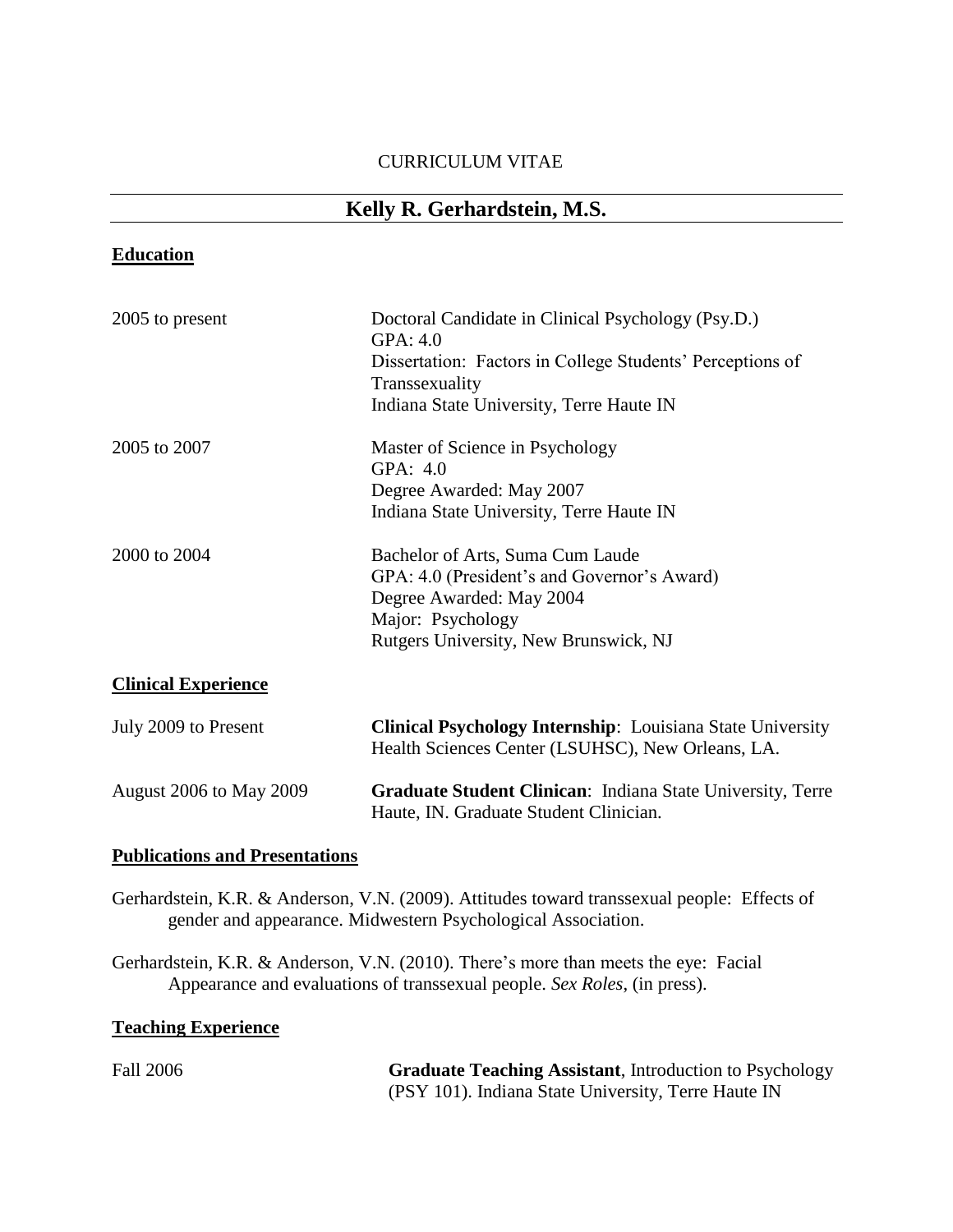CURRICULUM VITAE

# Kelly R. Gerhardstein, M.S.

## Education

| | |
|---|---|
| 2005 to present | Doctoral Candidate in Clinical Psychology (Psy.D.)<br>GPA: 4.0<br>Dissertation: Factors in College Students' Perceptions of Transsexuality<br>Indiana State University, Terre Haute IN |
| 2005 to 2007 | Master of Science in Psychology<br>GPA: 4.0<br>Degree Awarded: May 2007<br>Indiana State University, Terre Haute IN |
| 2000 to 2004 | Bachelor of Arts, Suma Cum Laude<br>GPA: 4.0 (President's and Governor's Award)<br>Degree Awarded: May 2004<br>Major: Psychology<br>Rutgers University, New Brunswick, NJ |

## Clinical Experience

| | |
|---|---|
| July 2009 to Present | **Clinical Psychology Internship**: Louisiana State University Health Sciences Center (LSUHSC), New Orleans, LA. |
| August 2006 to May 2009 | **Graduate Student Clinican**: Indiana State University, Terre Haute, IN. Graduate Student Clinician. |

## Publications and Presentations

Gerhardstein, K.R. & Anderson, V.N. (2009). Attitudes toward transsexual people: Effects of gender and appearance. Midwestern Psychological Association.

Gerhardstein, K.R. & Anderson, V.N. (2010). There's more than meets the eye: Facial Appearance and evaluations of transsexual people. *Sex Roles*, (in press).

## Teaching Experience

| | |
|---|---|
| Fall 2006 | **Graduate Teaching Assistant**, Introduction to Psychology (PSY 101). Indiana State University, Terre Haute IN |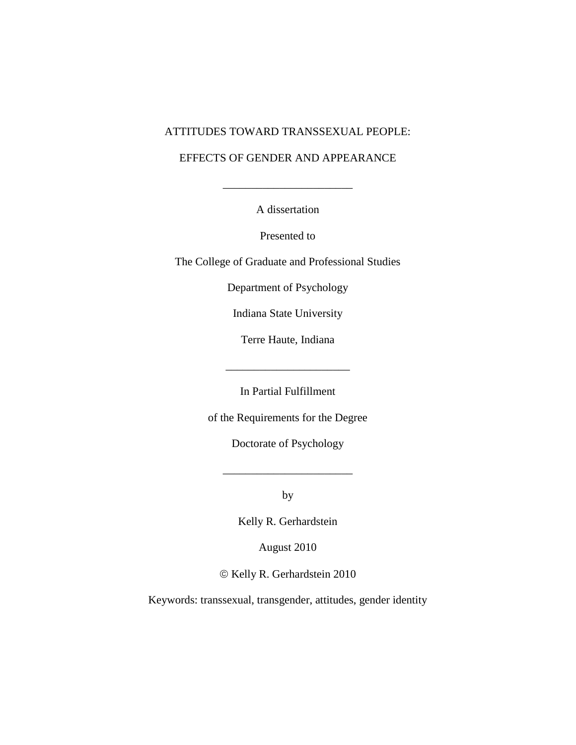ATTITUDES TOWARD TRANSSEXUAL PEOPLE:

EFFECTS OF GENDER AND APPEARANCE

_______________________

A dissertation

Presented to

The College of Graduate and Professional Studies

Department of Psychology

Indiana State University

Terre Haute, Indiana

______________________

In Partial Fulfillment

of the Requirements for the Degree

Doctorate of Psychology

_______________________

by

Kelly R. Gerhardstein

August 2010

© Kelly R. Gerhardstein 2010

Keywords: transsexual, transgender, attitudes, gender identity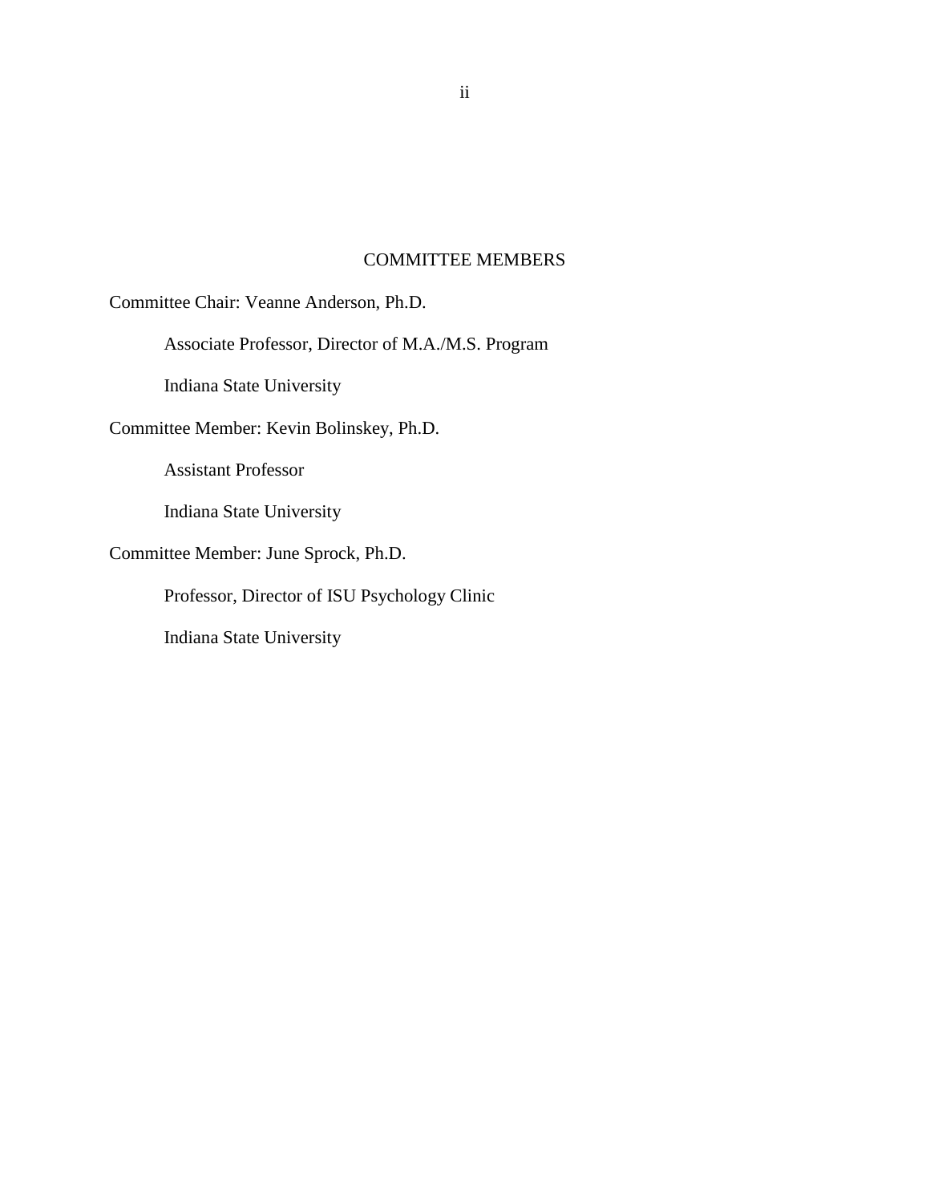## COMMITTEE MEMBERS

Committee Chair: Veanne Anderson, Ph.D.

Associate Professor, Director of M.A./M.S. Program

Indiana State University

Committee Member: Kevin Bolinskey, Ph.D.

Assistant Professor

Indiana State University

Committee Member: June Sprock, Ph.D.

Professor, Director of ISU Psychology Clinic

Indiana State University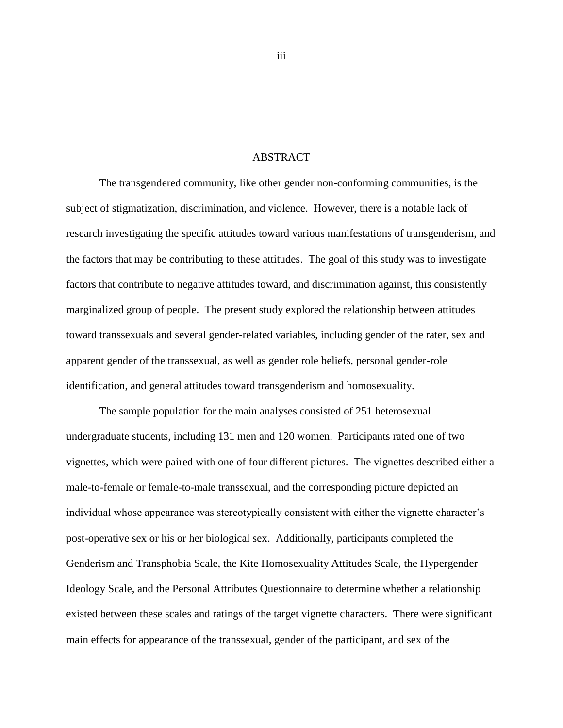# ABSTRACT

The transgendered community, like other gender non-conforming communities, is the subject of stigmatization, discrimination, and violence. However, there is a notable lack of research investigating the specific attitudes toward various manifestations of transgenderism, and the factors that may be contributing to these attitudes. The goal of this study was to investigate factors that contribute to negative attitudes toward, and discrimination against, this consistently marginalized group of people. The present study explored the relationship between attitudes toward transsexuals and several gender-related variables, including gender of the rater, sex and apparent gender of the transsexual, as well as gender role beliefs, personal gender-role identification, and general attitudes toward transgenderism and homosexuality.

The sample population for the main analyses consisted of 251 heterosexual undergraduate students, including 131 men and 120 women. Participants rated one of two vignettes, which were paired with one of four different pictures. The vignettes described either a male-to-female or female-to-male transsexual, and the corresponding picture depicted an individual whose appearance was stereotypically consistent with either the vignette character's post-operative sex or his or her biological sex. Additionally, participants completed the Genderism and Transphobia Scale, the Kite Homosexuality Attitudes Scale, the Hypergender Ideology Scale, and the Personal Attributes Questionnaire to determine whether a relationship existed between these scales and ratings of the target vignette characters. There were significant main effects for appearance of the transsexual, gender of the participant, and sex of the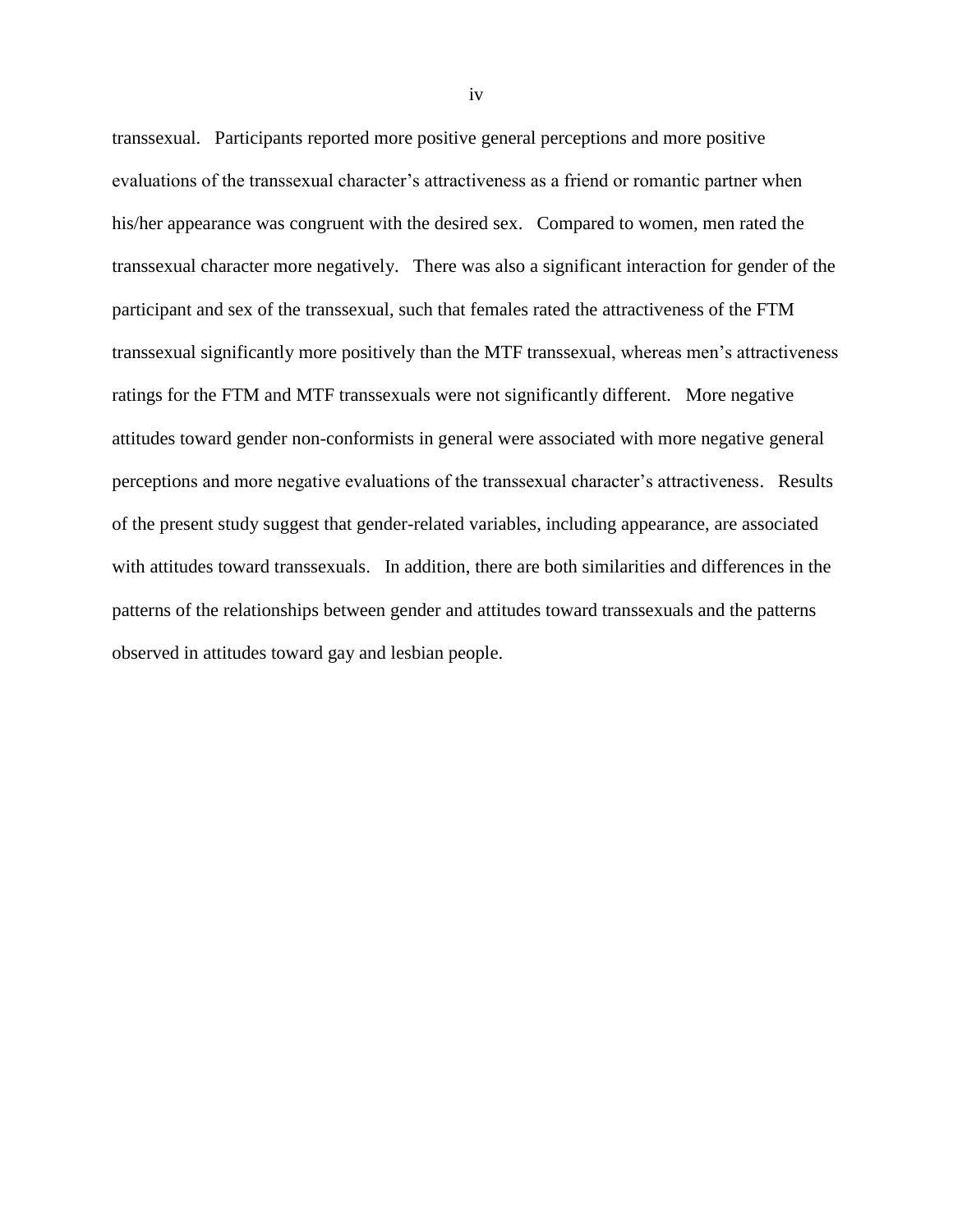transsexual. Participants reported more positive general perceptions and more positive evaluations of the transsexual character's attractiveness as a friend or romantic partner when his/her appearance was congruent with the desired sex. Compared to women, men rated the transsexual character more negatively. There was also a significant interaction for gender of the participant and sex of the transsexual, such that females rated the attractiveness of the FTM transsexual significantly more positively than the MTF transsexual, whereas men's attractiveness ratings for the FTM and MTF transsexuals were not significantly different. More negative attitudes toward gender non-conformists in general were associated with more negative general perceptions and more negative evaluations of the transsexual character's attractiveness. Results of the present study suggest that gender-related variables, including appearance, are associated with attitudes toward transsexuals. In addition, there are both similarities and differences in the patterns of the relationships between gender and attitudes toward transsexuals and the patterns observed in attitudes toward gay and lesbian people.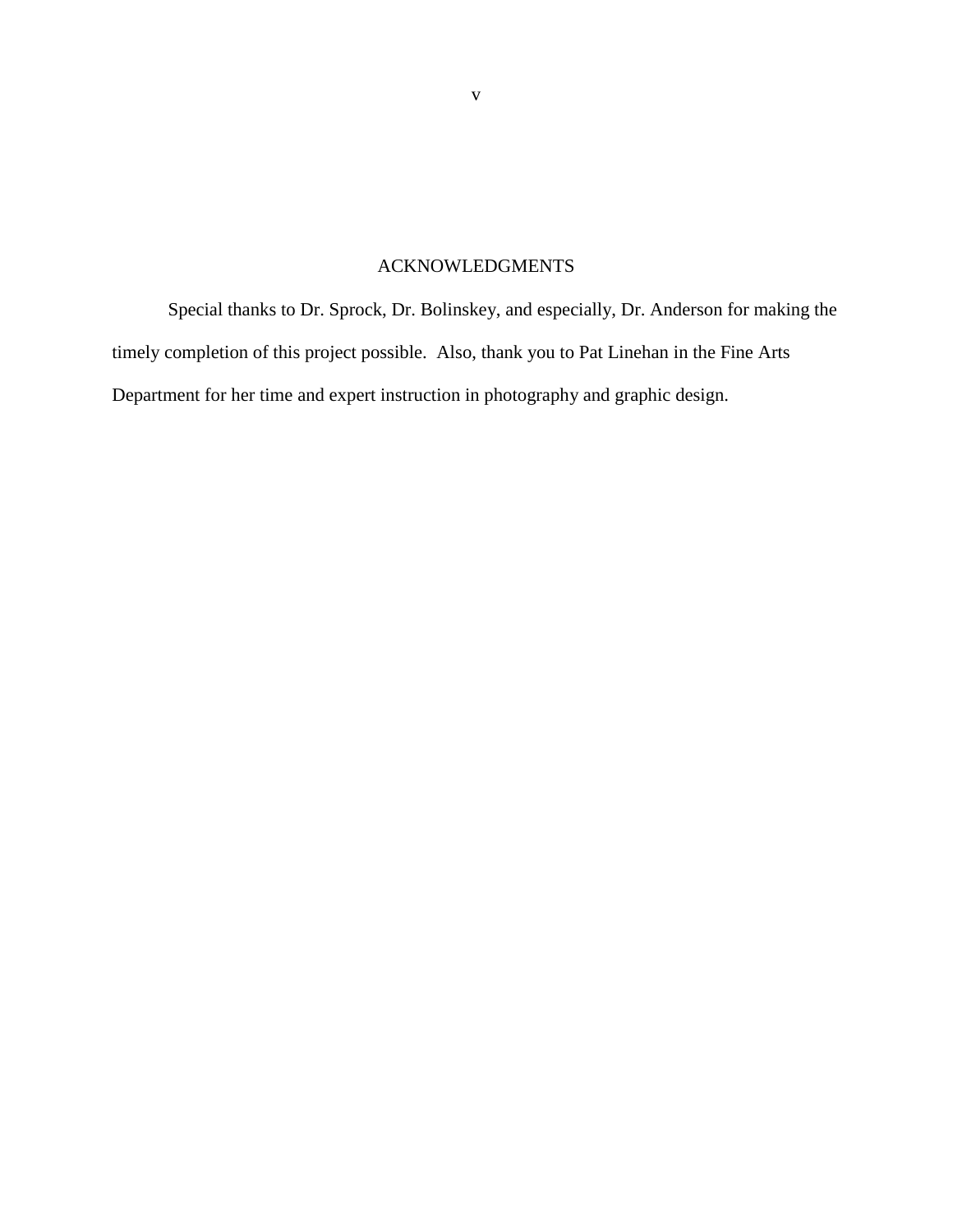# ACKNOWLEDGMENTS

Special thanks to Dr. Sprock, Dr. Bolinskey, and especially, Dr. Anderson for making the timely completion of this project possible. Also, thank you to Pat Linehan in the Fine Arts Department for her time and expert instruction in photography and graphic design.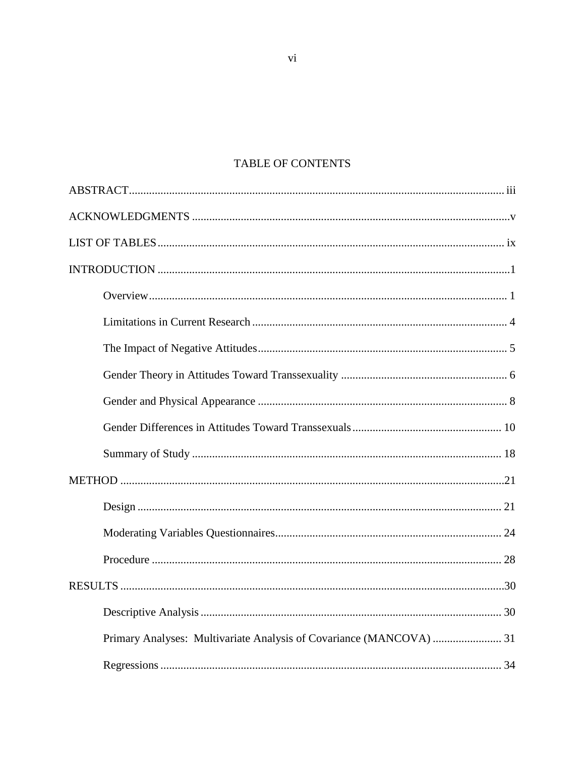# TABLE OF CONTENTS

ABSTRACT .......... iii

ACKNOWLEDGMENTS .......... v

LIST OF TABLES .......... ix

INTRODUCTION .......... 1

- Overview .......... 1
- Limitations in Current Research .......... 4
- The Impact of Negative Attitudes .......... 5
- Gender Theory in Attitudes Toward Transsexuality .......... 6
- Gender and Physical Appearance .......... 8
- Gender Differences in Attitudes Toward Transsexuals .......... 10
- Summary of Study .......... 18

METHOD .......... 21

- Design .......... 21
- Moderating Variables Questionnaires .......... 24
- Procedure .......... 28

RESULTS .......... 30

- Descriptive Analysis .......... 30
- Primary Analyses: Multivariate Analysis of Covariance (MANCOVA) .......... 31
- Regressions .......... 34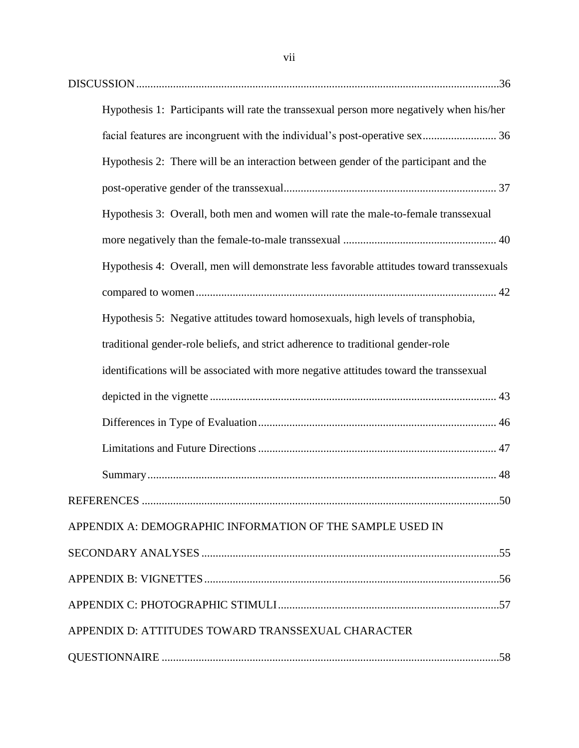DISCUSSION ........................................................................................................................36

Hypothesis 1: Participants will rate the transsexual person more negatively when his/her facial features are incongruent with the individual's post-operative sex .......................... 36

Hypothesis 2: There will be an interaction between gender of the participant and the post-operative gender of the transsexual........................................................................... 37

Hypothesis 3: Overall, both men and women will rate the male-to-female transsexual more negatively than the female-to-male transsexual ...................................................... 40

Hypothesis 4: Overall, men will demonstrate less favorable attitudes toward transsexuals compared to women .......................................................................................................... 42

Hypothesis 5: Negative attitudes toward homosexuals, high levels of transphobia, traditional gender-role beliefs, and strict adherence to traditional gender-role identifications will be associated with more negative attitudes toward the transsexual depicted in the vignette .................................................................................................... 43

Differences in Type of Evaluation .................................................................................... 46

Limitations and Future Directions .................................................................................... 47

Summary ........................................................................................................................... 48

REFERENCES ..........................................................................................................................50

APPENDIX A: DEMOGRAPHIC INFORMATION OF THE SAMPLE USED IN SECONDARY ANALYSES .........................................................................................................55

APPENDIX B: VIGNETTES ........................................................................................................56

APPENDIX C: PHOTOGRAPHIC STIMULI ..............................................................................57

APPENDIX D: ATTITUDES TOWARD TRANSSEXUAL CHARACTER QUESTIONNAIRE .......................................................................................................................58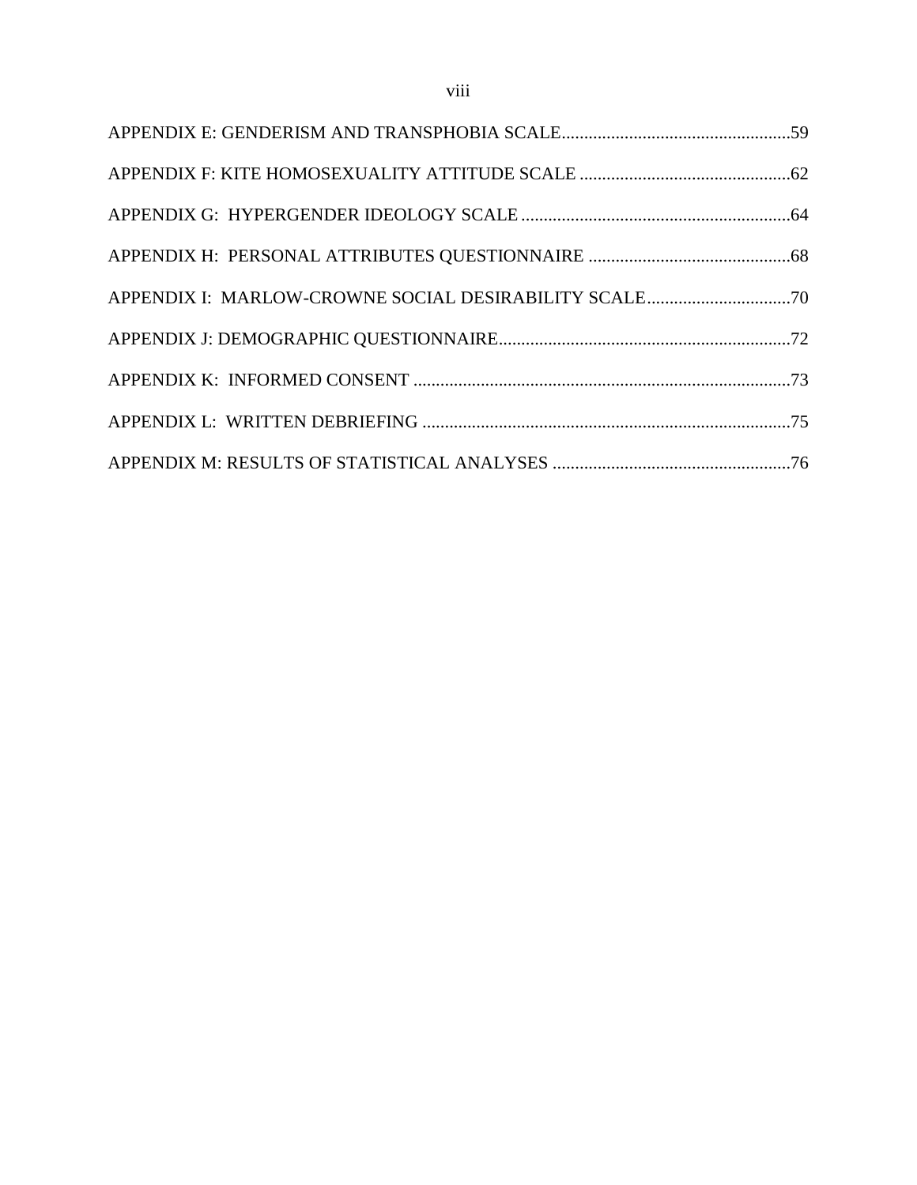APPENDIX E: GENDERISM AND TRANSPHOBIA SCALE....................................................59

APPENDIX F: KITE HOMOSEXUALITY ATTITUDE SCALE ...............................................62

APPENDIX G: HYPERGENDER IDEOLOGY SCALE ............................................................64

APPENDIX H: PERSONAL ATTRIBUTES QUESTIONNAIRE .............................................68

APPENDIX I: MARLOW-CROWNE SOCIAL DESIRABILITY SCALE................................70

APPENDIX J: DEMOGRAPHIC QUESTIONNAIRE.................................................................72

APPENDIX K: INFORMED CONSENT ....................................................................................73

APPENDIX L: WRITTEN DEBRIEFING ..................................................................................75

APPENDIX M: RESULTS OF STATISTICAL ANALYSES .....................................................76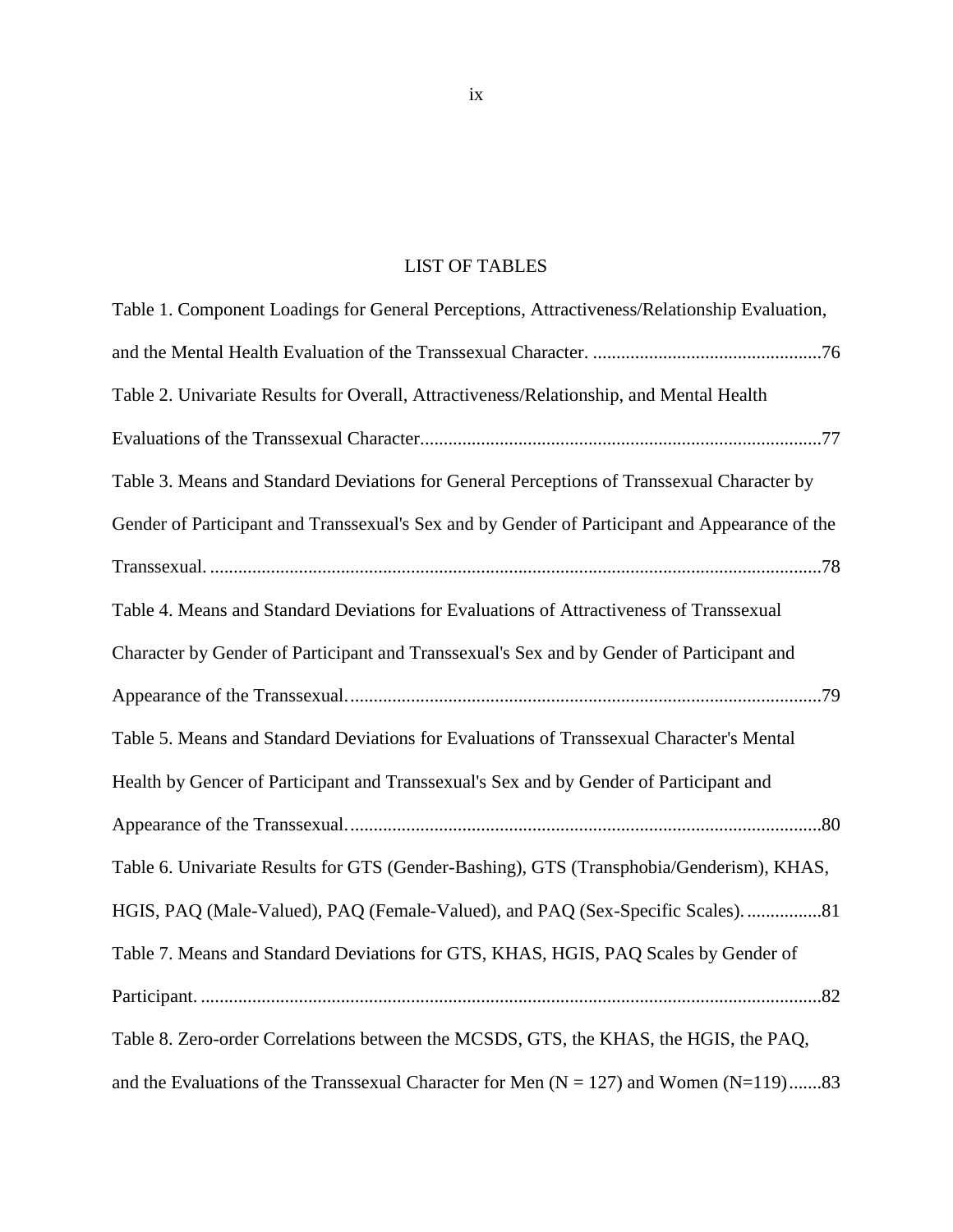# LIST OF TABLES

Table 1. Component Loadings for General Perceptions, Attractiveness/Relationship Evaluation, and the Mental Health Evaluation of the Transsexual Character. ................................................76

Table 2. Univariate Results for Overall, Attractiveness/Relationship, and Mental Health Evaluations of the Transsexual Character.....................................................................................77

Table 3. Means and Standard Deviations for General Perceptions of Transsexual Character by Gender of Participant and Transsexual's Sex and by Gender of Participant and Appearance of the Transsexual. ...................................................................................................................78

Table 4. Means and Standard Deviations for Evaluations of Attractiveness of Transsexual Character by Gender of Participant and Transsexual's Sex and by Gender of Participant and Appearance of the Transsexual.....................................................................................................79

Table 5. Means and Standard Deviations for Evaluations of Transsexual Character's Mental Health by Gencer of Participant and Transsexual's Sex and by Gender of Participant and Appearance of the Transsexual.....................................................................................................80

Table 6. Univariate Results for GTS (Gender-Bashing), GTS (Transphobia/Genderism), KHAS, HGIS, PAQ (Male-Valued), PAQ (Female-Valued), and PAQ (Sex-Specific Scales). ................81

Table 7. Means and Standard Deviations for GTS, KHAS, HGIS, PAQ Scales by Gender of Participant. ....................................................................................................................................82

Table 8. Zero-order Correlations between the MCSDS, GTS, the KHAS, the HGIS, the PAQ, and the Evaluations of the Transsexual Character for Men (N = 127) and Women (N=119).......83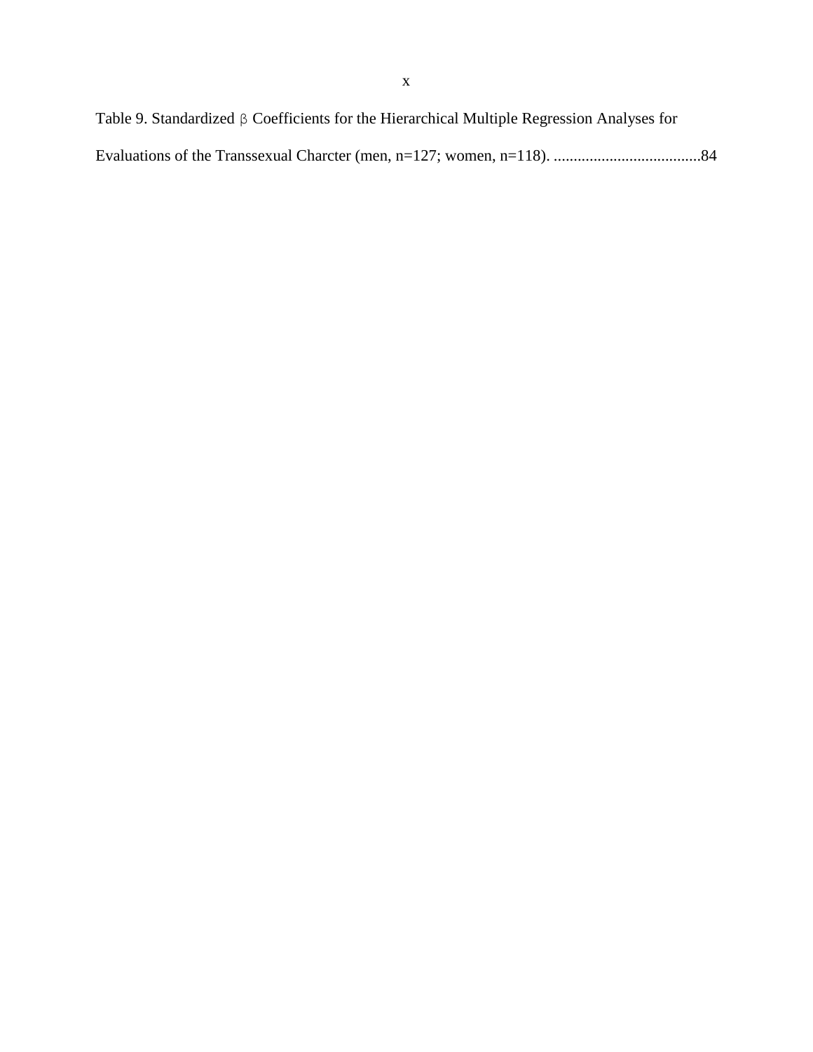Table 9. Standardized β Coefficients for the Hierarchical Multiple Regression Analyses for Evaluations of the Transsexual Charcter (men, n=127; women, n=118). .....................................84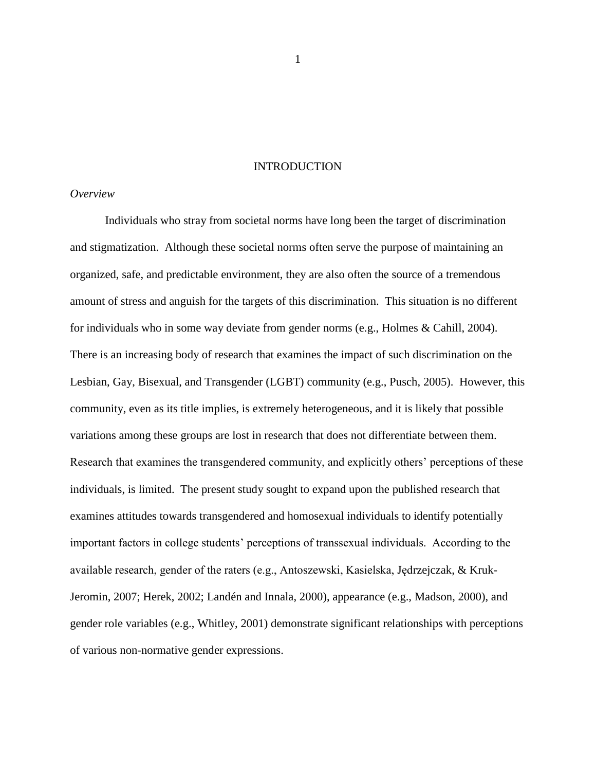# INTRODUCTION

*Overview*

Individuals who stray from societal norms have long been the target of discrimination and stigmatization. Although these societal norms often serve the purpose of maintaining an organized, safe, and predictable environment, they are also often the source of a tremendous amount of stress and anguish for the targets of this discrimination. This situation is no different for individuals who in some way deviate from gender norms (e.g., Holmes & Cahill, 2004). There is an increasing body of research that examines the impact of such discrimination on the Lesbian, Gay, Bisexual, and Transgender (LGBT) community (e.g., Pusch, 2005). However, this community, even as its title implies, is extremely heterogeneous, and it is likely that possible variations among these groups are lost in research that does not differentiate between them. Research that examines the transgendered community, and explicitly others' perceptions of these individuals, is limited. The present study sought to expand upon the published research that examines attitudes towards transgendered and homosexual individuals to identify potentially important factors in college students' perceptions of transsexual individuals. According to the available research, gender of the raters (e.g., Antoszewski, Kasielska, Jędrzejczak, & Kruk-Jeromin, 2007; Herek, 2002; Landén and Innala, 2000), appearance (e.g., Madson, 2000), and gender role variables (e.g., Whitley, 2001) demonstrate significant relationships with perceptions of various non-normative gender expressions.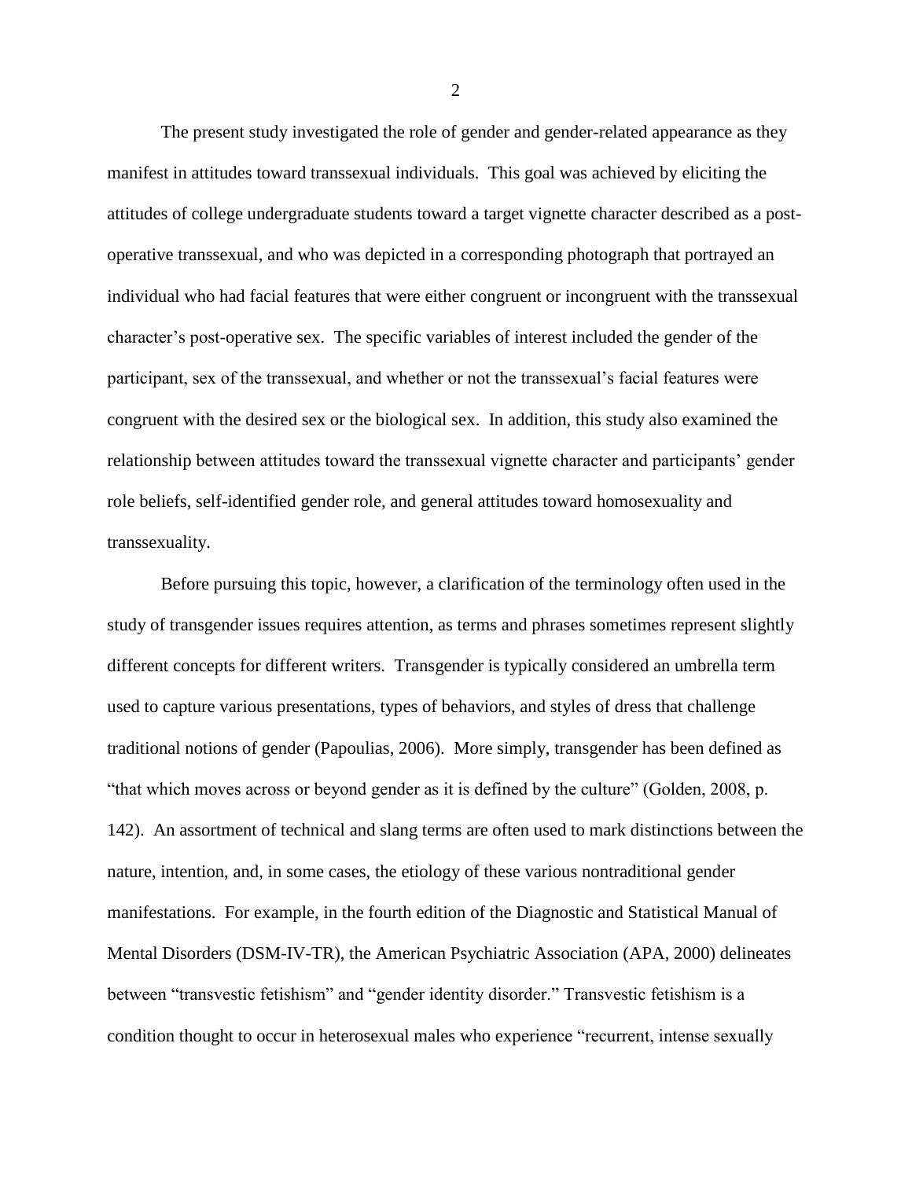The present study investigated the role of gender and gender-related appearance as they manifest in attitudes toward transsexual individuals. This goal was achieved by eliciting the attitudes of college undergraduate students toward a target vignette character described as a post-operative transsexual, and who was depicted in a corresponding photograph that portrayed an individual who had facial features that were either congruent or incongruent with the transsexual character's post-operative sex. The specific variables of interest included the gender of the participant, sex of the transsexual, and whether or not the transsexual's facial features were congruent with the desired sex or the biological sex. In addition, this study also examined the relationship between attitudes toward the transsexual vignette character and participants' gender role beliefs, self-identified gender role, and general attitudes toward homosexuality and transsexuality.

Before pursuing this topic, however, a clarification of the terminology often used in the study of transgender issues requires attention, as terms and phrases sometimes represent slightly different concepts for different writers. Transgender is typically considered an umbrella term used to capture various presentations, types of behaviors, and styles of dress that challenge traditional notions of gender (Papoulias, 2006). More simply, transgender has been defined as "that which moves across or beyond gender as it is defined by the culture" (Golden, 2008, p. 142). An assortment of technical and slang terms are often used to mark distinctions between the nature, intention, and, in some cases, the etiology of these various nontraditional gender manifestations. For example, in the fourth edition of the Diagnostic and Statistical Manual of Mental Disorders (DSM-IV-TR), the American Psychiatric Association (APA, 2000) delineates between "transvestic fetishism" and "gender identity disorder." Transvestic fetishism is a condition thought to occur in heterosexual males who experience "recurrent, intense sexually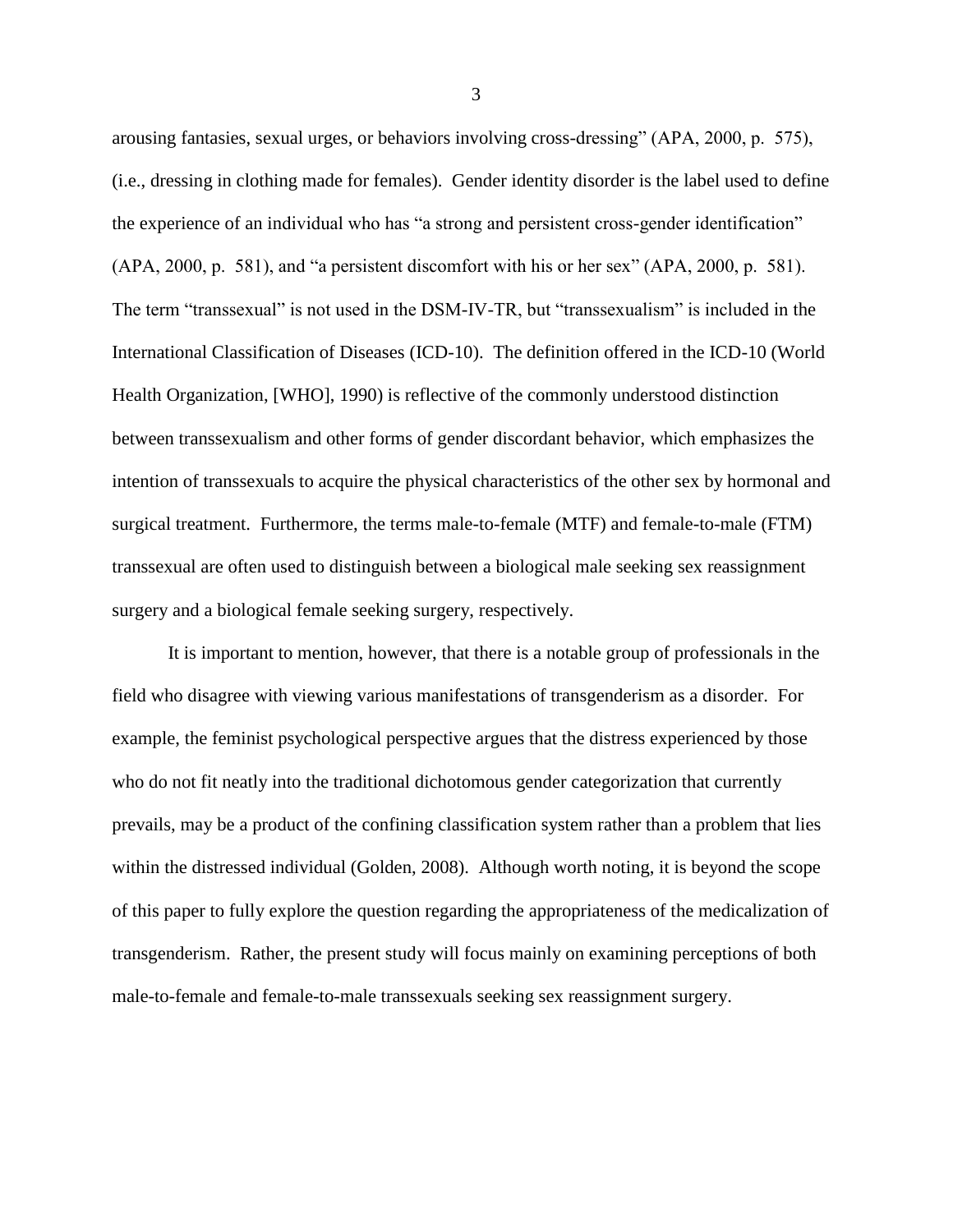arousing fantasies, sexual urges, or behaviors involving cross-dressing" (APA, 2000, p. 575), (i.e., dressing in clothing made for females). Gender identity disorder is the label used to define the experience of an individual who has "a strong and persistent cross-gender identification" (APA, 2000, p. 581), and "a persistent discomfort with his or her sex" (APA, 2000, p. 581). The term "transsexual" is not used in the DSM-IV-TR, but "transsexualism" is included in the International Classification of Diseases (ICD-10). The definition offered in the ICD-10 (World Health Organization, [WHO], 1990) is reflective of the commonly understood distinction between transsexualism and other forms of gender discordant behavior, which emphasizes the intention of transsexuals to acquire the physical characteristics of the other sex by hormonal and surgical treatment. Furthermore, the terms male-to-female (MTF) and female-to-male (FTM) transsexual are often used to distinguish between a biological male seeking sex reassignment surgery and a biological female seeking surgery, respectively.

It is important to mention, however, that there is a notable group of professionals in the field who disagree with viewing various manifestations of transgenderism as a disorder. For example, the feminist psychological perspective argues that the distress experienced by those who do not fit neatly into the traditional dichotomous gender categorization that currently prevails, may be a product of the confining classification system rather than a problem that lies within the distressed individual (Golden, 2008). Although worth noting, it is beyond the scope of this paper to fully explore the question regarding the appropriateness of the medicalization of transgenderism. Rather, the present study will focus mainly on examining perceptions of both male-to-female and female-to-male transsexuals seeking sex reassignment surgery.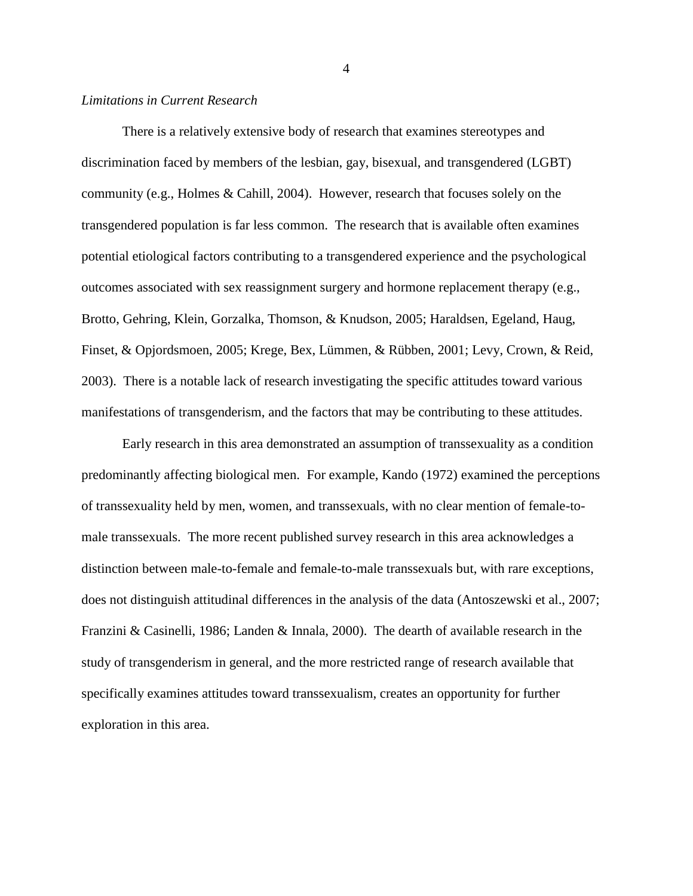*Limitations in Current Research*

There is a relatively extensive body of research that examines stereotypes and discrimination faced by members of the lesbian, gay, bisexual, and transgendered (LGBT) community (e.g., Holmes & Cahill, 2004). However, research that focuses solely on the transgendered population is far less common. The research that is available often examines potential etiological factors contributing to a transgendered experience and the psychological outcomes associated with sex reassignment surgery and hormone replacement therapy (e.g., Brotto, Gehring, Klein, Gorzalka, Thomson, & Knudson, 2005; Haraldsen, Egeland, Haug, Finset, & Opjordsmoen, 2005; Krege, Bex, Lümmen, & Rübben, 2001; Levy, Crown, & Reid, 2003). There is a notable lack of research investigating the specific attitudes toward various manifestations of transgenderism, and the factors that may be contributing to these attitudes.

Early research in this area demonstrated an assumption of transsexuality as a condition predominantly affecting biological men. For example, Kando (1972) examined the perceptions of transsexuality held by men, women, and transsexuals, with no clear mention of female-to-male transsexuals. The more recent published survey research in this area acknowledges a distinction between male-to-female and female-to-male transsexuals but, with rare exceptions, does not distinguish attitudinal differences in the analysis of the data (Antoszewski et al., 2007; Franzini & Casinelli, 1986; Landen & Innala, 2000). The dearth of available research in the study of transgenderism in general, and the more restricted range of research available that specifically examines attitudes toward transsexualism, creates an opportunity for further exploration in this area.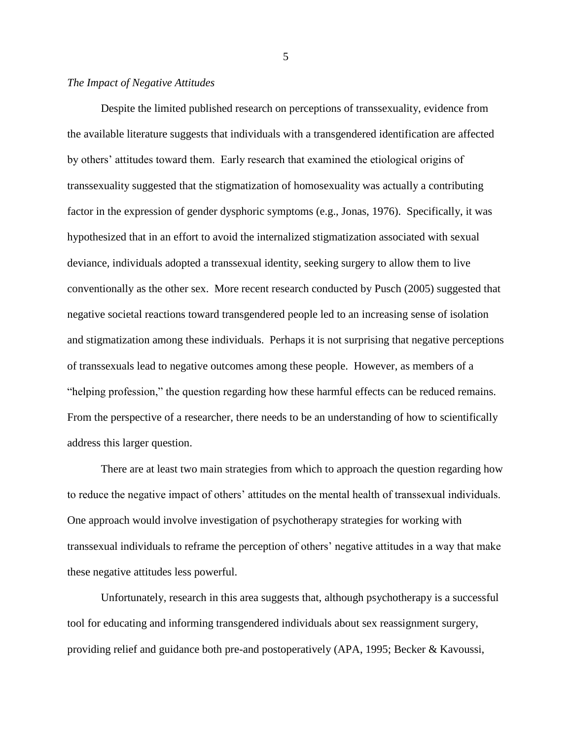*The Impact of Negative Attitudes*

Despite the limited published research on perceptions of transsexuality, evidence from the available literature suggests that individuals with a transgendered identification are affected by others' attitudes toward them. Early research that examined the etiological origins of transsexuality suggested that the stigmatization of homosexuality was actually a contributing factor in the expression of gender dysphoric symptoms (e.g., Jonas, 1976). Specifically, it was hypothesized that in an effort to avoid the internalized stigmatization associated with sexual deviance, individuals adopted a transsexual identity, seeking surgery to allow them to live conventionally as the other sex. More recent research conducted by Pusch (2005) suggested that negative societal reactions toward transgendered people led to an increasing sense of isolation and stigmatization among these individuals. Perhaps it is not surprising that negative perceptions of transsexuals lead to negative outcomes among these people. However, as members of a "helping profession," the question regarding how these harmful effects can be reduced remains. From the perspective of a researcher, there needs to be an understanding of how to scientifically address this larger question.

There are at least two main strategies from which to approach the question regarding how to reduce the negative impact of others' attitudes on the mental health of transsexual individuals. One approach would involve investigation of psychotherapy strategies for working with transsexual individuals to reframe the perception of others' negative attitudes in a way that make these negative attitudes less powerful.

Unfortunately, research in this area suggests that, although psychotherapy is a successful tool for educating and informing transgendered individuals about sex reassignment surgery, providing relief and guidance both pre-and postoperatively (APA, 1995; Becker & Kavoussi,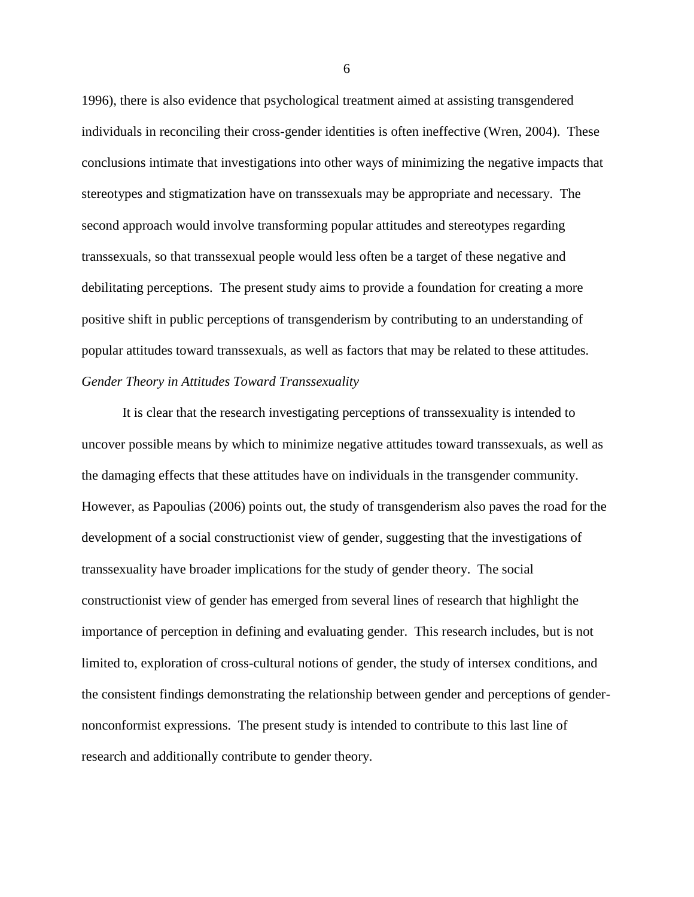1996), there is also evidence that psychological treatment aimed at assisting transgendered individuals in reconciling their cross-gender identities is often ineffective (Wren, 2004). These conclusions intimate that investigations into other ways of minimizing the negative impacts that stereotypes and stigmatization have on transsexuals may be appropriate and necessary. The second approach would involve transforming popular attitudes and stereotypes regarding transsexuals, so that transsexual people would less often be a target of these negative and debilitating perceptions. The present study aims to provide a foundation for creating a more positive shift in public perceptions of transgenderism by contributing to an understanding of popular attitudes toward transsexuals, as well as factors that may be related to these attitudes.

*Gender Theory in Attitudes Toward Transsexuality*

It is clear that the research investigating perceptions of transsexuality is intended to uncover possible means by which to minimize negative attitudes toward transsexuals, as well as the damaging effects that these attitudes have on individuals in the transgender community. However, as Papoulias (2006) points out, the study of transgenderism also paves the road for the development of a social constructionist view of gender, suggesting that the investigations of transsexuality have broader implications for the study of gender theory. The social constructionist view of gender has emerged from several lines of research that highlight the importance of perception in defining and evaluating gender. This research includes, but is not limited to, exploration of cross-cultural notions of gender, the study of intersex conditions, and the consistent findings demonstrating the relationship between gender and perceptions of gender-nonconformist expressions. The present study is intended to contribute to this last line of research and additionally contribute to gender theory.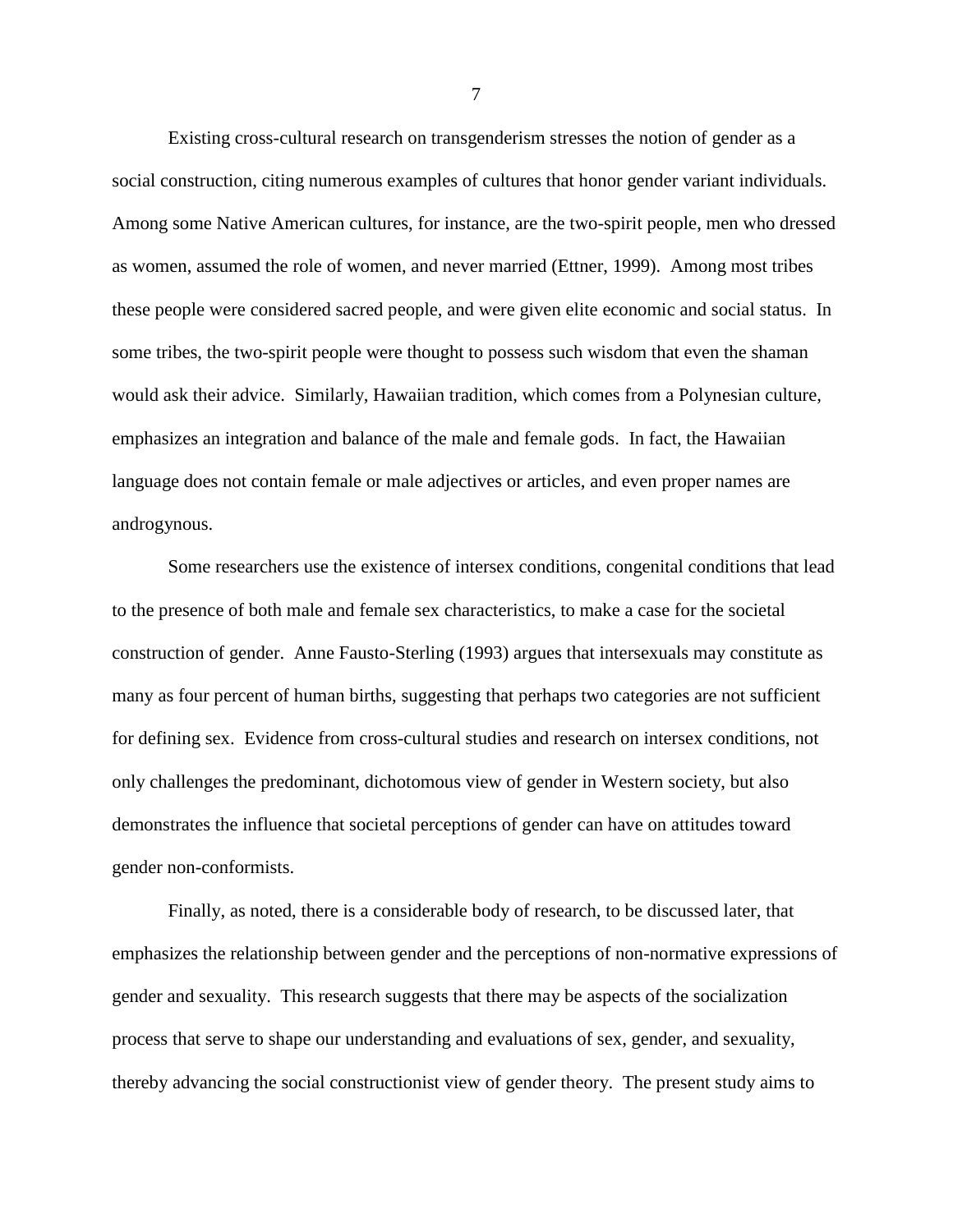Existing cross-cultural research on transgenderism stresses the notion of gender as a social construction, citing numerous examples of cultures that honor gender variant individuals. Among some Native American cultures, for instance, are the two-spirit people, men who dressed as women, assumed the role of women, and never married (Ettner, 1999). Among most tribes these people were considered sacred people, and were given elite economic and social status. In some tribes, the two-spirit people were thought to possess such wisdom that even the shaman would ask their advice. Similarly, Hawaiian tradition, which comes from a Polynesian culture, emphasizes an integration and balance of the male and female gods. In fact, the Hawaiian language does not contain female or male adjectives or articles, and even proper names are androgynous.

Some researchers use the existence of intersex conditions, congenital conditions that lead to the presence of both male and female sex characteristics, to make a case for the societal construction of gender. Anne Fausto-Sterling (1993) argues that intersexuals may constitute as many as four percent of human births, suggesting that perhaps two categories are not sufficient for defining sex. Evidence from cross-cultural studies and research on intersex conditions, not only challenges the predominant, dichotomous view of gender in Western society, but also demonstrates the influence that societal perceptions of gender can have on attitudes toward gender non-conformists.

Finally, as noted, there is a considerable body of research, to be discussed later, that emphasizes the relationship between gender and the perceptions of non-normative expressions of gender and sexuality. This research suggests that there may be aspects of the socialization process that serve to shape our understanding and evaluations of sex, gender, and sexuality, thereby advancing the social constructionist view of gender theory. The present study aims to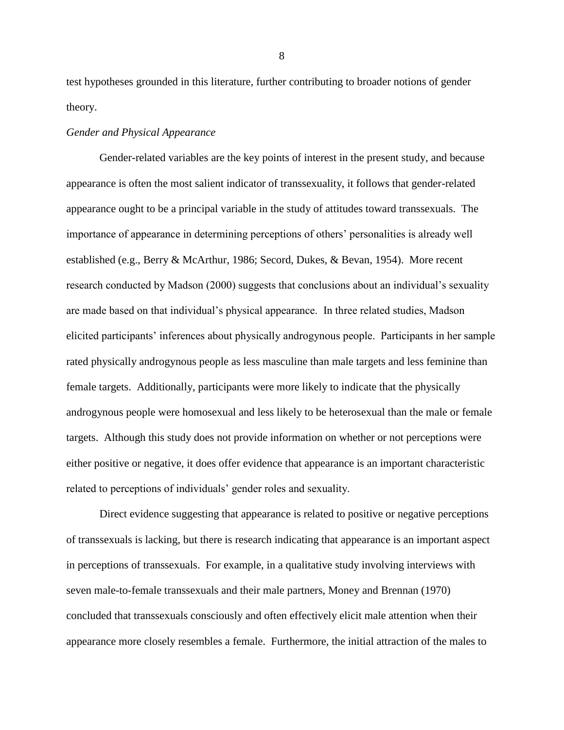test hypotheses grounded in this literature, further contributing to broader notions of gender theory.

*Gender and Physical Appearance*

Gender-related variables are the key points of interest in the present study, and because appearance is often the most salient indicator of transsexuality, it follows that gender-related appearance ought to be a principal variable in the study of attitudes toward transsexuals. The importance of appearance in determining perceptions of others' personalities is already well established (e.g., Berry & McArthur, 1986; Secord, Dukes, & Bevan, 1954). More recent research conducted by Madson (2000) suggests that conclusions about an individual's sexuality are made based on that individual's physical appearance. In three related studies, Madson elicited participants' inferences about physically androgynous people. Participants in her sample rated physically androgynous people as less masculine than male targets and less feminine than female targets. Additionally, participants were more likely to indicate that the physically androgynous people were homosexual and less likely to be heterosexual than the male or female targets. Although this study does not provide information on whether or not perceptions were either positive or negative, it does offer evidence that appearance is an important characteristic related to perceptions of individuals' gender roles and sexuality.

Direct evidence suggesting that appearance is related to positive or negative perceptions of transsexuals is lacking, but there is research indicating that appearance is an important aspect in perceptions of transsexuals. For example, in a qualitative study involving interviews with seven male-to-female transsexuals and their male partners, Money and Brennan (1970) concluded that transsexuals consciously and often effectively elicit male attention when their appearance more closely resembles a female. Furthermore, the initial attraction of the males to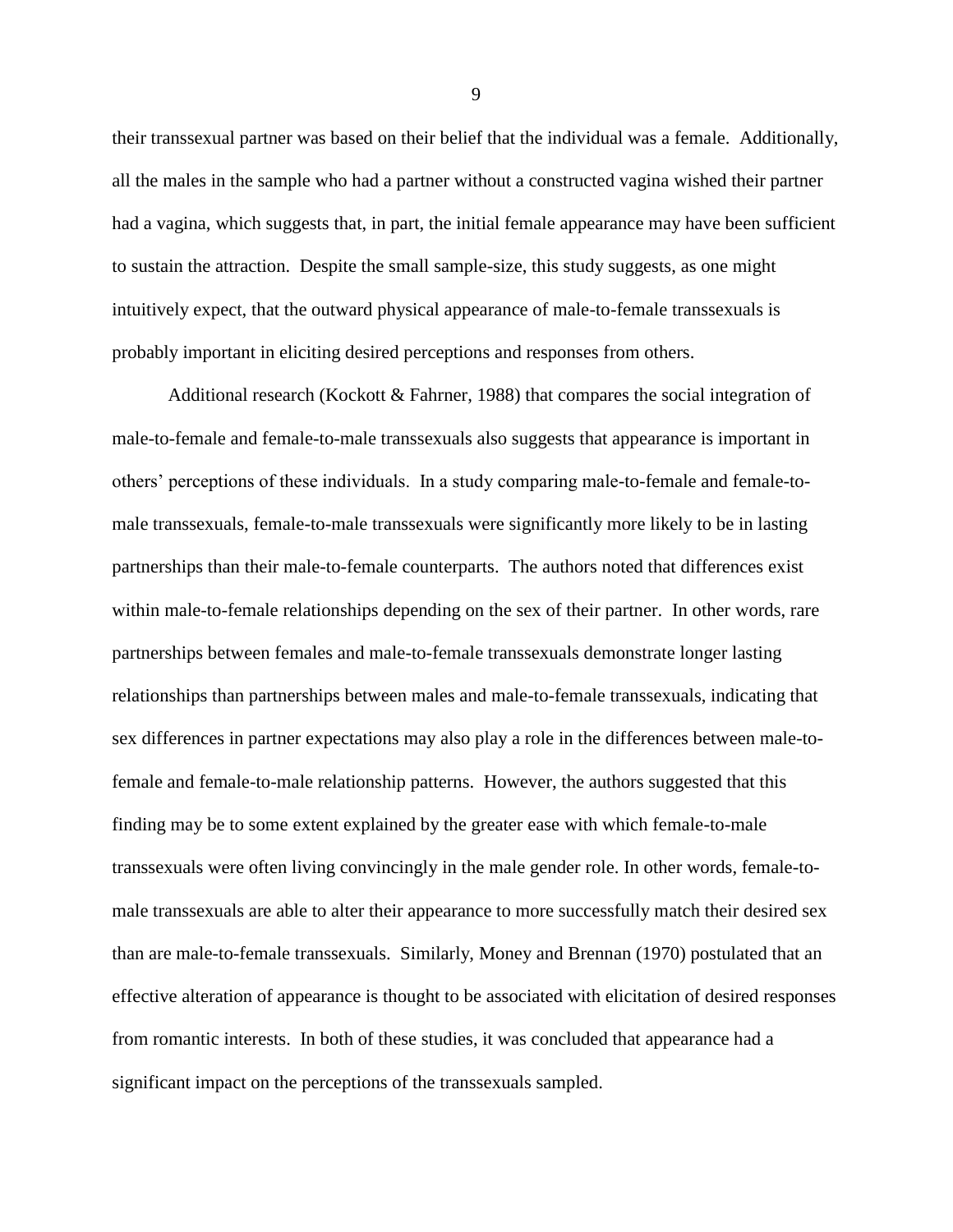their transsexual partner was based on their belief that the individual was a female. Additionally, all the males in the sample who had a partner without a constructed vagina wished their partner had a vagina, which suggests that, in part, the initial female appearance may have been sufficient to sustain the attraction. Despite the small sample-size, this study suggests, as one might intuitively expect, that the outward physical appearance of male-to-female transsexuals is probably important in eliciting desired perceptions and responses from others.

Additional research (Kockott & Fahrner, 1988) that compares the social integration of male-to-female and female-to-male transsexuals also suggests that appearance is important in others' perceptions of these individuals. In a study comparing male-to-female and female-to-male transsexuals, female-to-male transsexuals were significantly more likely to be in lasting partnerships than their male-to-female counterparts. The authors noted that differences exist within male-to-female relationships depending on the sex of their partner. In other words, rare partnerships between females and male-to-female transsexuals demonstrate longer lasting relationships than partnerships between males and male-to-female transsexuals, indicating that sex differences in partner expectations may also play a role in the differences between male-to-female and female-to-male relationship patterns. However, the authors suggested that this finding may be to some extent explained by the greater ease with which female-to-male transsexuals were often living convincingly in the male gender role. In other words, female-to-male transsexuals are able to alter their appearance to more successfully match their desired sex than are male-to-female transsexuals. Similarly, Money and Brennan (1970) postulated that an effective alteration of appearance is thought to be associated with elicitation of desired responses from romantic interests. In both of these studies, it was concluded that appearance had a significant impact on the perceptions of the transsexuals sampled.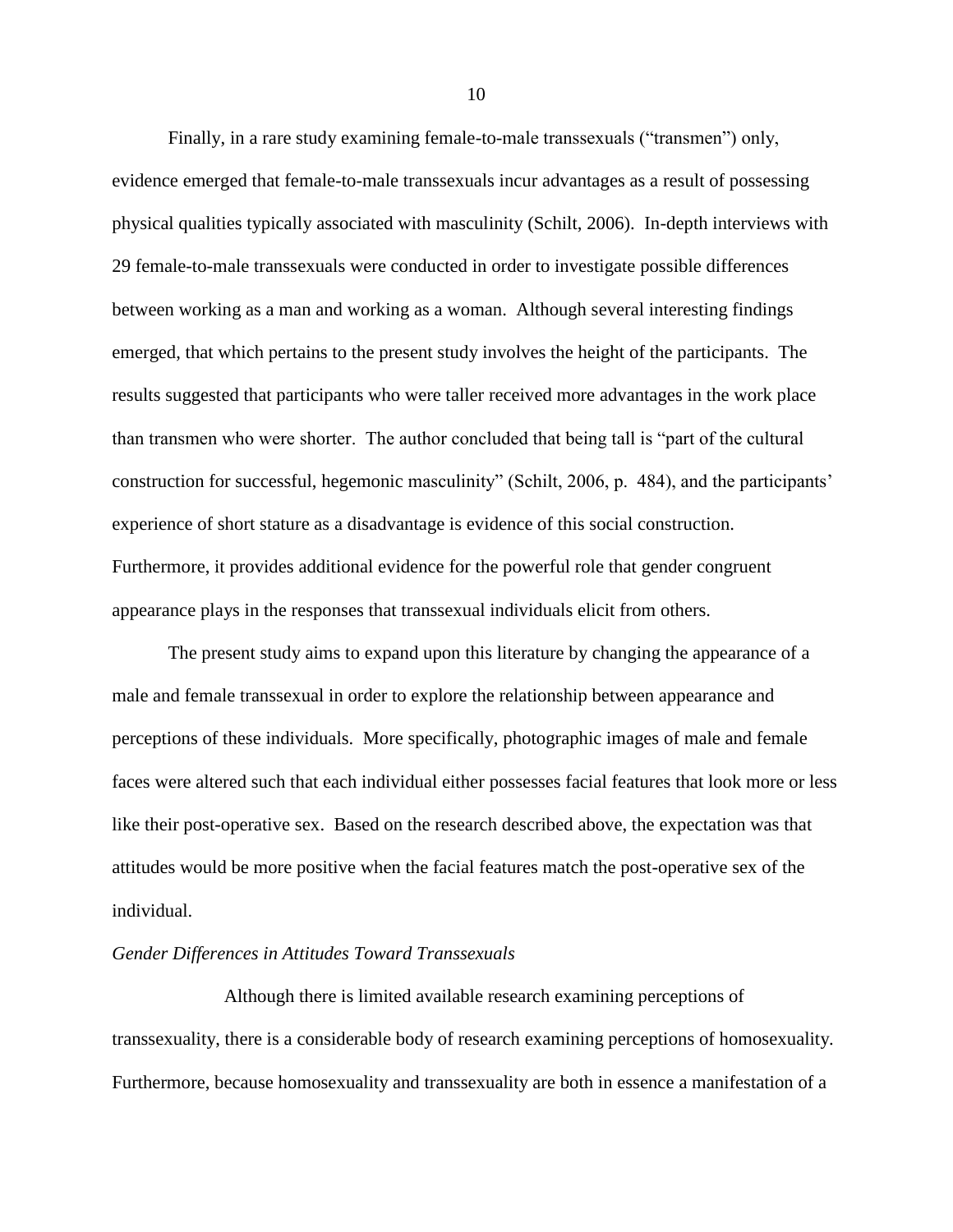Finally, in a rare study examining female-to-male transsexuals ("transmen") only, evidence emerged that female-to-male transsexuals incur advantages as a result of possessing physical qualities typically associated with masculinity (Schilt, 2006). In-depth interviews with 29 female-to-male transsexuals were conducted in order to investigate possible differences between working as a man and working as a woman. Although several interesting findings emerged, that which pertains to the present study involves the height of the participants. The results suggested that participants who were taller received more advantages in the work place than transmen who were shorter. The author concluded that being tall is "part of the cultural construction for successful, hegemonic masculinity" (Schilt, 2006, p. 484), and the participants' experience of short stature as a disadvantage is evidence of this social construction. Furthermore, it provides additional evidence for the powerful role that gender congruent appearance plays in the responses that transsexual individuals elicit from others.

The present study aims to expand upon this literature by changing the appearance of a male and female transsexual in order to explore the relationship between appearance and perceptions of these individuals. More specifically, photographic images of male and female faces were altered such that each individual either possesses facial features that look more or less like their post-operative sex. Based on the research described above, the expectation was that attitudes would be more positive when the facial features match the post-operative sex of the individual.

*Gender Differences in Attitudes Toward Transsexuals*

Although there is limited available research examining perceptions of transsexuality, there is a considerable body of research examining perceptions of homosexuality. Furthermore, because homosexuality and transsexuality are both in essence a manifestation of a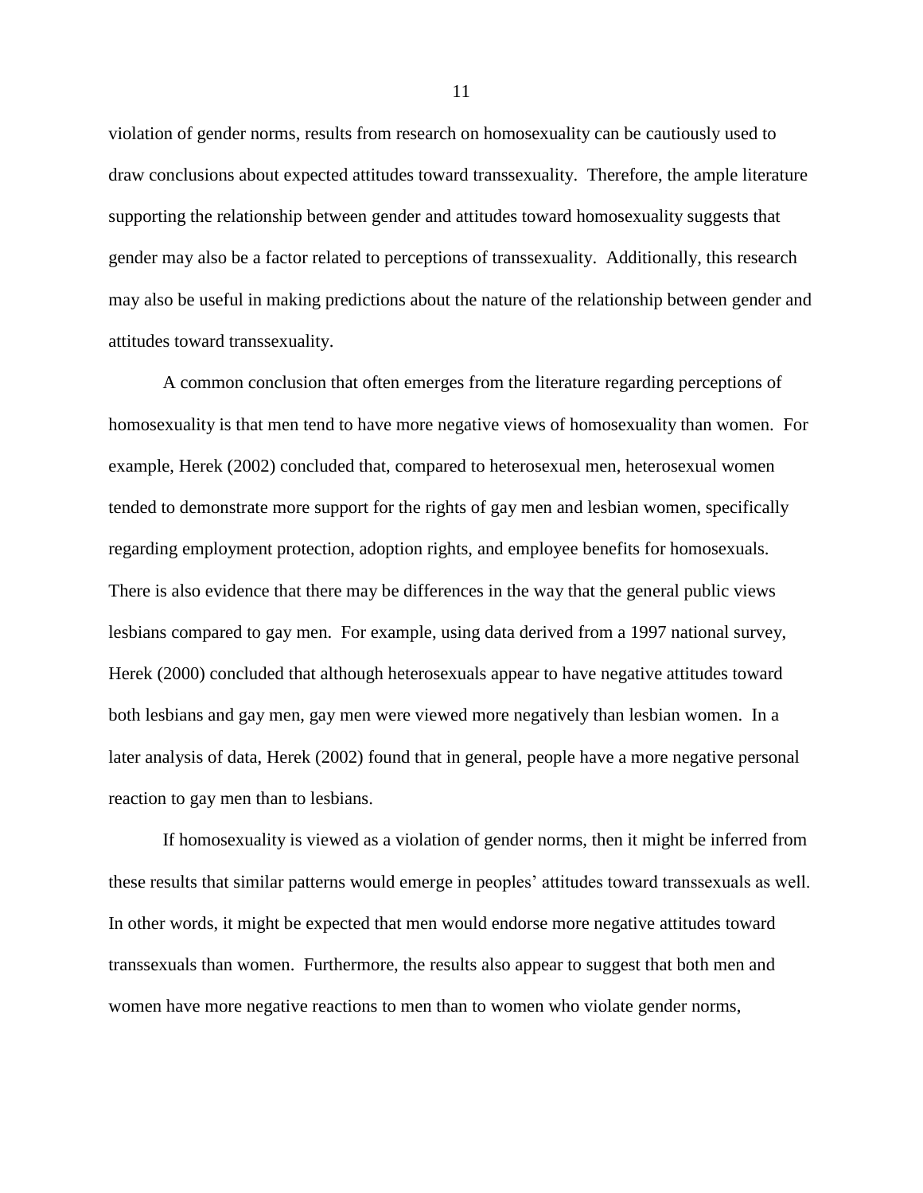violation of gender norms, results from research on homosexuality can be cautiously used to draw conclusions about expected attitudes toward transsexuality. Therefore, the ample literature supporting the relationship between gender and attitudes toward homosexuality suggests that gender may also be a factor related to perceptions of transsexuality. Additionally, this research may also be useful in making predictions about the nature of the relationship between gender and attitudes toward transsexuality.

A common conclusion that often emerges from the literature regarding perceptions of homosexuality is that men tend to have more negative views of homosexuality than women. For example, Herek (2002) concluded that, compared to heterosexual men, heterosexual women tended to demonstrate more support for the rights of gay men and lesbian women, specifically regarding employment protection, adoption rights, and employee benefits for homosexuals. There is also evidence that there may be differences in the way that the general public views lesbians compared to gay men. For example, using data derived from a 1997 national survey, Herek (2000) concluded that although heterosexuals appear to have negative attitudes toward both lesbians and gay men, gay men were viewed more negatively than lesbian women. In a later analysis of data, Herek (2002) found that in general, people have a more negative personal reaction to gay men than to lesbians.

If homosexuality is viewed as a violation of gender norms, then it might be inferred from these results that similar patterns would emerge in peoples' attitudes toward transsexuals as well. In other words, it might be expected that men would endorse more negative attitudes toward transsexuals than women. Furthermore, the results also appear to suggest that both men and women have more negative reactions to men than to women who violate gender norms,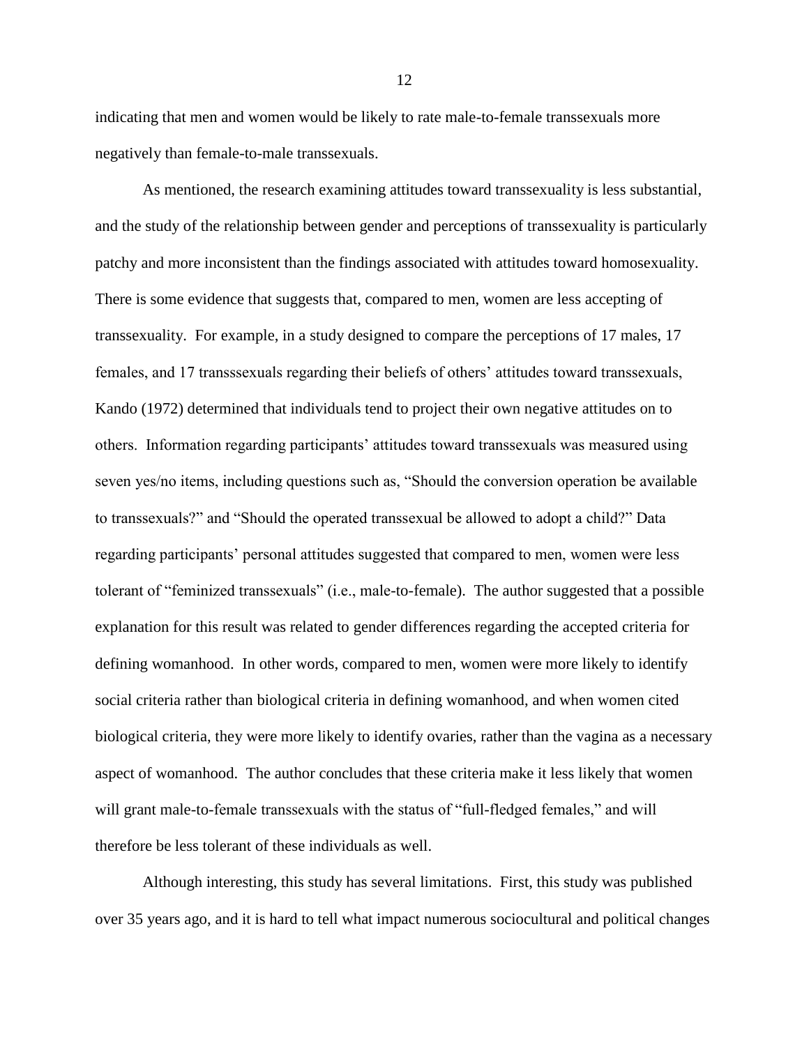indicating that men and women would be likely to rate male-to-female transsexuals more negatively than female-to-male transsexuals.

As mentioned, the research examining attitudes toward transsexuality is less substantial, and the study of the relationship between gender and perceptions of transsexuality is particularly patchy and more inconsistent than the findings associated with attitudes toward homosexuality. There is some evidence that suggests that, compared to men, women are less accepting of transsexuality. For example, in a study designed to compare the perceptions of 17 males, 17 females, and 17 transssexuals regarding their beliefs of others' attitudes toward transsexuals, Kando (1972) determined that individuals tend to project their own negative attitudes on to others. Information regarding participants' attitudes toward transsexuals was measured using seven yes/no items, including questions such as, "Should the conversion operation be available to transsexuals?" and "Should the operated transsexual be allowed to adopt a child?" Data regarding participants' personal attitudes suggested that compared to men, women were less tolerant of "feminized transsexuals" (i.e., male-to-female). The author suggested that a possible explanation for this result was related to gender differences regarding the accepted criteria for defining womanhood. In other words, compared to men, women were more likely to identify social criteria rather than biological criteria in defining womanhood, and when women cited biological criteria, they were more likely to identify ovaries, rather than the vagina as a necessary aspect of womanhood. The author concludes that these criteria make it less likely that women will grant male-to-female transsexuals with the status of "full-fledged females," and will therefore be less tolerant of these individuals as well.

Although interesting, this study has several limitations. First, this study was published over 35 years ago, and it is hard to tell what impact numerous sociocultural and political changes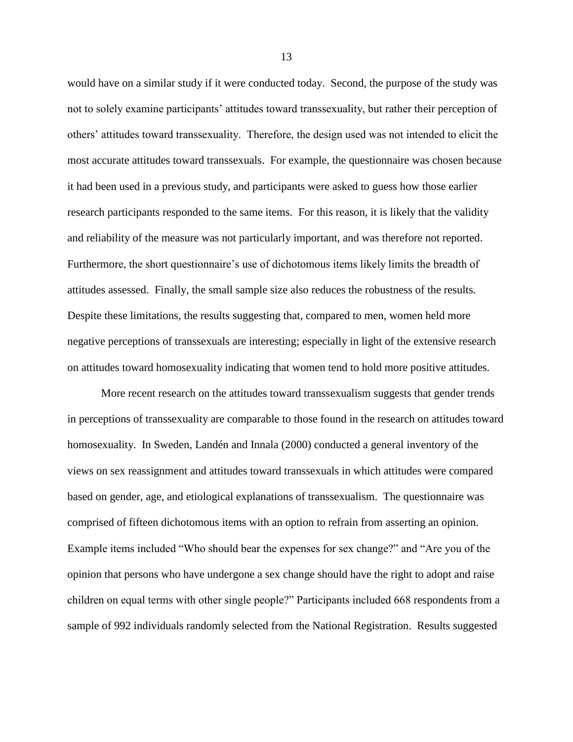would have on a similar study if it were conducted today. Second, the purpose of the study was not to solely examine participants' attitudes toward transsexuality, but rather their perception of others' attitudes toward transsexuality. Therefore, the design used was not intended to elicit the most accurate attitudes toward transsexuals. For example, the questionnaire was chosen because it had been used in a previous study, and participants were asked to guess how those earlier research participants responded to the same items. For this reason, it is likely that the validity and reliability of the measure was not particularly important, and was therefore not reported. Furthermore, the short questionnaire's use of dichotomous items likely limits the breadth of attitudes assessed. Finally, the small sample size also reduces the robustness of the results. Despite these limitations, the results suggesting that, compared to men, women held more negative perceptions of transsexuals are interesting; especially in light of the extensive research on attitudes toward homosexuality indicating that women tend to hold more positive attitudes.

More recent research on the attitudes toward transsexualism suggests that gender trends in perceptions of transsexuality are comparable to those found in the research on attitudes toward homosexuality. In Sweden, Landén and Innala (2000) conducted a general inventory of the views on sex reassignment and attitudes toward transsexuals in which attitudes were compared based on gender, age, and etiological explanations of transsexualism. The questionnaire was comprised of fifteen dichotomous items with an option to refrain from asserting an opinion. Example items included "Who should bear the expenses for sex change?" and "Are you of the opinion that persons who have undergone a sex change should have the right to adopt and raise children on equal terms with other single people?" Participants included 668 respondents from a sample of 992 individuals randomly selected from the National Registration. Results suggested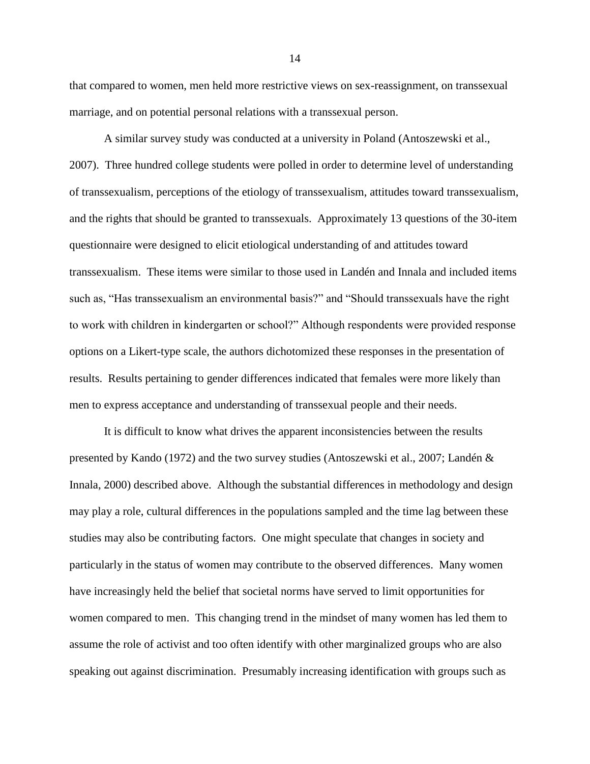that compared to women, men held more restrictive views on sex-reassignment, on transsexual marriage, and on potential personal relations with a transsexual person.

A similar survey study was conducted at a university in Poland (Antoszewski et al., 2007). Three hundred college students were polled in order to determine level of understanding of transsexualism, perceptions of the etiology of transsexualism, attitudes toward transsexualism, and the rights that should be granted to transsexuals. Approximately 13 questions of the 30-item questionnaire were designed to elicit etiological understanding of and attitudes toward transsexualism. These items were similar to those used in Landén and Innala and included items such as, "Has transsexualism an environmental basis?" and "Should transsexuals have the right to work with children in kindergarten or school?" Although respondents were provided response options on a Likert-type scale, the authors dichotomized these responses in the presentation of results. Results pertaining to gender differences indicated that females were more likely than men to express acceptance and understanding of transsexual people and their needs.

It is difficult to know what drives the apparent inconsistencies between the results presented by Kando (1972) and the two survey studies (Antoszewski et al., 2007; Landén & Innala, 2000) described above. Although the substantial differences in methodology and design may play a role, cultural differences in the populations sampled and the time lag between these studies may also be contributing factors. One might speculate that changes in society and particularly in the status of women may contribute to the observed differences. Many women have increasingly held the belief that societal norms have served to limit opportunities for women compared to men. This changing trend in the mindset of many women has led them to assume the role of activist and too often identify with other marginalized groups who are also speaking out against discrimination. Presumably increasing identification with groups such as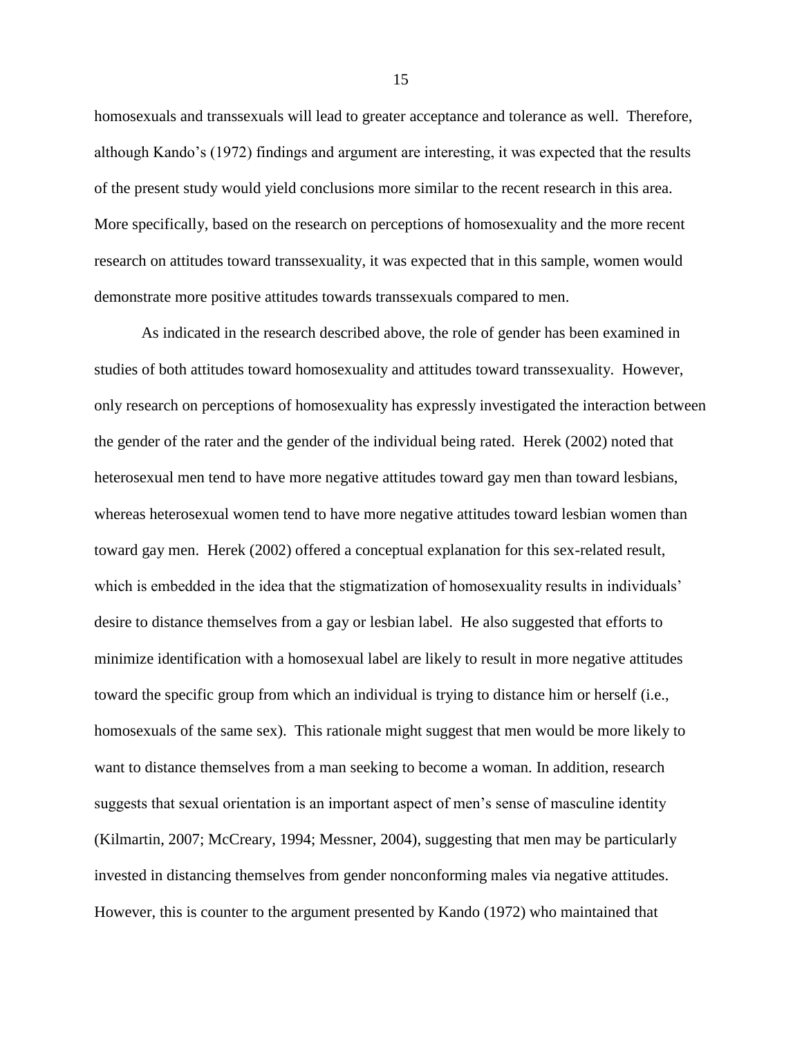homosexuals and transsexuals will lead to greater acceptance and tolerance as well. Therefore, although Kando's (1972) findings and argument are interesting, it was expected that the results of the present study would yield conclusions more similar to the recent research in this area. More specifically, based on the research on perceptions of homosexuality and the more recent research on attitudes toward transsexuality, it was expected that in this sample, women would demonstrate more positive attitudes towards transsexuals compared to men.

As indicated in the research described above, the role of gender has been examined in studies of both attitudes toward homosexuality and attitudes toward transsexuality. However, only research on perceptions of homosexuality has expressly investigated the interaction between the gender of the rater and the gender of the individual being rated. Herek (2002) noted that heterosexual men tend to have more negative attitudes toward gay men than toward lesbians, whereas heterosexual women tend to have more negative attitudes toward lesbian women than toward gay men. Herek (2002) offered a conceptual explanation for this sex-related result, which is embedded in the idea that the stigmatization of homosexuality results in individuals' desire to distance themselves from a gay or lesbian label. He also suggested that efforts to minimize identification with a homosexual label are likely to result in more negative attitudes toward the specific group from which an individual is trying to distance him or herself (i.e., homosexuals of the same sex). This rationale might suggest that men would be more likely to want to distance themselves from a man seeking to become a woman. In addition, research suggests that sexual orientation is an important aspect of men's sense of masculine identity (Kilmartin, 2007; McCreary, 1994; Messner, 2004), suggesting that men may be particularly invested in distancing themselves from gender nonconforming males via negative attitudes. However, this is counter to the argument presented by Kando (1972) who maintained that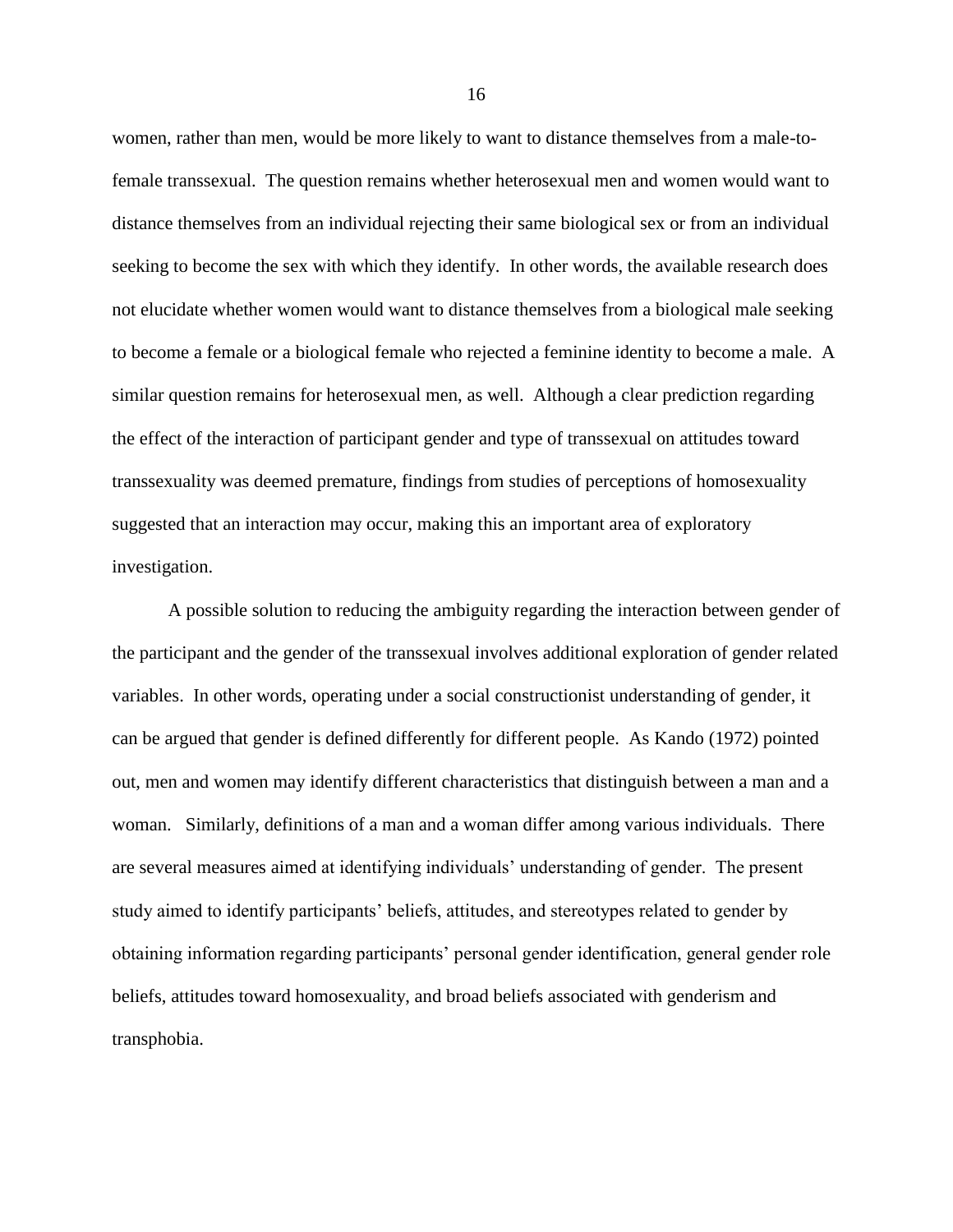women, rather than men, would be more likely to want to distance themselves from a male-to-female transsexual. The question remains whether heterosexual men and women would want to distance themselves from an individual rejecting their same biological sex or from an individual seeking to become the sex with which they identify. In other words, the available research does not elucidate whether women would want to distance themselves from a biological male seeking to become a female or a biological female who rejected a feminine identity to become a male. A similar question remains for heterosexual men, as well. Although a clear prediction regarding the effect of the interaction of participant gender and type of transsexual on attitudes toward transsexuality was deemed premature, findings from studies of perceptions of homosexuality suggested that an interaction may occur, making this an important area of exploratory investigation.

A possible solution to reducing the ambiguity regarding the interaction between gender of the participant and the gender of the transsexual involves additional exploration of gender related variables. In other words, operating under a social constructionist understanding of gender, it can be argued that gender is defined differently for different people. As Kando (1972) pointed out, men and women may identify different characteristics that distinguish between a man and a woman. Similarly, definitions of a man and a woman differ among various individuals. There are several measures aimed at identifying individuals' understanding of gender. The present study aimed to identify participants' beliefs, attitudes, and stereotypes related to gender by obtaining information regarding participants' personal gender identification, general gender role beliefs, attitudes toward homosexuality, and broad beliefs associated with genderism and transphobia.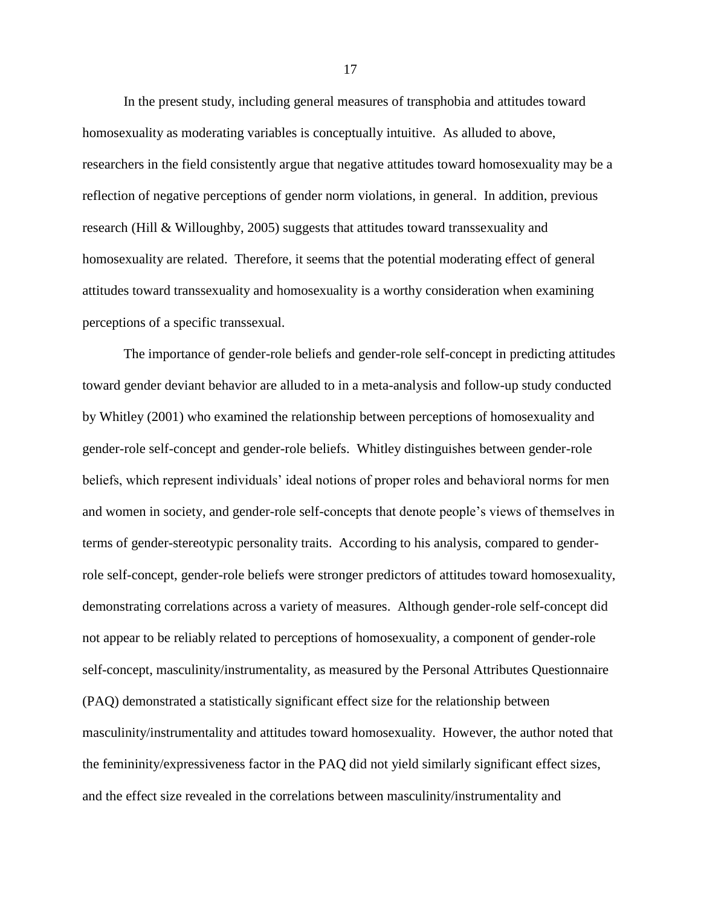In the present study, including general measures of transphobia and attitudes toward homosexuality as moderating variables is conceptually intuitive. As alluded to above, researchers in the field consistently argue that negative attitudes toward homosexuality may be a reflection of negative perceptions of gender norm violations, in general. In addition, previous research (Hill & Willoughby, 2005) suggests that attitudes toward transsexuality and homosexuality are related. Therefore, it seems that the potential moderating effect of general attitudes toward transsexuality and homosexuality is a worthy consideration when examining perceptions of a specific transsexual.

The importance of gender-role beliefs and gender-role self-concept in predicting attitudes toward gender deviant behavior are alluded to in a meta-analysis and follow-up study conducted by Whitley (2001) who examined the relationship between perceptions of homosexuality and gender-role self-concept and gender-role beliefs. Whitley distinguishes between gender-role beliefs, which represent individuals' ideal notions of proper roles and behavioral norms for men and women in society, and gender-role self-concepts that denote people's views of themselves in terms of gender-stereotypic personality traits. According to his analysis, compared to gender-role self-concept, gender-role beliefs were stronger predictors of attitudes toward homosexuality, demonstrating correlations across a variety of measures. Although gender-role self-concept did not appear to be reliably related to perceptions of homosexuality, a component of gender-role self-concept, masculinity/instrumentality, as measured by the Personal Attributes Questionnaire (PAQ) demonstrated a statistically significant effect size for the relationship between masculinity/instrumentality and attitudes toward homosexuality. However, the author noted that the femininity/expressiveness factor in the PAQ did not yield similarly significant effect sizes, and the effect size revealed in the correlations between masculinity/instrumentality and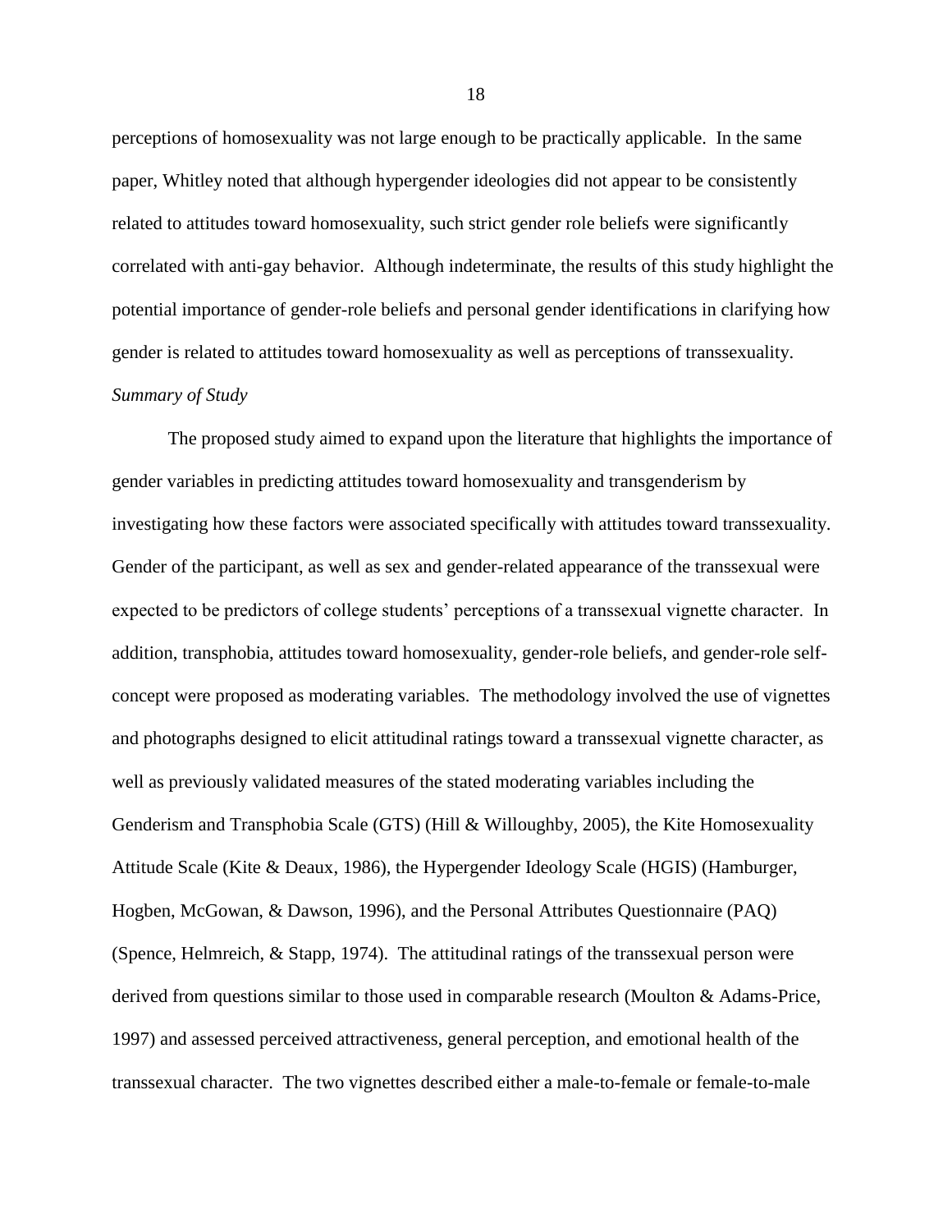perceptions of homosexuality was not large enough to be practically applicable. In the same paper, Whitley noted that although hypergender ideologies did not appear to be consistently related to attitudes toward homosexuality, such strict gender role beliefs were significantly correlated with anti-gay behavior. Although indeterminate, the results of this study highlight the potential importance of gender-role beliefs and personal gender identifications in clarifying how gender is related to attitudes toward homosexuality as well as perceptions of transsexuality.

*Summary of Study*

The proposed study aimed to expand upon the literature that highlights the importance of gender variables in predicting attitudes toward homosexuality and transgenderism by investigating how these factors were associated specifically with attitudes toward transsexuality. Gender of the participant, as well as sex and gender-related appearance of the transsexual were expected to be predictors of college students' perceptions of a transsexual vignette character. In addition, transphobia, attitudes toward homosexuality, gender-role beliefs, and gender-role self-concept were proposed as moderating variables. The methodology involved the use of vignettes and photographs designed to elicit attitudinal ratings toward a transsexual vignette character, as well as previously validated measures of the stated moderating variables including the Genderism and Transphobia Scale (GTS) (Hill & Willoughby, 2005), the Kite Homosexuality Attitude Scale (Kite & Deaux, 1986), the Hypergender Ideology Scale (HGIS) (Hamburger, Hogben, McGowan, & Dawson, 1996), and the Personal Attributes Questionnaire (PAQ) (Spence, Helmreich, & Stapp, 1974). The attitudinal ratings of the transsexual person were derived from questions similar to those used in comparable research (Moulton & Adams-Price, 1997) and assessed perceived attractiveness, general perception, and emotional health of the transsexual character. The two vignettes described either a male-to-female or female-to-male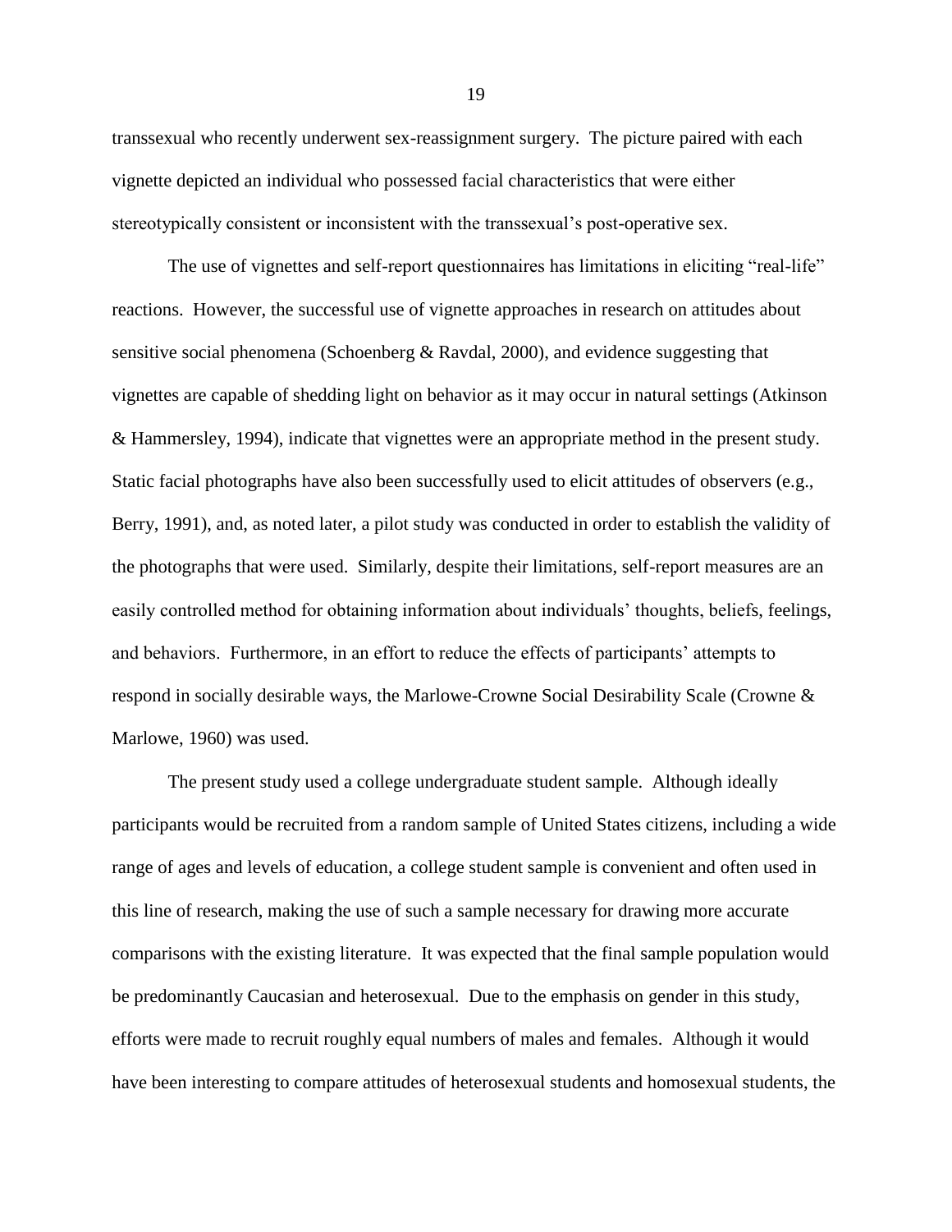transsexual who recently underwent sex-reassignment surgery. The picture paired with each vignette depicted an individual who possessed facial characteristics that were either stereotypically consistent or inconsistent with the transsexual's post-operative sex.

The use of vignettes and self-report questionnaires has limitations in eliciting "real-life" reactions. However, the successful use of vignette approaches in research on attitudes about sensitive social phenomena (Schoenberg & Ravdal, 2000), and evidence suggesting that vignettes are capable of shedding light on behavior as it may occur in natural settings (Atkinson & Hammersley, 1994), indicate that vignettes were an appropriate method in the present study. Static facial photographs have also been successfully used to elicit attitudes of observers (e.g., Berry, 1991), and, as noted later, a pilot study was conducted in order to establish the validity of the photographs that were used. Similarly, despite their limitations, self-report measures are an easily controlled method for obtaining information about individuals' thoughts, beliefs, feelings, and behaviors. Furthermore, in an effort to reduce the effects of participants' attempts to respond in socially desirable ways, the Marlowe-Crowne Social Desirability Scale (Crowne & Marlowe, 1960) was used.

The present study used a college undergraduate student sample. Although ideally participants would be recruited from a random sample of United States citizens, including a wide range of ages and levels of education, a college student sample is convenient and often used in this line of research, making the use of such a sample necessary for drawing more accurate comparisons with the existing literature. It was expected that the final sample population would be predominantly Caucasian and heterosexual. Due to the emphasis on gender in this study, efforts were made to recruit roughly equal numbers of males and females. Although it would have been interesting to compare attitudes of heterosexual students and homosexual students, the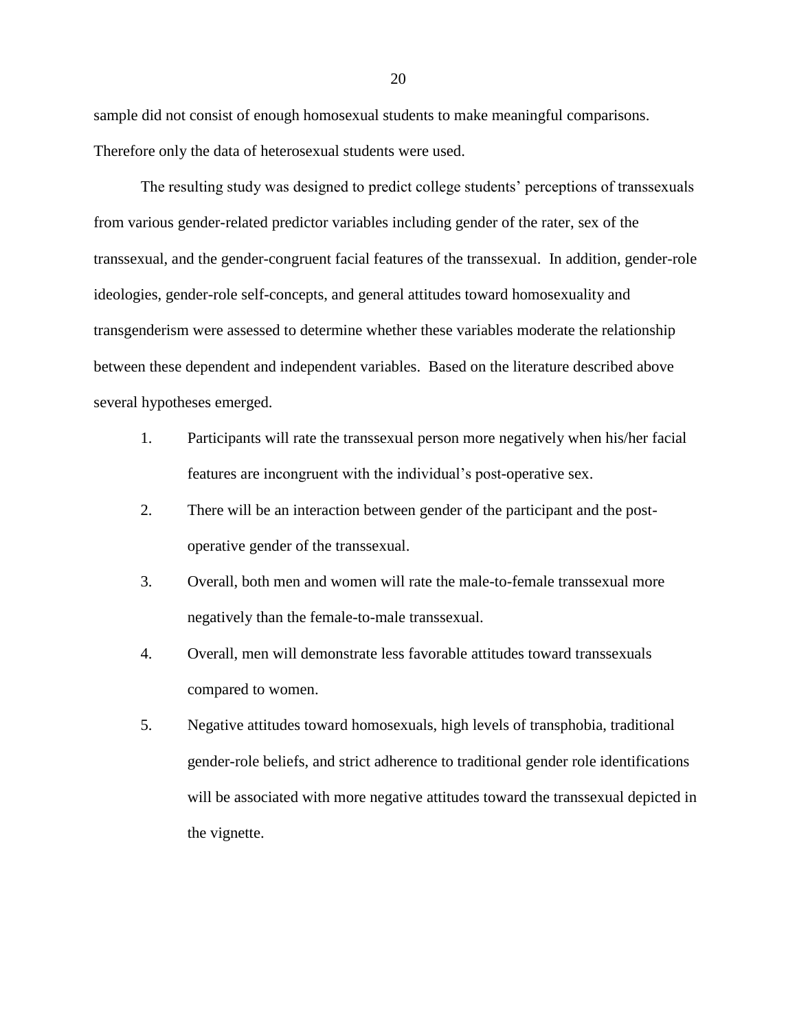sample did not consist of enough homosexual students to make meaningful comparisons. Therefore only the data of heterosexual students were used.

The resulting study was designed to predict college students' perceptions of transsexuals from various gender-related predictor variables including gender of the rater, sex of the transsexual, and the gender-congruent facial features of the transsexual. In addition, gender-role ideologies, gender-role self-concepts, and general attitudes toward homosexuality and transgenderism were assessed to determine whether these variables moderate the relationship between these dependent and independent variables. Based on the literature described above several hypotheses emerged.

1. Participants will rate the transsexual person more negatively when his/her facial features are incongruent with the individual's post-operative sex.
2. There will be an interaction between gender of the participant and the post-operative gender of the transsexual.
3. Overall, both men and women will rate the male-to-female transsexual more negatively than the female-to-male transsexual.
4. Overall, men will demonstrate less favorable attitudes toward transsexuals compared to women.
5. Negative attitudes toward homosexuals, high levels of transphobia, traditional gender-role beliefs, and strict adherence to traditional gender role identifications will be associated with more negative attitudes toward the transsexual depicted in the vignette.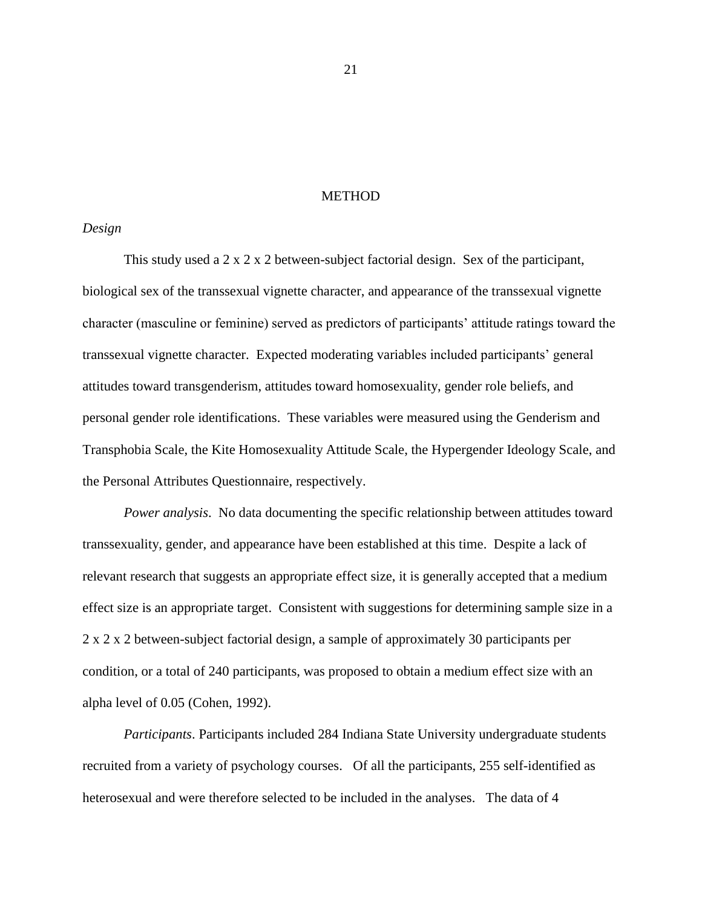# METHOD

*Design*

This study used a 2 x 2 x 2 between-subject factorial design. Sex of the participant, biological sex of the transsexual vignette character, and appearance of the transsexual vignette character (masculine or feminine) served as predictors of participants' attitude ratings toward the transsexual vignette character. Expected moderating variables included participants' general attitudes toward transgenderism, attitudes toward homosexuality, gender role beliefs, and personal gender role identifications. These variables were measured using the Genderism and Transphobia Scale, the Kite Homosexuality Attitude Scale, the Hypergender Ideology Scale, and the Personal Attributes Questionnaire, respectively.

*Power analysis*. No data documenting the specific relationship between attitudes toward transsexuality, gender, and appearance have been established at this time. Despite a lack of relevant research that suggests an appropriate effect size, it is generally accepted that a medium effect size is an appropriate target. Consistent with suggestions for determining sample size in a 2 x 2 x 2 between-subject factorial design, a sample of approximately 30 participants per condition, or a total of 240 participants, was proposed to obtain a medium effect size with an alpha level of 0.05 (Cohen, 1992).

*Participants*. Participants included 284 Indiana State University undergraduate students recruited from a variety of psychology courses. Of all the participants, 255 self-identified as heterosexual and were therefore selected to be included in the analyses. The data of 4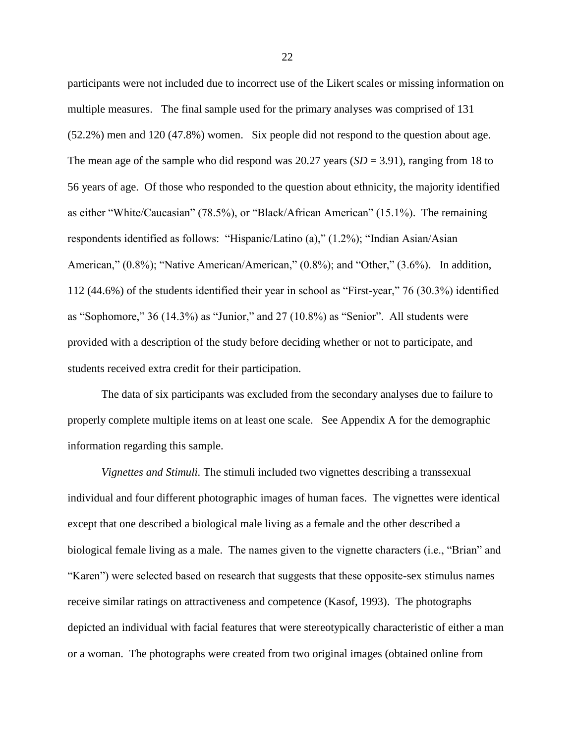participants were not included due to incorrect use of the Likert scales or missing information on multiple measures. The final sample used for the primary analyses was comprised of 131 (52.2%) men and 120 (47.8%) women. Six people did not respond to the question about age. The mean age of the sample who did respond was 20.27 years (*SD* = 3.91), ranging from 18 to 56 years of age. Of those who responded to the question about ethnicity, the majority identified as either "White/Caucasian" (78.5%), or "Black/African American" (15.1%). The remaining respondents identified as follows: "Hispanic/Latino (a)," (1.2%); "Indian Asian/Asian American," (0.8%); "Native American/American," (0.8%); and "Other," (3.6%). In addition, 112 (44.6%) of the students identified their year in school as "First-year," 76 (30.3%) identified as "Sophomore," 36 (14.3%) as "Junior," and 27 (10.8%) as "Senior". All students were provided with a description of the study before deciding whether or not to participate, and students received extra credit for their participation.

The data of six participants was excluded from the secondary analyses due to failure to properly complete multiple items on at least one scale. See Appendix A for the demographic information regarding this sample.

*Vignettes and Stimuli.* The stimuli included two vignettes describing a transsexual individual and four different photographic images of human faces. The vignettes were identical except that one described a biological male living as a female and the other described a biological female living as a male. The names given to the vignette characters (i.e., "Brian" and "Karen") were selected based on research that suggests that these opposite-sex stimulus names receive similar ratings on attractiveness and competence (Kasof, 1993). The photographs depicted an individual with facial features that were stereotypically characteristic of either a man or a woman. The photographs were created from two original images (obtained online from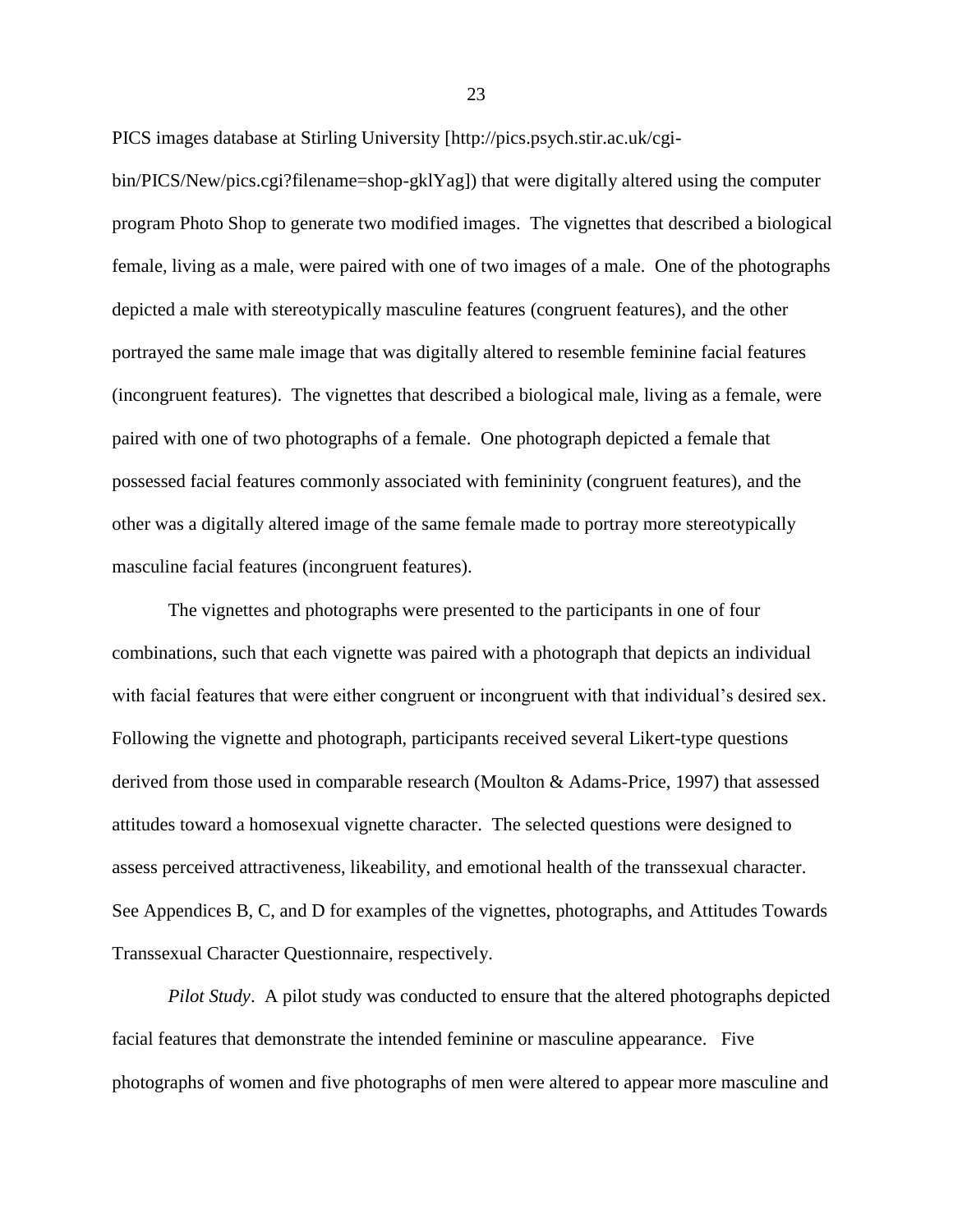PICS images database at Stirling University [http://pics.psych.stir.ac.uk/cgi-bin/PICS/New/pics.cgi?filename=shop-gklYag]) that were digitally altered using the computer program Photo Shop to generate two modified images. The vignettes that described a biological female, living as a male, were paired with one of two images of a male. One of the photographs depicted a male with stereotypically masculine features (congruent features), and the other portrayed the same male image that was digitally altered to resemble feminine facial features (incongruent features). The vignettes that described a biological male, living as a female, were paired with one of two photographs of a female. One photograph depicted a female that possessed facial features commonly associated with femininity (congruent features), and the other was a digitally altered image of the same female made to portray more stereotypically masculine facial features (incongruent features).

The vignettes and photographs were presented to the participants in one of four combinations, such that each vignette was paired with a photograph that depicts an individual with facial features that were either congruent or incongruent with that individual's desired sex. Following the vignette and photograph, participants received several Likert-type questions derived from those used in comparable research (Moulton & Adams-Price, 1997) that assessed attitudes toward a homosexual vignette character. The selected questions were designed to assess perceived attractiveness, likeability, and emotional health of the transsexual character. See Appendices B, C, and D for examples of the vignettes, photographs, and Attitudes Towards Transsexual Character Questionnaire, respectively.

*Pilot Study*. A pilot study was conducted to ensure that the altered photographs depicted facial features that demonstrate the intended feminine or masculine appearance. Five photographs of women and five photographs of men were altered to appear more masculine and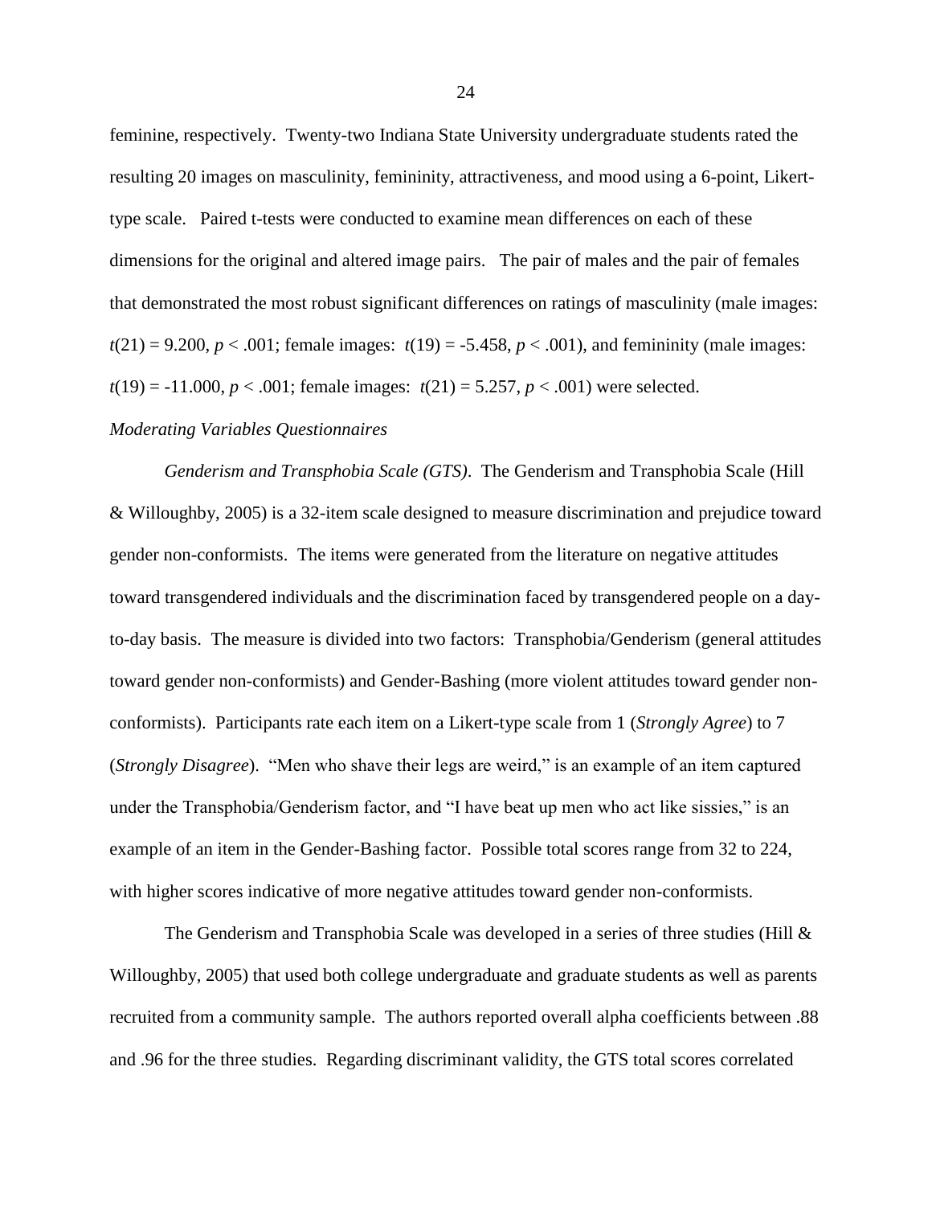feminine, respectively. Twenty-two Indiana State University undergraduate students rated the resulting 20 images on masculinity, femininity, attractiveness, and mood using a 6-point, Likert-type scale. Paired t-tests were conducted to examine mean differences on each of these dimensions for the original and altered image pairs. The pair of males and the pair of females that demonstrated the most robust significant differences on ratings of masculinity (male images: $t(21) = 9.200$, $p < .001$; female images: $t(19) = -5.458$, $p < .001$), and femininity (male images: $t(19) = -11.000$, $p < .001$; female images: $t(21) = 5.257$, $p < .001$) were selected.

*Moderating Variables Questionnaires*

*Genderism and Transphobia Scale (GTS)*. The Genderism and Transphobia Scale (Hill & Willoughby, 2005) is a 32-item scale designed to measure discrimination and prejudice toward gender non-conformists. The items were generated from the literature on negative attitudes toward transgendered individuals and the discrimination faced by transgendered people on a day-to-day basis. The measure is divided into two factors: Transphobia/Genderism (general attitudes toward gender non-conformists) and Gender-Bashing (more violent attitudes toward gender non-conformists). Participants rate each item on a Likert-type scale from 1 (*Strongly Agree*) to 7 (*Strongly Disagree*). "Men who shave their legs are weird," is an example of an item captured under the Transphobia/Genderism factor, and "I have beat up men who act like sissies," is an example of an item in the Gender-Bashing factor. Possible total scores range from 32 to 224, with higher scores indicative of more negative attitudes toward gender non-conformists.

The Genderism and Transphobia Scale was developed in a series of three studies (Hill & Willoughby, 2005) that used both college undergraduate and graduate students as well as parents recruited from a community sample. The authors reported overall alpha coefficients between .88 and .96 for the three studies. Regarding discriminant validity, the GTS total scores correlated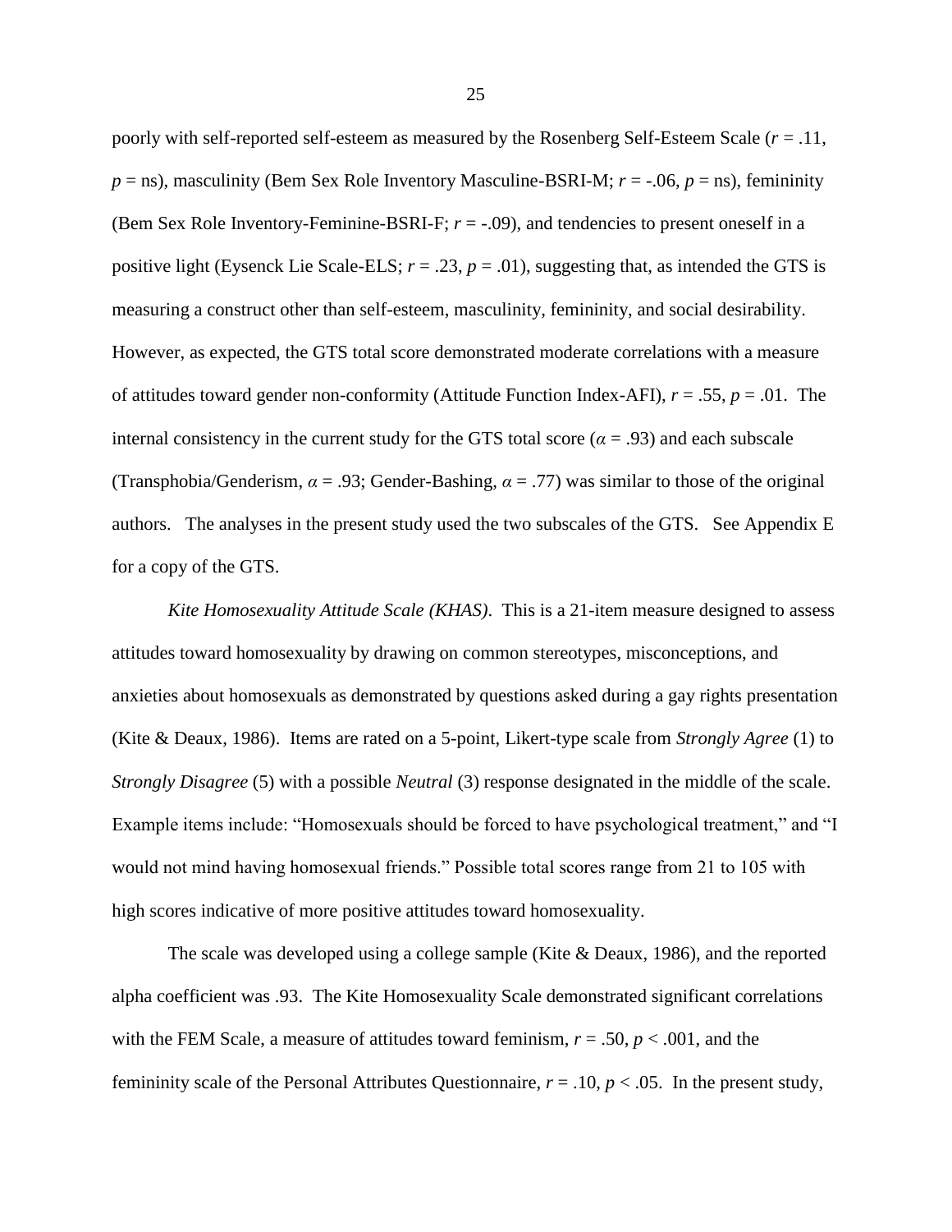poorly with self-reported self-esteem as measured by the Rosenberg Self-Esteem Scale ($r$ = .11, $p$ = ns), masculinity (Bem Sex Role Inventory Masculine-BSRI-M; $r$ = -.06, $p$ = ns), femininity (Bem Sex Role Inventory-Feminine-BSRI-F; $r$ = -.09), and tendencies to present oneself in a positive light (Eysenck Lie Scale-ELS; $r$ = .23, $p$ = .01), suggesting that, as intended the GTS is measuring a construct other than self-esteem, masculinity, femininity, and social desirability. However, as expected, the GTS total score demonstrated moderate correlations with a measure of attitudes toward gender non-conformity (Attitude Function Index-AFI), $r$ = .55, $p$ = .01. The internal consistency in the current study for the GTS total score ($\alpha$ = .93) and each subscale (Transphobia/Genderism, $\alpha$ = .93; Gender-Bashing, $\alpha$ = .77) was similar to those of the original authors. The analyses in the present study used the two subscales of the GTS. See Appendix E for a copy of the GTS.

*Kite Homosexuality Attitude Scale (KHAS)*. This is a 21-item measure designed to assess attitudes toward homosexuality by drawing on common stereotypes, misconceptions, and anxieties about homosexuals as demonstrated by questions asked during a gay rights presentation (Kite & Deaux, 1986). Items are rated on a 5-point, Likert-type scale from *Strongly Agree* (1) to *Strongly Disagree* (5) with a possible *Neutral* (3) response designated in the middle of the scale. Example items include: "Homosexuals should be forced to have psychological treatment," and "I would not mind having homosexual friends." Possible total scores range from 21 to 105 with high scores indicative of more positive attitudes toward homosexuality.

The scale was developed using a college sample (Kite & Deaux, 1986), and the reported alpha coefficient was .93. The Kite Homosexuality Scale demonstrated significant correlations with the FEM Scale, a measure of attitudes toward feminism, $r$ = .50, $p$ < .001, and the femininity scale of the Personal Attributes Questionnaire, $r$ = .10, $p$ < .05. In the present study,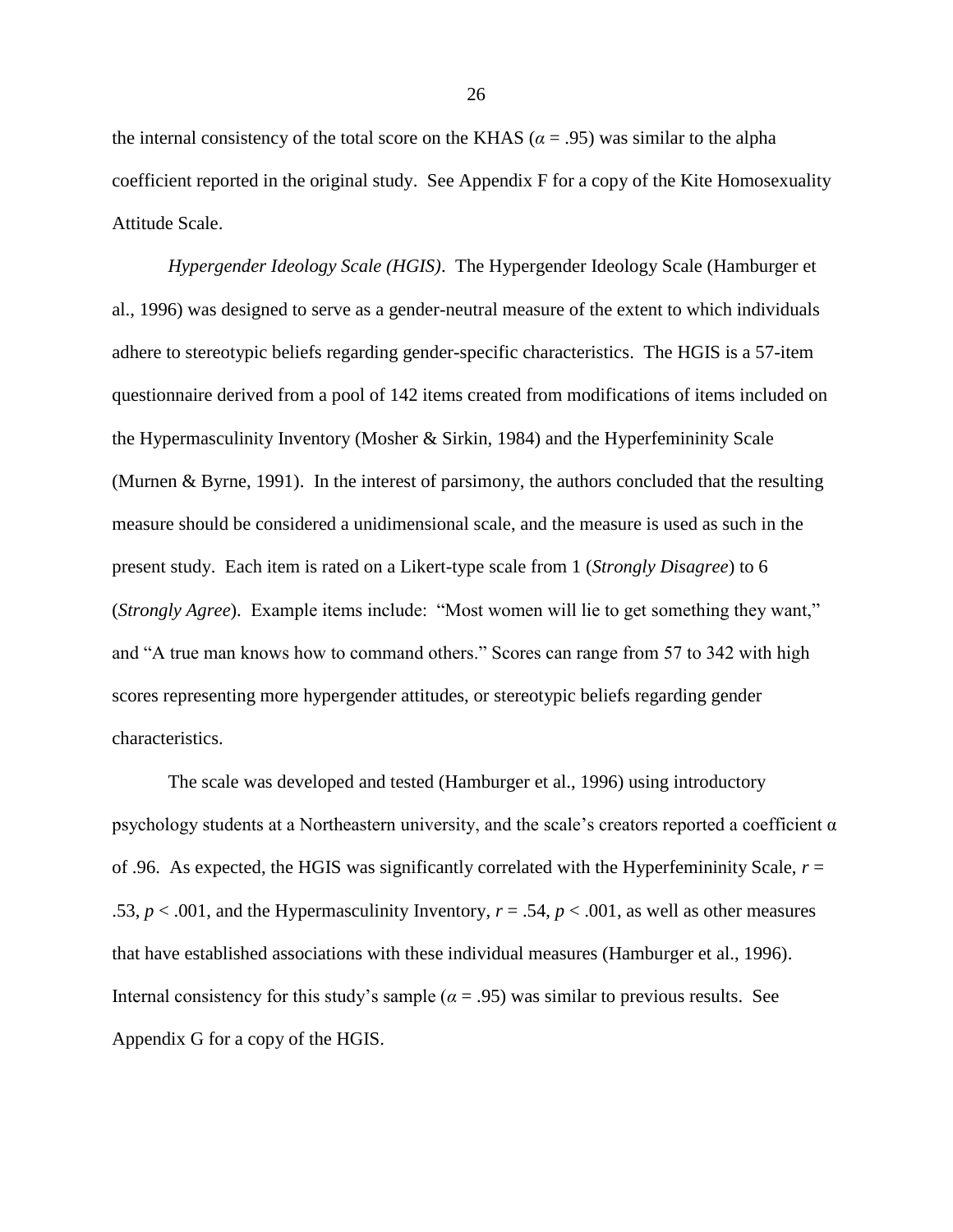the internal consistency of the total score on the KHAS ($\alpha = .95$) was similar to the alpha coefficient reported in the original study. See Appendix F for a copy of the Kite Homosexuality Attitude Scale.

*Hypergender Ideology Scale (HGIS)*. The Hypergender Ideology Scale (Hamburger et al., 1996) was designed to serve as a gender-neutral measure of the extent to which individuals adhere to stereotypic beliefs regarding gender-specific characteristics. The HGIS is a 57-item questionnaire derived from a pool of 142 items created from modifications of items included on the Hypermasculinity Inventory (Mosher & Sirkin, 1984) and the Hyperfemininity Scale (Murnen & Byrne, 1991). In the interest of parsimony, the authors concluded that the resulting measure should be considered a unidimensional scale, and the measure is used as such in the present study. Each item is rated on a Likert-type scale from 1 (*Strongly Disagree*) to 6 (*Strongly Agree*). Example items include: "Most women will lie to get something they want," and "A true man knows how to command others." Scores can range from 57 to 342 with high scores representing more hypergender attitudes, or stereotypic beliefs regarding gender characteristics.

The scale was developed and tested (Hamburger et al., 1996) using introductory psychology students at a Northeastern university, and the scale's creators reported a coefficient $\alpha$ of .96. As expected, the HGIS was significantly correlated with the Hyperfemininity Scale, $r = .53$, $p < .001$, and the Hypermasculinity Inventory, $r = .54$, $p < .001$, as well as other measures that have established associations with these individual measures (Hamburger et al., 1996). Internal consistency for this study's sample ($\alpha = .95$) was similar to previous results. See Appendix G for a copy of the HGIS.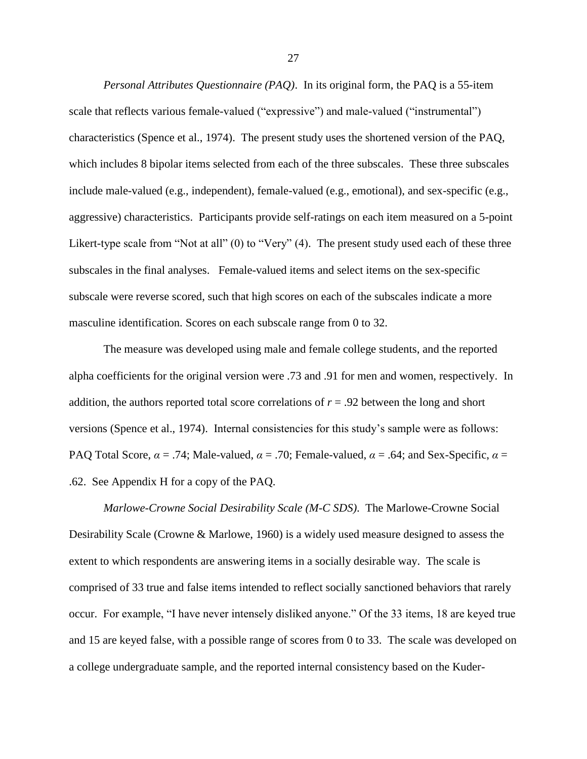*Personal Attributes Questionnaire (PAQ)*. In its original form, the PAQ is a 55-item scale that reflects various female-valued ("expressive") and male-valued ("instrumental") characteristics (Spence et al., 1974). The present study uses the shortened version of the PAQ, which includes 8 bipolar items selected from each of the three subscales. These three subscales include male-valued (e.g., independent), female-valued (e.g., emotional), and sex-specific (e.g., aggressive) characteristics. Participants provide self-ratings on each item measured on a 5-point Likert-type scale from "Not at all" (0) to "Very" (4). The present study used each of these three subscales in the final analyses. Female-valued items and select items on the sex-specific subscale were reverse scored, such that high scores on each of the subscales indicate a more masculine identification. Scores on each subscale range from 0 to 32.

The measure was developed using male and female college students, and the reported alpha coefficients for the original version were .73 and .91 for men and women, respectively. In addition, the authors reported total score correlations of $r = .92$ between the long and short versions (Spence et al., 1974). Internal consistencies for this study's sample were as follows: PAQ Total Score, $\alpha = .74$; Male-valued, $\alpha = .70$; Female-valued, $\alpha = .64$; and Sex-Specific, $\alpha = .62$. See Appendix H for a copy of the PAQ.

*Marlowe-Crowne Social Desirability Scale (M-C SDS).* The Marlowe-Crowne Social Desirability Scale (Crowne & Marlowe, 1960) is a widely used measure designed to assess the extent to which respondents are answering items in a socially desirable way. The scale is comprised of 33 true and false items intended to reflect socially sanctioned behaviors that rarely occur. For example, "I have never intensely disliked anyone." Of the 33 items, 18 are keyed true and 15 are keyed false, with a possible range of scores from 0 to 33. The scale was developed on a college undergraduate sample, and the reported internal consistency based on the Kuder-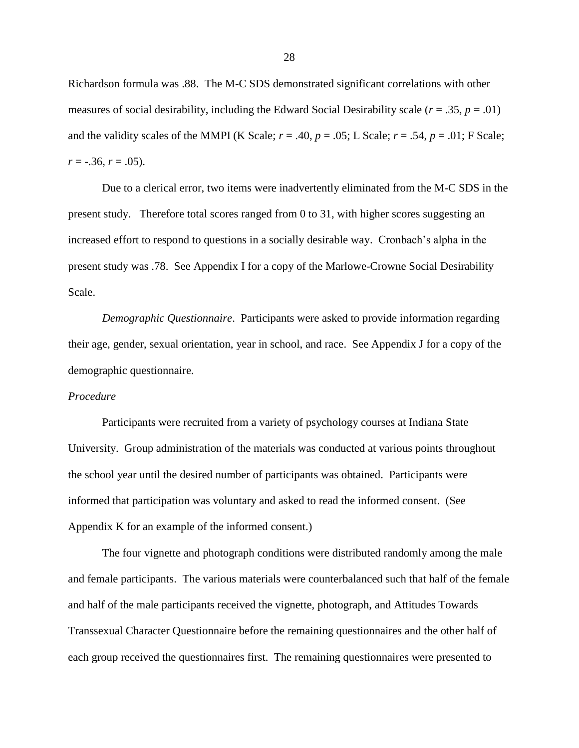Richardson formula was .88. The M-C SDS demonstrated significant correlations with other measures of social desirability, including the Edward Social Desirability scale ($r = .35$, $p = .01$) and the validity scales of the MMPI (K Scale; $r = .40$, $p = .05$; L Scale; $r = .54$, $p = .01$; F Scale; $r = -.36$, $r = .05$).

Due to a clerical error, two items were inadvertently eliminated from the M-C SDS in the present study. Therefore total scores ranged from 0 to 31, with higher scores suggesting an increased effort to respond to questions in a socially desirable way. Cronbach's alpha in the present study was .78. See Appendix I for a copy of the Marlowe-Crowne Social Desirability Scale.

*Demographic Questionnaire*. Participants were asked to provide information regarding their age, gender, sexual orientation, year in school, and race. See Appendix J for a copy of the demographic questionnaire.

*Procedure*

Participants were recruited from a variety of psychology courses at Indiana State University. Group administration of the materials was conducted at various points throughout the school year until the desired number of participants was obtained. Participants were informed that participation was voluntary and asked to read the informed consent. (See Appendix K for an example of the informed consent.)

The four vignette and photograph conditions were distributed randomly among the male and female participants. The various materials were counterbalanced such that half of the female and half of the male participants received the vignette, photograph, and Attitudes Towards Transsexual Character Questionnaire before the remaining questionnaires and the other half of each group received the questionnaires first. The remaining questionnaires were presented to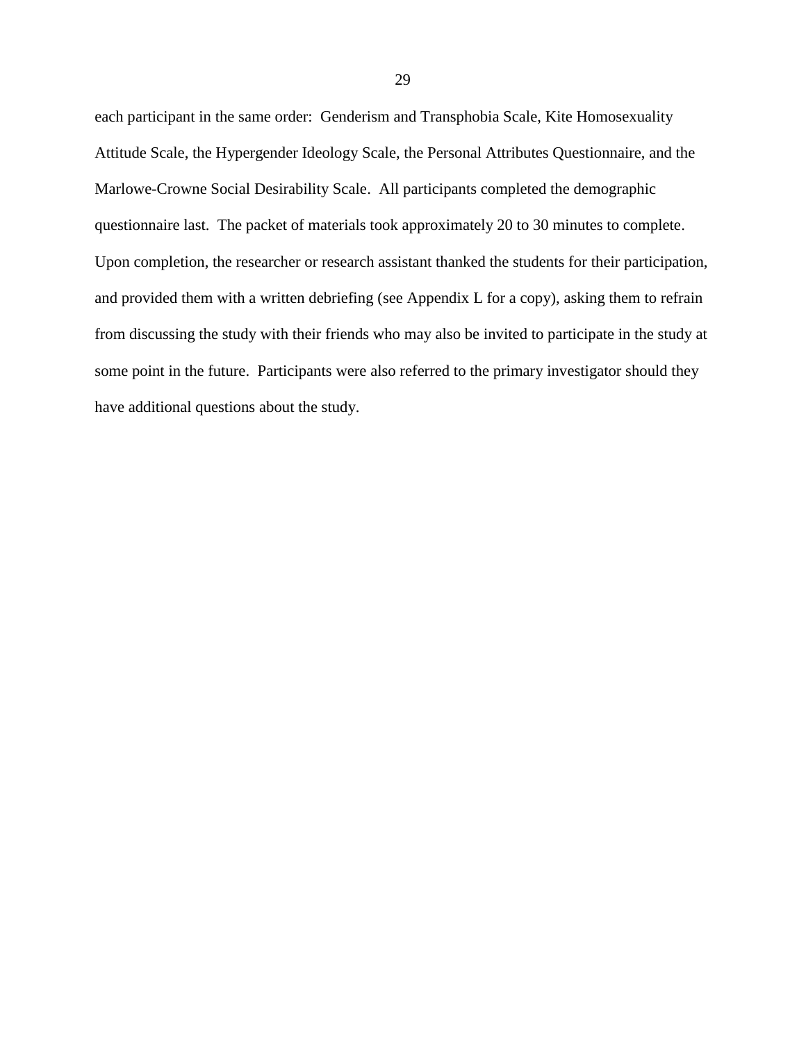each participant in the same order: Genderism and Transphobia Scale, Kite Homosexuality Attitude Scale, the Hypergender Ideology Scale, the Personal Attributes Questionnaire, and the Marlowe-Crowne Social Desirability Scale. All participants completed the demographic questionnaire last. The packet of materials took approximately 20 to 30 minutes to complete. Upon completion, the researcher or research assistant thanked the students for their participation, and provided them with a written debriefing (see Appendix L for a copy), asking them to refrain from discussing the study with their friends who may also be invited to participate in the study at some point in the future. Participants were also referred to the primary investigator should they have additional questions about the study.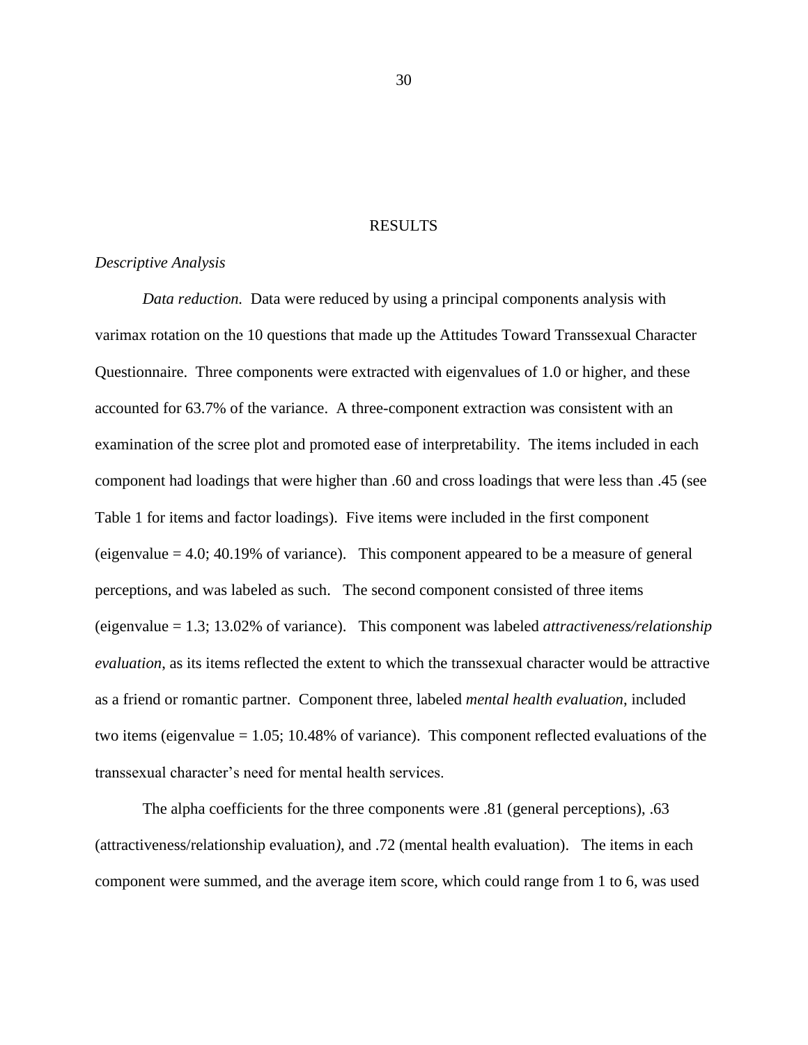# RESULTS

*Descriptive Analysis*

*Data reduction.* Data were reduced by using a principal components analysis with varimax rotation on the 10 questions that made up the Attitudes Toward Transsexual Character Questionnaire. Three components were extracted with eigenvalues of 1.0 or higher, and these accounted for 63.7% of the variance. A three-component extraction was consistent with an examination of the scree plot and promoted ease of interpretability. The items included in each component had loadings that were higher than .60 and cross loadings that were less than .45 (see Table 1 for items and factor loadings). Five items were included in the first component (eigenvalue = 4.0; 40.19% of variance). This component appeared to be a measure of general perceptions, and was labeled as such. The second component consisted of three items (eigenvalue = 1.3; 13.02% of variance). This component was labeled *attractiveness/relationship evaluation*, as its items reflected the extent to which the transsexual character would be attractive as a friend or romantic partner. Component three, labeled *mental health evaluation*, included two items (eigenvalue = 1.05; 10.48% of variance). This component reflected evaluations of the transsexual character's need for mental health services.

The alpha coefficients for the three components were .81 (general perceptions), .63 (attractiveness/relationship evaluation*)*, and .72 (mental health evaluation). The items in each component were summed, and the average item score, which could range from 1 to 6, was used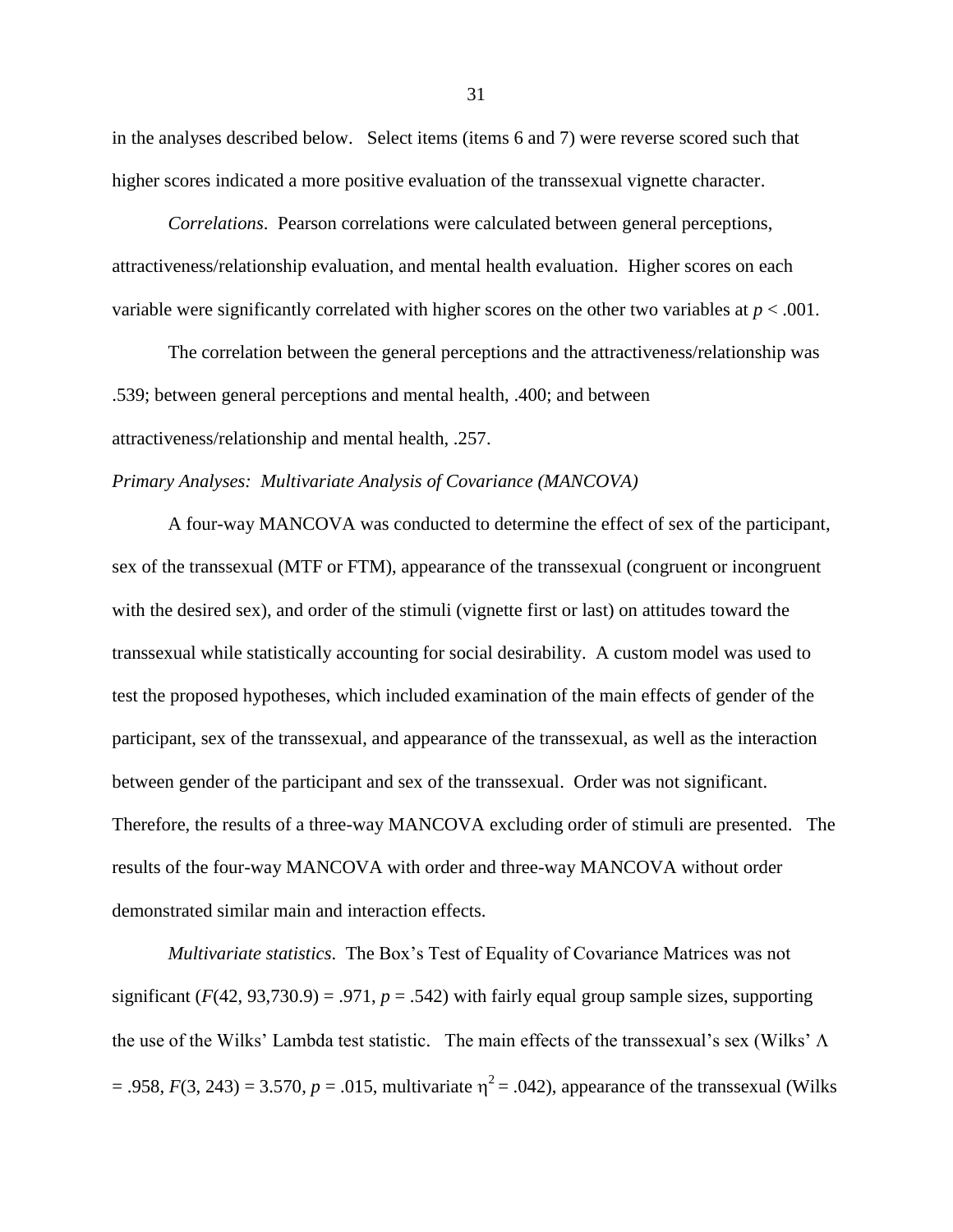in the analyses described below. Select items (items 6 and 7) were reverse scored such that higher scores indicated a more positive evaluation of the transsexual vignette character.

*Correlations*. Pearson correlations were calculated between general perceptions, attractiveness/relationship evaluation, and mental health evaluation. Higher scores on each variable were significantly correlated with higher scores on the other two variables at $p < .001$.

The correlation between the general perceptions and the attractiveness/relationship was .539; between general perceptions and mental health, .400; and between attractiveness/relationship and mental health, .257.

*Primary Analyses: Multivariate Analysis of Covariance (MANCOVA)*

A four-way MANCOVA was conducted to determine the effect of sex of the participant, sex of the transsexual (MTF or FTM), appearance of the transsexual (congruent or incongruent with the desired sex), and order of the stimuli (vignette first or last) on attitudes toward the transsexual while statistically accounting for social desirability. A custom model was used to test the proposed hypotheses, which included examination of the main effects of gender of the participant, sex of the transsexual, and appearance of the transsexual, as well as the interaction between gender of the participant and sex of the transsexual. Order was not significant. Therefore, the results of a three-way MANCOVA excluding order of stimuli are presented. The results of the four-way MANCOVA with order and three-way MANCOVA without order demonstrated similar main and interaction effects.

*Multivariate statistics*. The Box's Test of Equality of Covariance Matrices was not significant ($F(42, 93{,}730.9) = .971$, $p = .542$) with fairly equal group sample sizes, supporting the use of the Wilks' Lambda test statistic. The main effects of the transsexual's sex (Wilks' $\Lambda = .958$, $F(3, 243) = 3.570$, $p = .015$, multivariate $\eta^2 = .042$), appearance of the transsexual (Wilks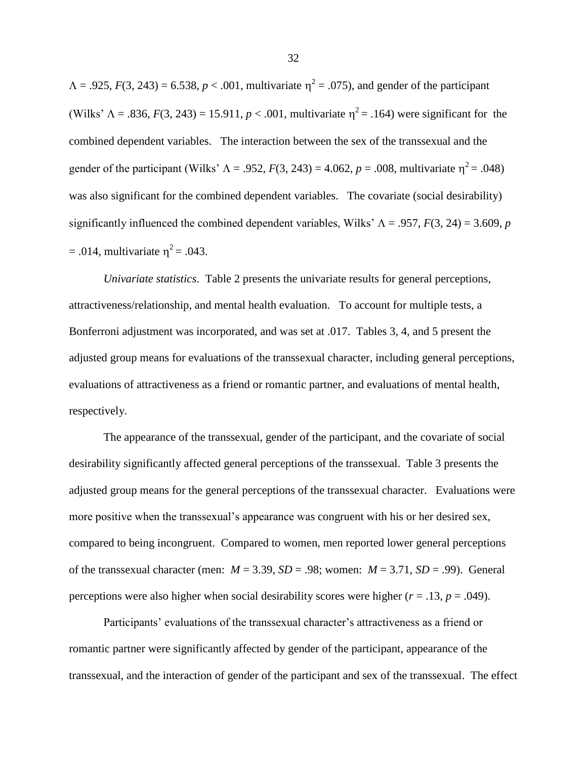$\Lambda = .925$, $F(3, 243) = 6.538$, $p < .001$, multivariate $\eta^2 = .075$), and gender of the participant (Wilks' $\Lambda = .836$, $F(3, 243) = 15.911$, $p < .001$, multivariate $\eta^2 = .164$) were significant for the combined dependent variables. The interaction between the sex of the transsexual and the gender of the participant (Wilks' $\Lambda = .952$, $F(3, 243) = 4.062$, $p = .008$, multivariate $\eta^2 = .048$) was also significant for the combined dependent variables. The covariate (social desirability) significantly influenced the combined dependent variables, Wilks' $\Lambda = .957$, $F(3, 24) = 3.609$, $p = .014$, multivariate $\eta^2 = .043$.

*Univariate statistics*. Table 2 presents the univariate results for general perceptions, attractiveness/relationship, and mental health evaluation. To account for multiple tests, a Bonferroni adjustment was incorporated, and was set at .017. Tables 3, 4, and 5 present the adjusted group means for evaluations of the transsexual character, including general perceptions, evaluations of attractiveness as a friend or romantic partner, and evaluations of mental health, respectively.

The appearance of the transsexual, gender of the participant, and the covariate of social desirability significantly affected general perceptions of the transsexual. Table 3 presents the adjusted group means for the general perceptions of the transsexual character. Evaluations were more positive when the transsexual's appearance was congruent with his or her desired sex, compared to being incongruent. Compared to women, men reported lower general perceptions of the transsexual character (men: $M = 3.39$, $SD = .98$; women: $M = 3.71$, $SD = .99$). General perceptions were also higher when social desirability scores were higher ($r = .13$, $p = .049$).

Participants' evaluations of the transsexual character's attractiveness as a friend or romantic partner were significantly affected by gender of the participant, appearance of the transsexual, and the interaction of gender of the participant and sex of the transsexual. The effect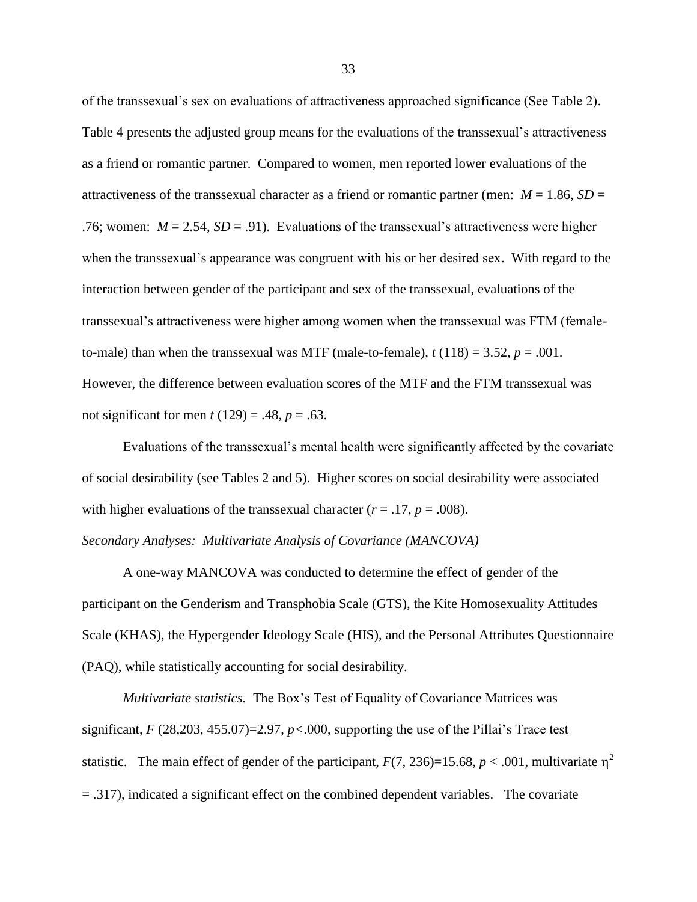of the transsexual's sex on evaluations of attractiveness approached significance (See Table 2). Table 4 presents the adjusted group means for the evaluations of the transsexual's attractiveness as a friend or romantic partner. Compared to women, men reported lower evaluations of the attractiveness of the transsexual character as a friend or romantic partner (men: $M = 1.86$, $SD = .76$; women: $M = 2.54$, $SD = .91$). Evaluations of the transsexual's attractiveness were higher when the transsexual's appearance was congruent with his or her desired sex. With regard to the interaction between gender of the participant and sex of the transsexual, evaluations of the transsexual's attractiveness were higher among women when the transsexual was FTM (female-to-male) than when the transsexual was MTF (male-to-female), $t\,(118) = 3.52$, $p = .001$. However, the difference between evaluation scores of the MTF and the FTM transsexual was not significant for men $t\,(129) = .48$, $p = .63$.

Evaluations of the transsexual's mental health were significantly affected by the covariate of social desirability (see Tables 2 and 5). Higher scores on social desirability were associated with higher evaluations of the transsexual character ($r = .17$, $p = .008$).

*Secondary Analyses: Multivariate Analysis of Covariance (MANCOVA)*

A one-way MANCOVA was conducted to determine the effect of gender of the participant on the Genderism and Transphobia Scale (GTS), the Kite Homosexuality Attitudes Scale (KHAS), the Hypergender Ideology Scale (HIS), and the Personal Attributes Questionnaire (PAQ), while statistically accounting for social desirability.

*Multivariate statistics*. The Box's Test of Equality of Covariance Matrices was significant, $F$ (28,203, 455.07)=2.97, $p<.000$, supporting the use of the Pillai's Trace test statistic. The main effect of gender of the participant, $F(7, 236)=15.68$, $p < .001$, multivariate $\eta^2 = .317$), indicated a significant effect on the combined dependent variables. The covariate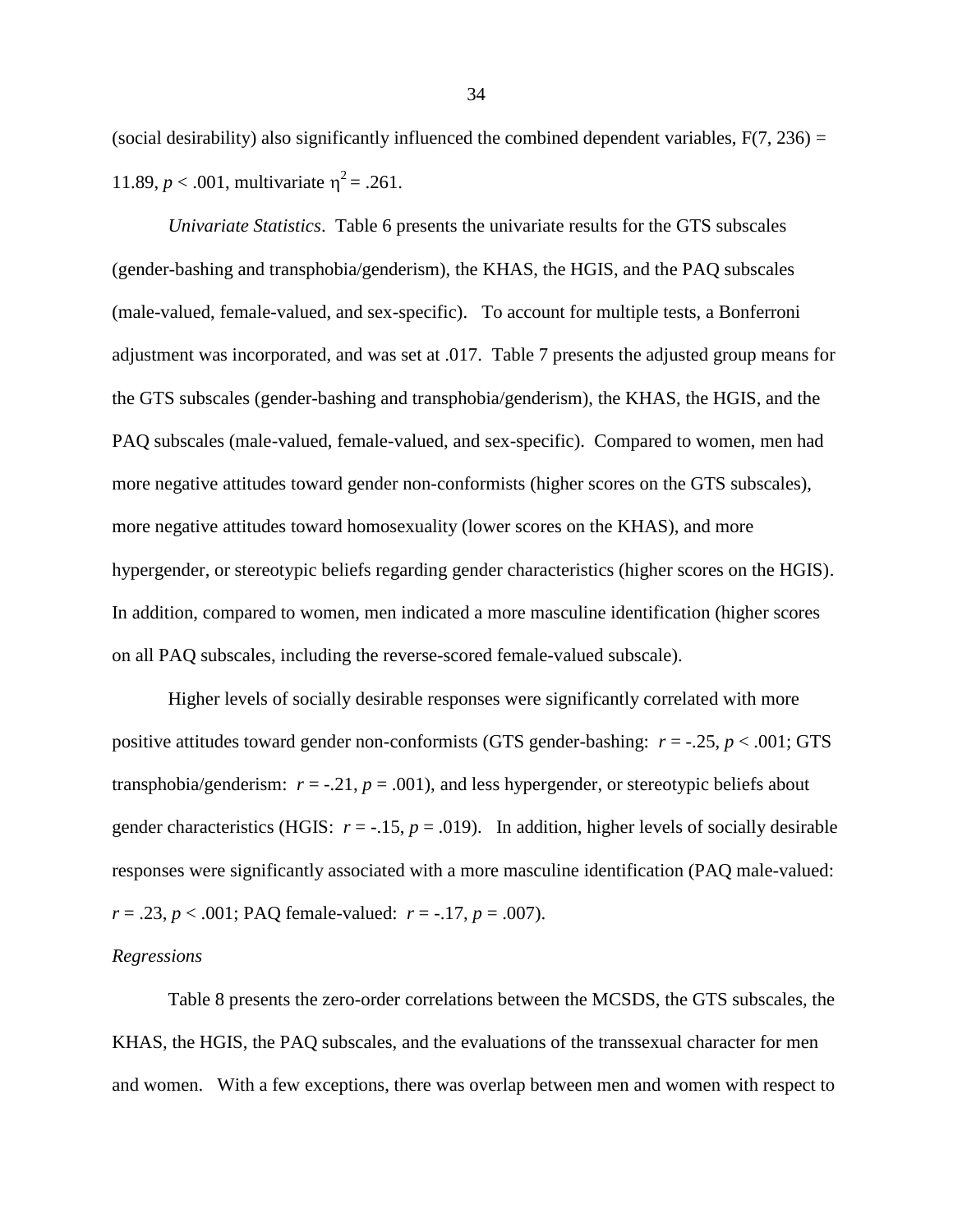(social desirability) also significantly influenced the combined dependent variables, $F(7, 236) = 11.89$, $p < .001$, multivariate $\eta^2 = .261$.

*Univariate Statistics*. Table 6 presents the univariate results for the GTS subscales (gender-bashing and transphobia/genderism), the KHAS, the HGIS, and the PAQ subscales (male-valued, female-valued, and sex-specific). To account for multiple tests, a Bonferroni adjustment was incorporated, and was set at .017. Table 7 presents the adjusted group means for the GTS subscales (gender-bashing and transphobia/genderism), the KHAS, the HGIS, and the PAQ subscales (male-valued, female-valued, and sex-specific). Compared to women, men had more negative attitudes toward gender non-conformists (higher scores on the GTS subscales), more negative attitudes toward homosexuality (lower scores on the KHAS), and more hypergender, or stereotypic beliefs regarding gender characteristics (higher scores on the HGIS). In addition, compared to women, men indicated a more masculine identification (higher scores on all PAQ subscales, including the reverse-scored female-valued subscale).

Higher levels of socially desirable responses were significantly correlated with more positive attitudes toward gender non-conformists (GTS gender-bashing: $r = -.25$, $p < .001$; GTS transphobia/genderism: $r = -.21$, $p = .001$), and less hypergender, or stereotypic beliefs about gender characteristics (HGIS: $r = -.15$, $p = .019$). In addition, higher levels of socially desirable responses were significantly associated with a more masculine identification (PAQ male-valued: $r = .23$, $p < .001$; PAQ female-valued: $r = -.17$, $p = .007$).

*Regressions*

Table 8 presents the zero-order correlations between the MCSDS, the GTS subscales, the KHAS, the HGIS, the PAQ subscales, and the evaluations of the transsexual character for men and women. With a few exceptions, there was overlap between men and women with respect to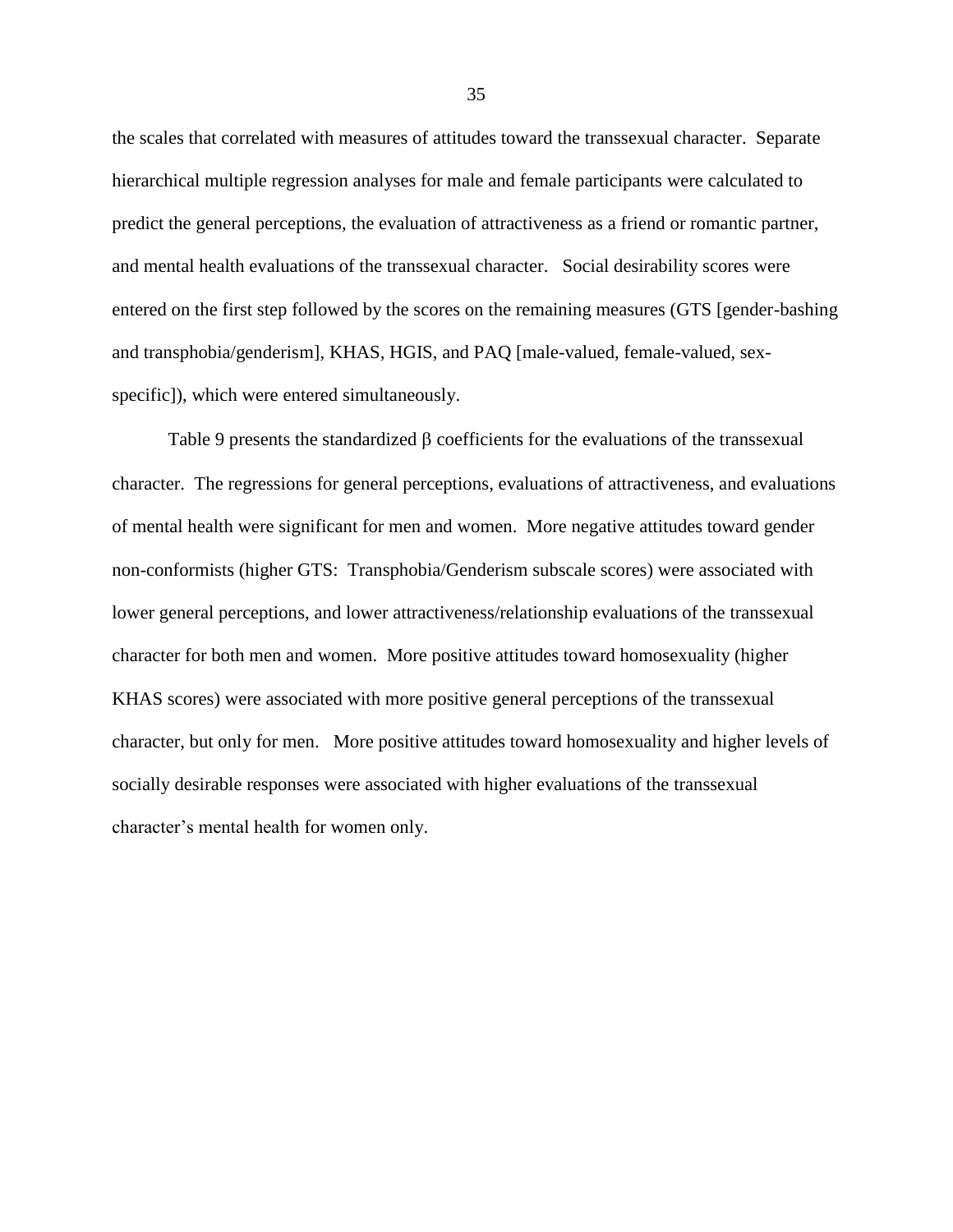the scales that correlated with measures of attitudes toward the transsexual character. Separate hierarchical multiple regression analyses for male and female participants were calculated to predict the general perceptions, the evaluation of attractiveness as a friend or romantic partner, and mental health evaluations of the transsexual character. Social desirability scores were entered on the first step followed by the scores on the remaining measures (GTS [gender-bashing and transphobia/genderism], KHAS, HGIS, and PAQ [male-valued, female-valued, sex-specific]), which were entered simultaneously.

Table 9 presents the standardized β coefficients for the evaluations of the transsexual character. The regressions for general perceptions, evaluations of attractiveness, and evaluations of mental health were significant for men and women. More negative attitudes toward gender non-conformists (higher GTS: Transphobia/Genderism subscale scores) were associated with lower general perceptions, and lower attractiveness/relationship evaluations of the transsexual character for both men and women. More positive attitudes toward homosexuality (higher KHAS scores) were associated with more positive general perceptions of the transsexual character, but only for men. More positive attitudes toward homosexuality and higher levels of socially desirable responses were associated with higher evaluations of the transsexual character's mental health for women only.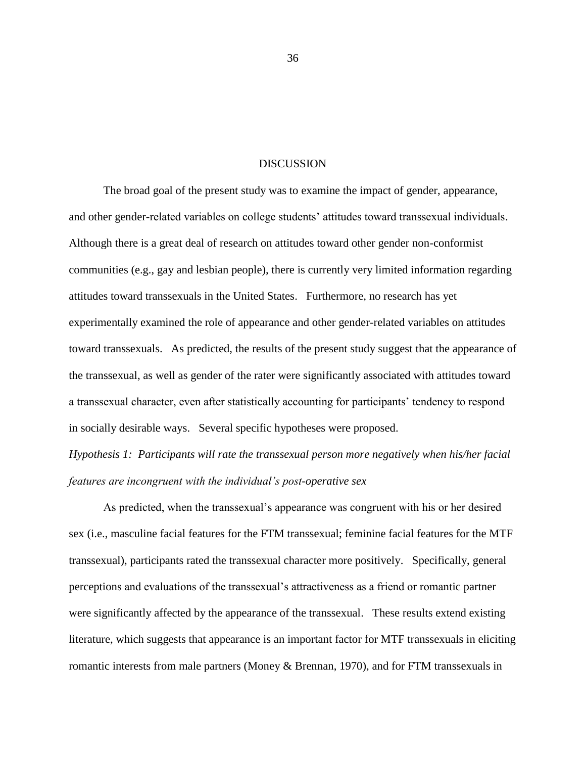# DISCUSSION

The broad goal of the present study was to examine the impact of gender, appearance, and other gender-related variables on college students' attitudes toward transsexual individuals. Although there is a great deal of research on attitudes toward other gender non-conformist communities (e.g., gay and lesbian people), there is currently very limited information regarding attitudes toward transsexuals in the United States. Furthermore, no research has yet experimentally examined the role of appearance and other gender-related variables on attitudes toward transsexuals. As predicted, the results of the present study suggest that the appearance of the transsexual, as well as gender of the rater were significantly associated with attitudes toward a transsexual character, even after statistically accounting for participants' tendency to respond in socially desirable ways. Several specific hypotheses were proposed.

*Hypothesis 1: Participants will rate the transsexual person more negatively when his/her facial features are incongruent with the individual's post-operative sex*

As predicted, when the transsexual's appearance was congruent with his or her desired sex (i.e., masculine facial features for the FTM transsexual; feminine facial features for the MTF transsexual), participants rated the transsexual character more positively. Specifically, general perceptions and evaluations of the transsexual's attractiveness as a friend or romantic partner were significantly affected by the appearance of the transsexual. These results extend existing literature, which suggests that appearance is an important factor for MTF transsexuals in eliciting romantic interests from male partners (Money & Brennan, 1970), and for FTM transsexuals in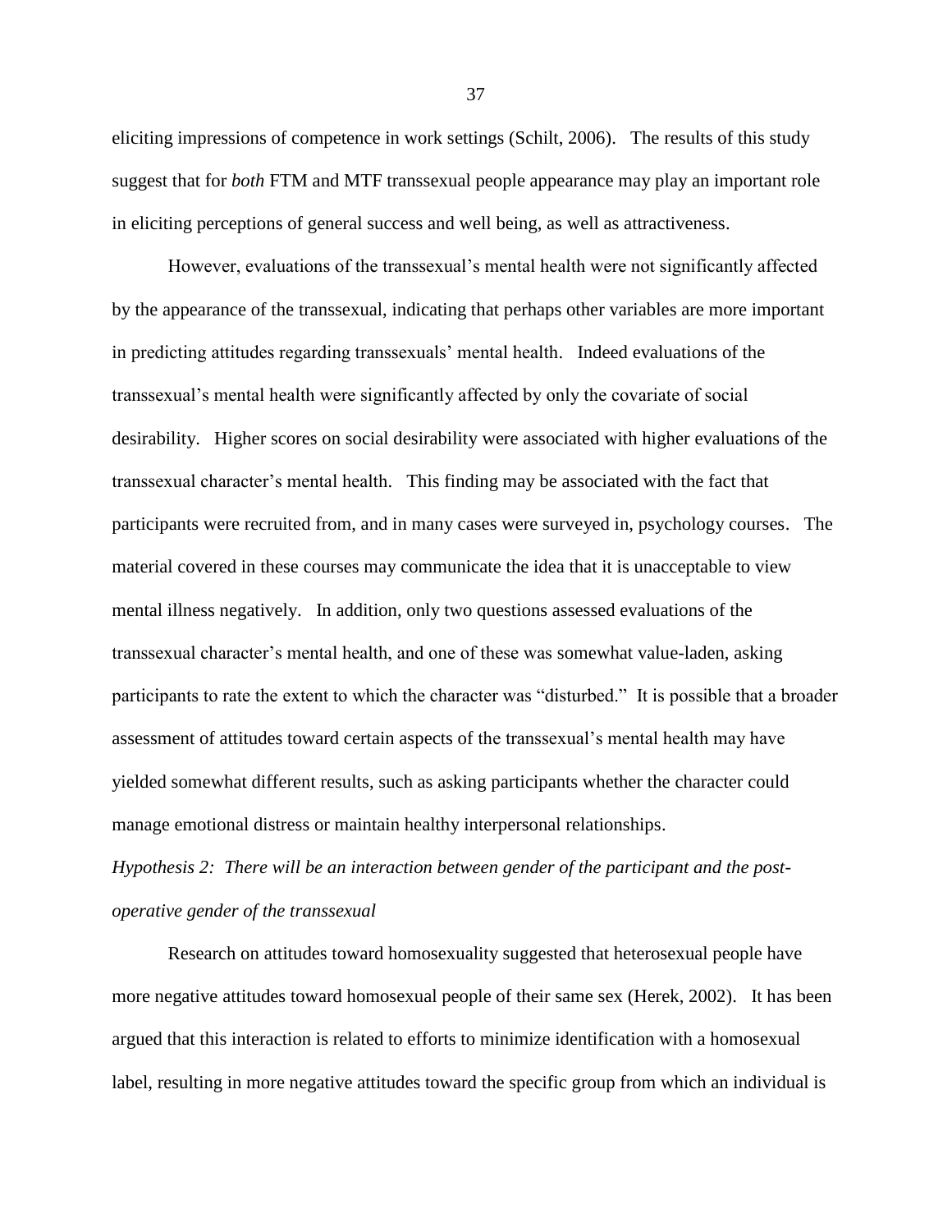eliciting impressions of competence in work settings (Schilt, 2006). The results of this study suggest that for *both* FTM and MTF transsexual people appearance may play an important role in eliciting perceptions of general success and well being, as well as attractiveness.

However, evaluations of the transsexual's mental health were not significantly affected by the appearance of the transsexual, indicating that perhaps other variables are more important in predicting attitudes regarding transsexuals' mental health. Indeed evaluations of the transsexual's mental health were significantly affected by only the covariate of social desirability. Higher scores on social desirability were associated with higher evaluations of the transsexual character's mental health. This finding may be associated with the fact that participants were recruited from, and in many cases were surveyed in, psychology courses. The material covered in these courses may communicate the idea that it is unacceptable to view mental illness negatively. In addition, only two questions assessed evaluations of the transsexual character's mental health, and one of these was somewhat value-laden, asking participants to rate the extent to which the character was "disturbed." It is possible that a broader assessment of attitudes toward certain aspects of the transsexual's mental health may have yielded somewhat different results, such as asking participants whether the character could manage emotional distress or maintain healthy interpersonal relationships.

*Hypothesis 2: There will be an interaction between gender of the participant and the post-operative gender of the transsexual*

Research on attitudes toward homosexuality suggested that heterosexual people have more negative attitudes toward homosexual people of their same sex (Herek, 2002). It has been argued that this interaction is related to efforts to minimize identification with a homosexual label, resulting in more negative attitudes toward the specific group from which an individual is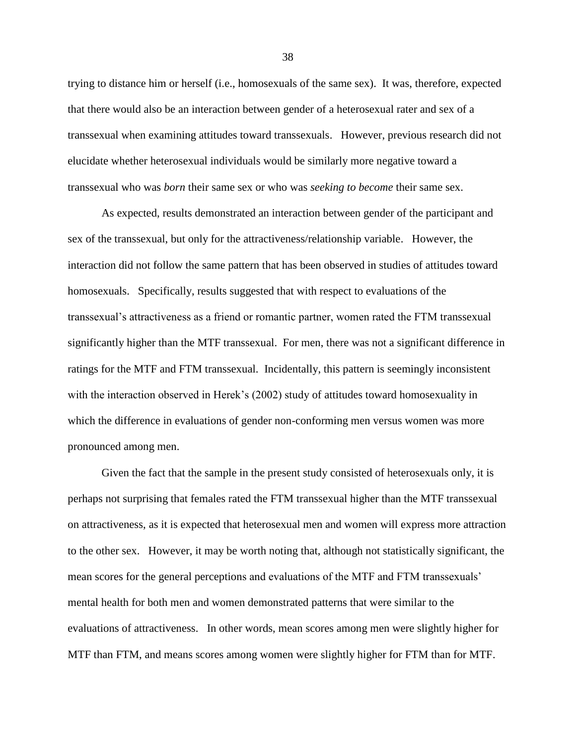trying to distance him or herself (i.e., homosexuals of the same sex). It was, therefore, expected that there would also be an interaction between gender of a heterosexual rater and sex of a transsexual when examining attitudes toward transsexuals. However, previous research did not elucidate whether heterosexual individuals would be similarly more negative toward a transsexual who was *born* their same sex or who was *seeking to become* their same sex.

As expected, results demonstrated an interaction between gender of the participant and sex of the transsexual, but only for the attractiveness/relationship variable. However, the interaction did not follow the same pattern that has been observed in studies of attitudes toward homosexuals. Specifically, results suggested that with respect to evaluations of the transsexual's attractiveness as a friend or romantic partner, women rated the FTM transsexual significantly higher than the MTF transsexual. For men, there was not a significant difference in ratings for the MTF and FTM transsexual. Incidentally, this pattern is seemingly inconsistent with the interaction observed in Herek's (2002) study of attitudes toward homosexuality in which the difference in evaluations of gender non-conforming men versus women was more pronounced among men.

Given the fact that the sample in the present study consisted of heterosexuals only, it is perhaps not surprising that females rated the FTM transsexual higher than the MTF transsexual on attractiveness, as it is expected that heterosexual men and women will express more attraction to the other sex. However, it may be worth noting that, although not statistically significant, the mean scores for the general perceptions and evaluations of the MTF and FTM transsexuals' mental health for both men and women demonstrated patterns that were similar to the evaluations of attractiveness. In other words, mean scores among men were slightly higher for MTF than FTM, and means scores among women were slightly higher for FTM than for MTF.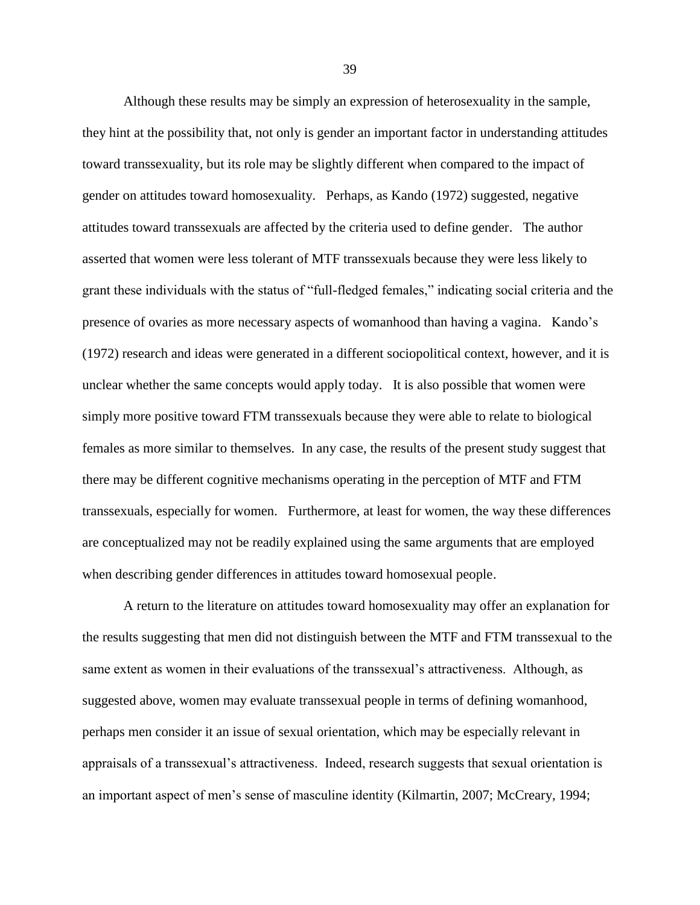Although these results may be simply an expression of heterosexuality in the sample, they hint at the possibility that, not only is gender an important factor in understanding attitudes toward transsexuality, but its role may be slightly different when compared to the impact of gender on attitudes toward homosexuality. Perhaps, as Kando (1972) suggested, negative attitudes toward transsexuals are affected by the criteria used to define gender. The author asserted that women were less tolerant of MTF transsexuals because they were less likely to grant these individuals with the status of "full-fledged females," indicating social criteria and the presence of ovaries as more necessary aspects of womanhood than having a vagina. Kando's (1972) research and ideas were generated in a different sociopolitical context, however, and it is unclear whether the same concepts would apply today. It is also possible that women were simply more positive toward FTM transsexuals because they were able to relate to biological females as more similar to themselves. In any case, the results of the present study suggest that there may be different cognitive mechanisms operating in the perception of MTF and FTM transsexuals, especially for women. Furthermore, at least for women, the way these differences are conceptualized may not be readily explained using the same arguments that are employed when describing gender differences in attitudes toward homosexual people.

A return to the literature on attitudes toward homosexuality may offer an explanation for the results suggesting that men did not distinguish between the MTF and FTM transsexual to the same extent as women in their evaluations of the transsexual's attractiveness. Although, as suggested above, women may evaluate transsexual people in terms of defining womanhood, perhaps men consider it an issue of sexual orientation, which may be especially relevant in appraisals of a transsexual's attractiveness. Indeed, research suggests that sexual orientation is an important aspect of men's sense of masculine identity (Kilmartin, 2007; McCreary, 1994;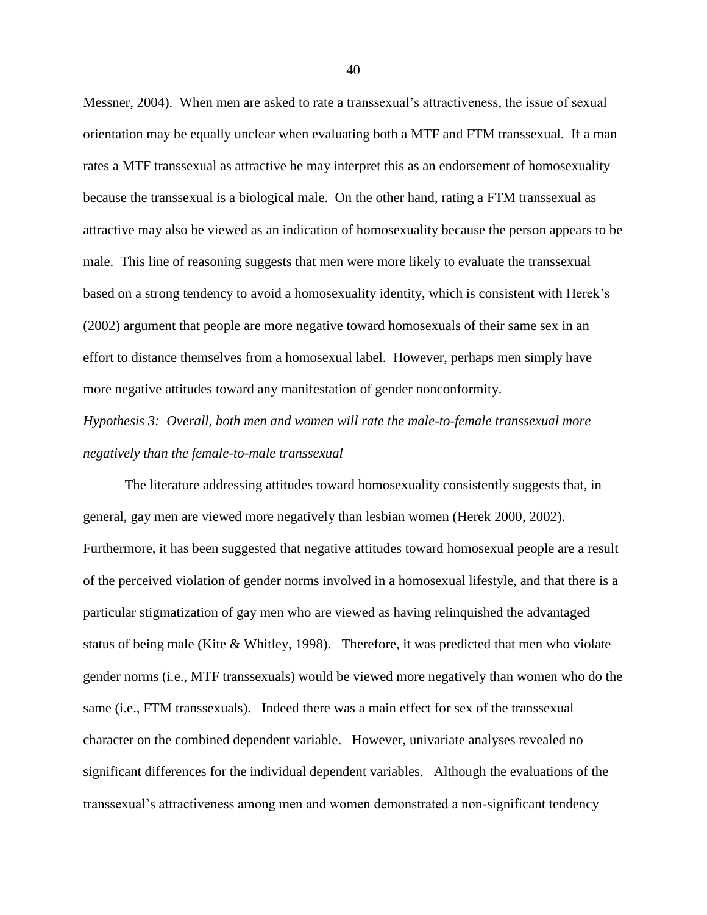Messner, 2004). When men are asked to rate a transsexual's attractiveness, the issue of sexual orientation may be equally unclear when evaluating both a MTF and FTM transsexual. If a man rates a MTF transsexual as attractive he may interpret this as an endorsement of homosexuality because the transsexual is a biological male. On the other hand, rating a FTM transsexual as attractive may also be viewed as an indication of homosexuality because the person appears to be male. This line of reasoning suggests that men were more likely to evaluate the transsexual based on a strong tendency to avoid a homosexuality identity, which is consistent with Herek's (2002) argument that people are more negative toward homosexuals of their same sex in an effort to distance themselves from a homosexual label. However, perhaps men simply have more negative attitudes toward any manifestation of gender nonconformity.

*Hypothesis 3: Overall, both men and women will rate the male-to-female transsexual more negatively than the female-to-male transsexual*

The literature addressing attitudes toward homosexuality consistently suggests that, in general, gay men are viewed more negatively than lesbian women (Herek 2000, 2002). Furthermore, it has been suggested that negative attitudes toward homosexual people are a result of the perceived violation of gender norms involved in a homosexual lifestyle, and that there is a particular stigmatization of gay men who are viewed as having relinquished the advantaged status of being male (Kite & Whitley, 1998). Therefore, it was predicted that men who violate gender norms (i.e., MTF transsexuals) would be viewed more negatively than women who do the same (i.e., FTM transsexuals). Indeed there was a main effect for sex of the transsexual character on the combined dependent variable. However, univariate analyses revealed no significant differences for the individual dependent variables. Although the evaluations of the transsexual's attractiveness among men and women demonstrated a non-significant tendency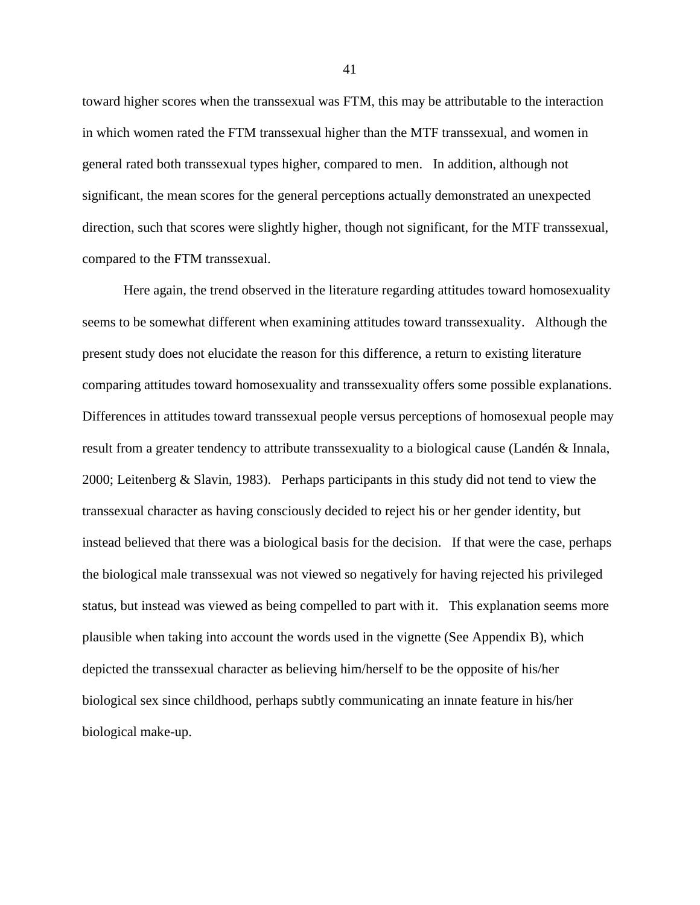toward higher scores when the transsexual was FTM, this may be attributable to the interaction in which women rated the FTM transsexual higher than the MTF transsexual, and women in general rated both transsexual types higher, compared to men. In addition, although not significant, the mean scores for the general perceptions actually demonstrated an unexpected direction, such that scores were slightly higher, though not significant, for the MTF transsexual, compared to the FTM transsexual.

Here again, the trend observed in the literature regarding attitudes toward homosexuality seems to be somewhat different when examining attitudes toward transsexuality. Although the present study does not elucidate the reason for this difference, a return to existing literature comparing attitudes toward homosexuality and transsexuality offers some possible explanations. Differences in attitudes toward transsexual people versus perceptions of homosexual people may result from a greater tendency to attribute transsexuality to a biological cause (Landén & Innala, 2000; Leitenberg & Slavin, 1983). Perhaps participants in this study did not tend to view the transsexual character as having consciously decided to reject his or her gender identity, but instead believed that there was a biological basis for the decision. If that were the case, perhaps the biological male transsexual was not viewed so negatively for having rejected his privileged status, but instead was viewed as being compelled to part with it. This explanation seems more plausible when taking into account the words used in the vignette (See Appendix B), which depicted the transsexual character as believing him/herself to be the opposite of his/her biological sex since childhood, perhaps subtly communicating an innate feature in his/her biological make-up.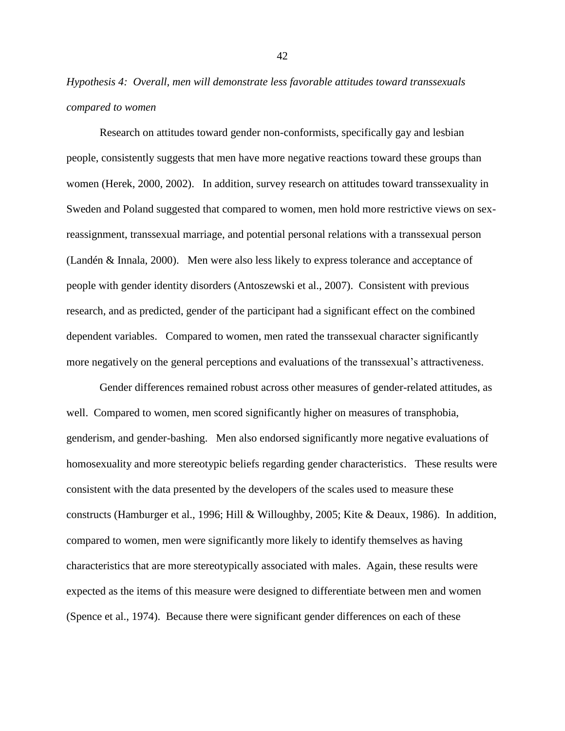*Hypothesis 4: Overall, men will demonstrate less favorable attitudes toward transsexuals compared to women*

Research on attitudes toward gender non-conformists, specifically gay and lesbian people, consistently suggests that men have more negative reactions toward these groups than women (Herek, 2000, 2002). In addition, survey research on attitudes toward transsexuality in Sweden and Poland suggested that compared to women, men hold more restrictive views on sex-reassignment, transsexual marriage, and potential personal relations with a transsexual person (Landén & Innala, 2000). Men were also less likely to express tolerance and acceptance of people with gender identity disorders (Antoszewski et al., 2007). Consistent with previous research, and as predicted, gender of the participant had a significant effect on the combined dependent variables. Compared to women, men rated the transsexual character significantly more negatively on the general perceptions and evaluations of the transsexual's attractiveness.

Gender differences remained robust across other measures of gender-related attitudes, as well. Compared to women, men scored significantly higher on measures of transphobia, genderism, and gender-bashing. Men also endorsed significantly more negative evaluations of homosexuality and more stereotypic beliefs regarding gender characteristics. These results were consistent with the data presented by the developers of the scales used to measure these constructs (Hamburger et al., 1996; Hill & Willoughby, 2005; Kite & Deaux, 1986). In addition, compared to women, men were significantly more likely to identify themselves as having characteristics that are more stereotypically associated with males. Again, these results were expected as the items of this measure were designed to differentiate between men and women (Spence et al., 1974). Because there were significant gender differences on each of these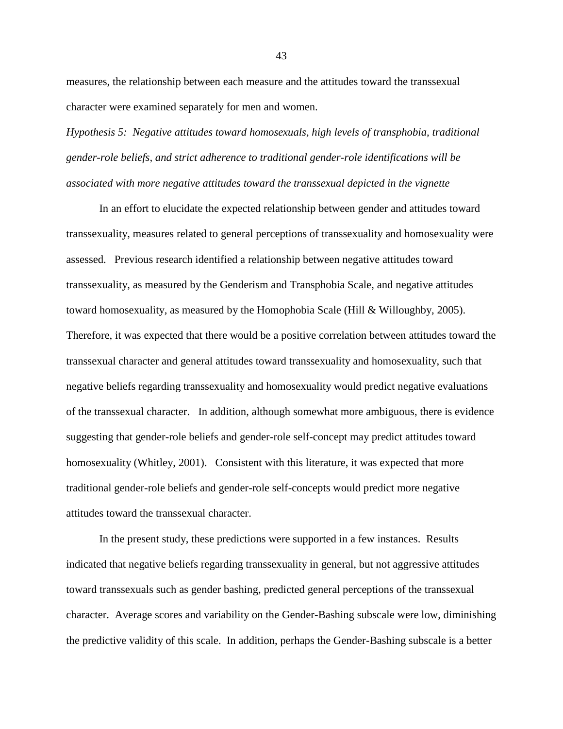measures, the relationship between each measure and the attitudes toward the transsexual character were examined separately for men and women.

*Hypothesis 5: Negative attitudes toward homosexuals, high levels of transphobia, traditional gender-role beliefs, and strict adherence to traditional gender-role identifications will be associated with more negative attitudes toward the transsexual depicted in the vignette*

In an effort to elucidate the expected relationship between gender and attitudes toward transsexuality, measures related to general perceptions of transsexuality and homosexuality were assessed. Previous research identified a relationship between negative attitudes toward transsexuality, as measured by the Genderism and Transphobia Scale, and negative attitudes toward homosexuality, as measured by the Homophobia Scale (Hill & Willoughby, 2005). Therefore, it was expected that there would be a positive correlation between attitudes toward the transsexual character and general attitudes toward transsexuality and homosexuality, such that negative beliefs regarding transsexuality and homosexuality would predict negative evaluations of the transsexual character. In addition, although somewhat more ambiguous, there is evidence suggesting that gender-role beliefs and gender-role self-concept may predict attitudes toward homosexuality (Whitley, 2001). Consistent with this literature, it was expected that more traditional gender-role beliefs and gender-role self-concepts would predict more negative attitudes toward the transsexual character.

In the present study, these predictions were supported in a few instances. Results indicated that negative beliefs regarding transsexuality in general, but not aggressive attitudes toward transsexuals such as gender bashing, predicted general perceptions of the transsexual character. Average scores and variability on the Gender-Bashing subscale were low, diminishing the predictive validity of this scale. In addition, perhaps the Gender-Bashing subscale is a better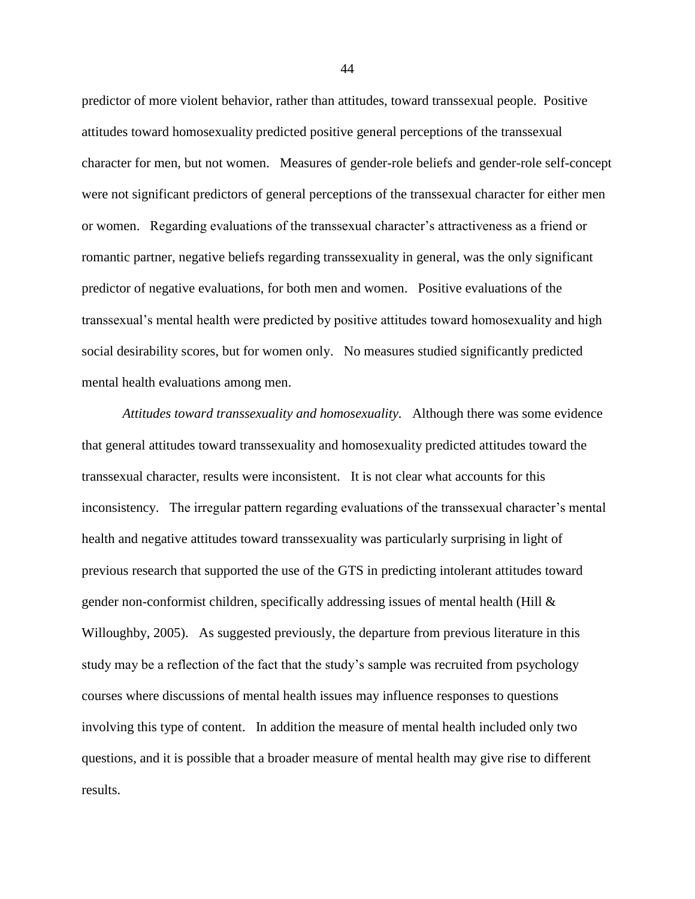predictor of more violent behavior, rather than attitudes, toward transsexual people. Positive attitudes toward homosexuality predicted positive general perceptions of the transsexual character for men, but not women. Measures of gender-role beliefs and gender-role self-concept were not significant predictors of general perceptions of the transsexual character for either men or women. Regarding evaluations of the transsexual character's attractiveness as a friend or romantic partner, negative beliefs regarding transsexuality in general, was the only significant predictor of negative evaluations, for both men and women. Positive evaluations of the transsexual's mental health were predicted by positive attitudes toward homosexuality and high social desirability scores, but for women only. No measures studied significantly predicted mental health evaluations among men.

*Attitudes toward transsexuality and homosexuality.* Although there was some evidence that general attitudes toward transsexuality and homosexuality predicted attitudes toward the transsexual character, results were inconsistent. It is not clear what accounts for this inconsistency. The irregular pattern regarding evaluations of the transsexual character's mental health and negative attitudes toward transsexuality was particularly surprising in light of previous research that supported the use of the GTS in predicting intolerant attitudes toward gender non-conformist children, specifically addressing issues of mental health (Hill & Willoughby, 2005). As suggested previously, the departure from previous literature in this study may be a reflection of the fact that the study's sample was recruited from psychology courses where discussions of mental health issues may influence responses to questions involving this type of content. In addition the measure of mental health included only two questions, and it is possible that a broader measure of mental health may give rise to different results.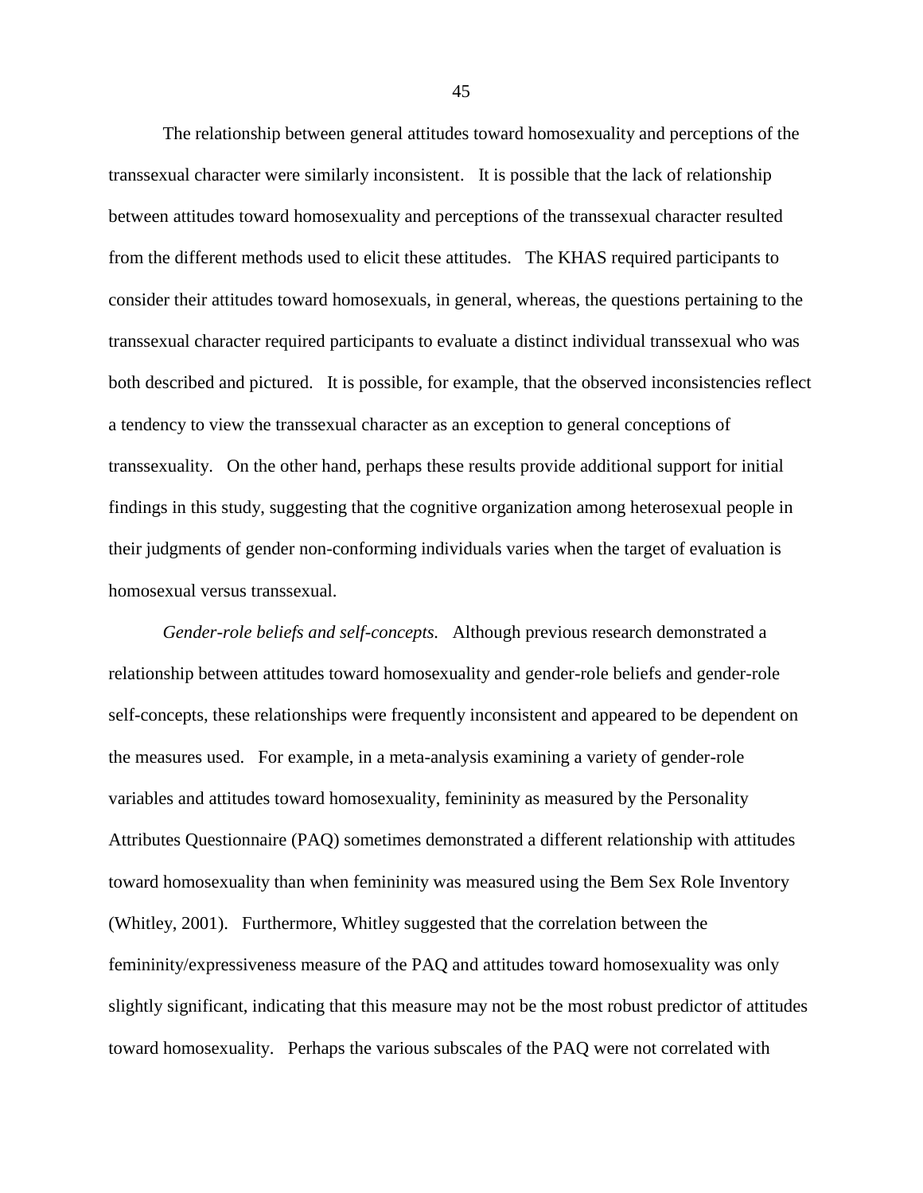The relationship between general attitudes toward homosexuality and perceptions of the transsexual character were similarly inconsistent. It is possible that the lack of relationship between attitudes toward homosexuality and perceptions of the transsexual character resulted from the different methods used to elicit these attitudes. The KHAS required participants to consider their attitudes toward homosexuals, in general, whereas, the questions pertaining to the transsexual character required participants to evaluate a distinct individual transsexual who was both described and pictured. It is possible, for example, that the observed inconsistencies reflect a tendency to view the transsexual character as an exception to general conceptions of transsexuality. On the other hand, perhaps these results provide additional support for initial findings in this study, suggesting that the cognitive organization among heterosexual people in their judgments of gender non-conforming individuals varies when the target of evaluation is homosexual versus transsexual.

*Gender-role beliefs and self-concepts.* Although previous research demonstrated a relationship between attitudes toward homosexuality and gender-role beliefs and gender-role self-concepts, these relationships were frequently inconsistent and appeared to be dependent on the measures used. For example, in a meta-analysis examining a variety of gender-role variables and attitudes toward homosexuality, femininity as measured by the Personality Attributes Questionnaire (PAQ) sometimes demonstrated a different relationship with attitudes toward homosexuality than when femininity was measured using the Bem Sex Role Inventory (Whitley, 2001). Furthermore, Whitley suggested that the correlation between the femininity/expressiveness measure of the PAQ and attitudes toward homosexuality was only slightly significant, indicating that this measure may not be the most robust predictor of attitudes toward homosexuality. Perhaps the various subscales of the PAQ were not correlated with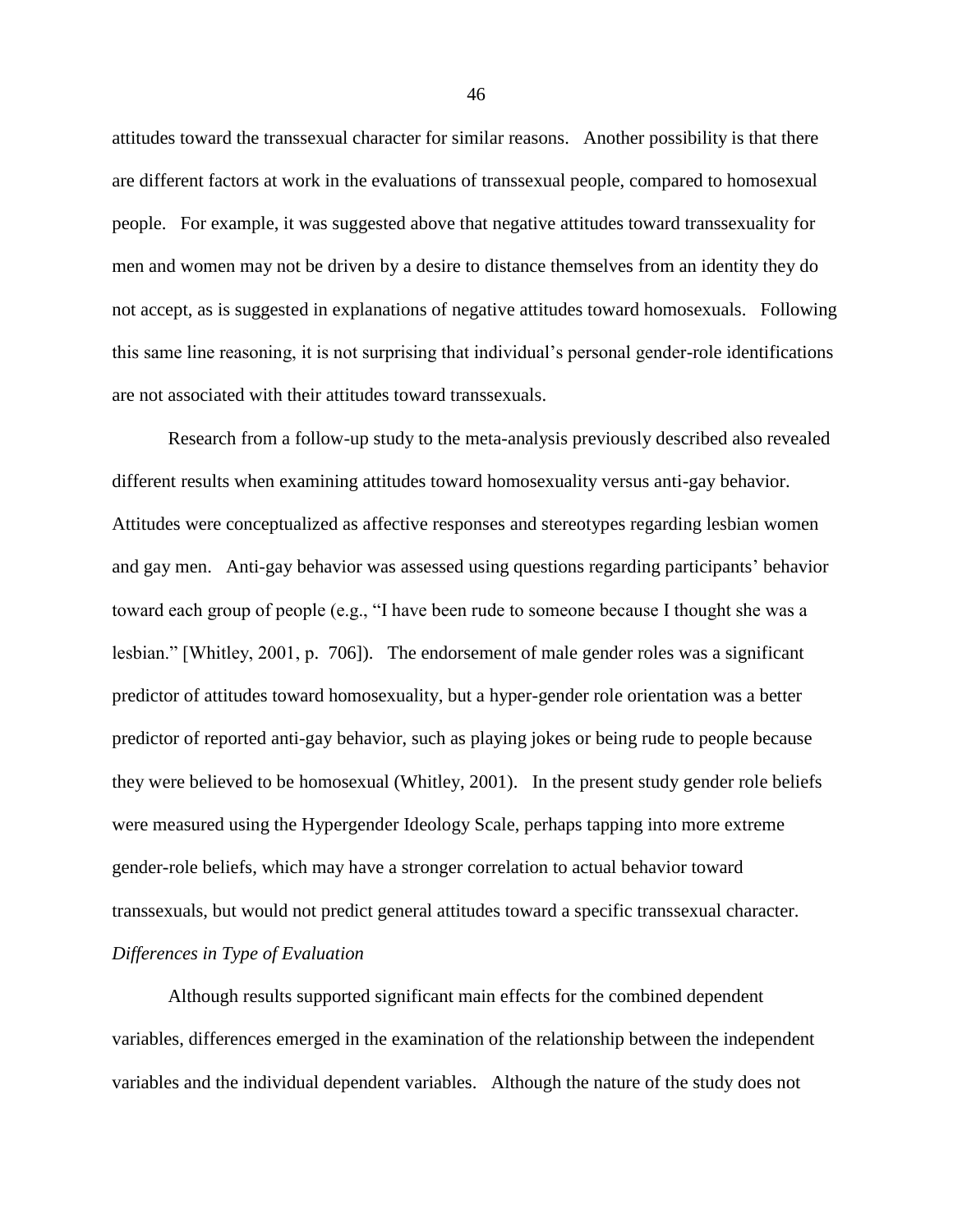attitudes toward the transsexual character for similar reasons. Another possibility is that there are different factors at work in the evaluations of transsexual people, compared to homosexual people. For example, it was suggested above that negative attitudes toward transsexuality for men and women may not be driven by a desire to distance themselves from an identity they do not accept, as is suggested in explanations of negative attitudes toward homosexuals. Following this same line reasoning, it is not surprising that individual's personal gender-role identifications are not associated with their attitudes toward transsexuals.

Research from a follow-up study to the meta-analysis previously described also revealed different results when examining attitudes toward homosexuality versus anti-gay behavior. Attitudes were conceptualized as affective responses and stereotypes regarding lesbian women and gay men. Anti-gay behavior was assessed using questions regarding participants' behavior toward each group of people (e.g., "I have been rude to someone because I thought she was a lesbian." [Whitley, 2001, p. 706]). The endorsement of male gender roles was a significant predictor of attitudes toward homosexuality, but a hyper-gender role orientation was a better predictor of reported anti-gay behavior, such as playing jokes or being rude to people because they were believed to be homosexual (Whitley, 2001). In the present study gender role beliefs were measured using the Hypergender Ideology Scale, perhaps tapping into more extreme gender-role beliefs, which may have a stronger correlation to actual behavior toward transsexuals, but would not predict general attitudes toward a specific transsexual character.

*Differences in Type of Evaluation*

Although results supported significant main effects for the combined dependent variables, differences emerged in the examination of the relationship between the independent variables and the individual dependent variables. Although the nature of the study does not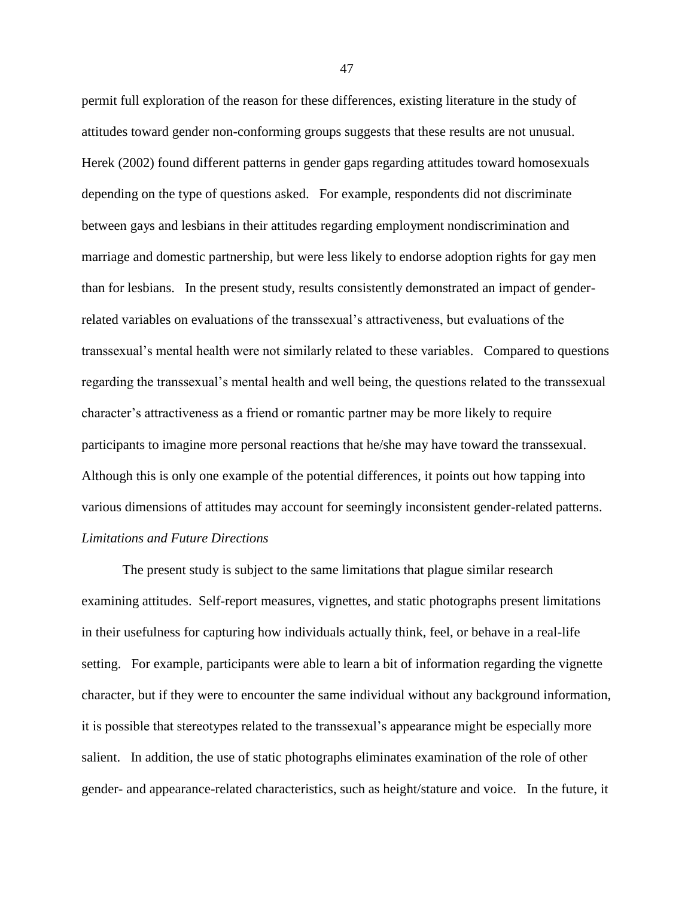permit full exploration of the reason for these differences, existing literature in the study of attitudes toward gender non-conforming groups suggests that these results are not unusual. Herek (2002) found different patterns in gender gaps regarding attitudes toward homosexuals depending on the type of questions asked. For example, respondents did not discriminate between gays and lesbians in their attitudes regarding employment nondiscrimination and marriage and domestic partnership, but were less likely to endorse adoption rights for gay men than for lesbians. In the present study, results consistently demonstrated an impact of gender-related variables on evaluations of the transsexual's attractiveness, but evaluations of the transsexual's mental health were not similarly related to these variables. Compared to questions regarding the transsexual's mental health and well being, the questions related to the transsexual character's attractiveness as a friend or romantic partner may be more likely to require participants to imagine more personal reactions that he/she may have toward the transsexual. Although this is only one example of the potential differences, it points out how tapping into various dimensions of attitudes may account for seemingly inconsistent gender-related patterns.

*Limitations and Future Directions*

The present study is subject to the same limitations that plague similar research examining attitudes. Self-report measures, vignettes, and static photographs present limitations in their usefulness for capturing how individuals actually think, feel, or behave in a real-life setting. For example, participants were able to learn a bit of information regarding the vignette character, but if they were to encounter the same individual without any background information, it is possible that stereotypes related to the transsexual's appearance might be especially more salient. In addition, the use of static photographs eliminates examination of the role of other gender- and appearance-related characteristics, such as height/stature and voice. In the future, it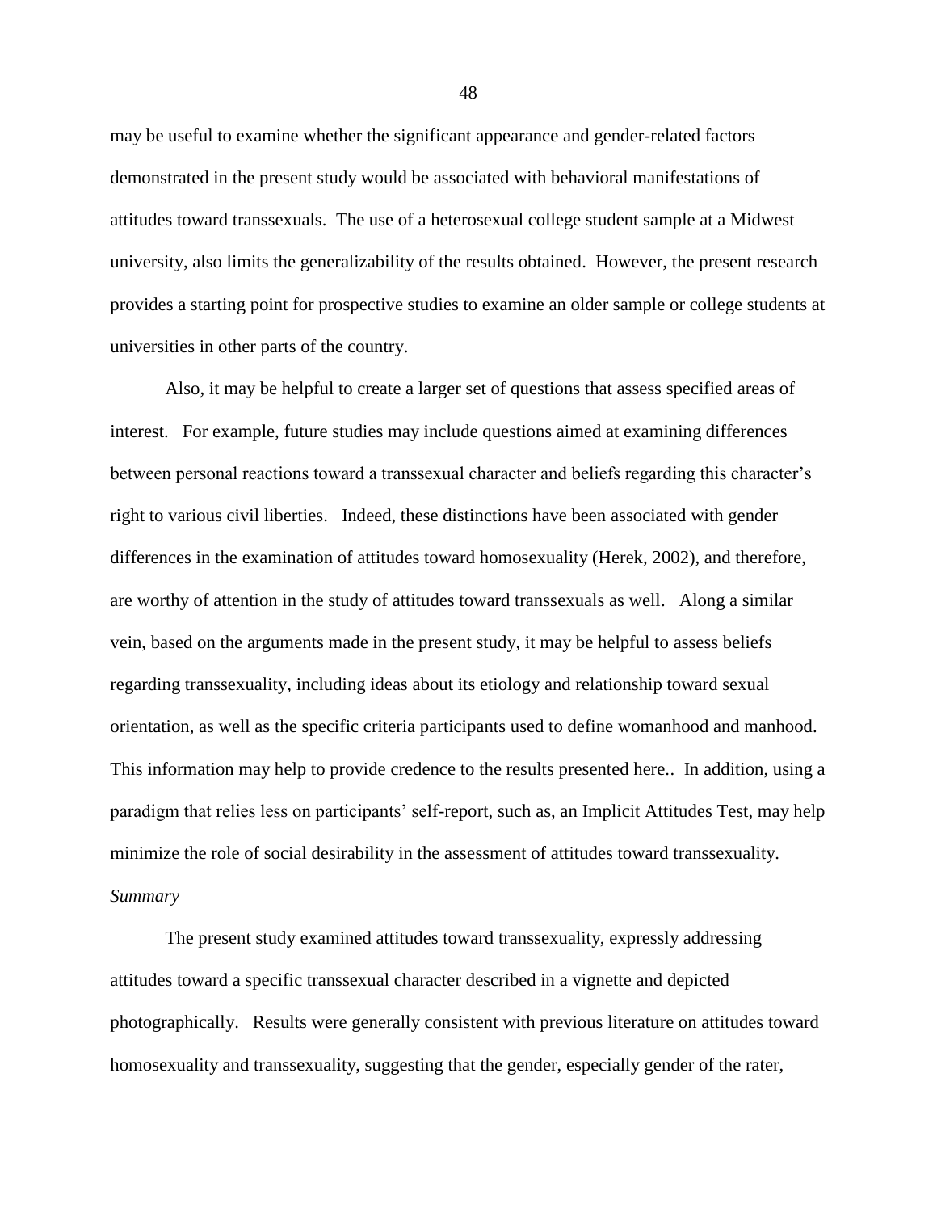may be useful to examine whether the significant appearance and gender-related factors demonstrated in the present study would be associated with behavioral manifestations of attitudes toward transsexuals. The use of a heterosexual college student sample at a Midwest university, also limits the generalizability of the results obtained. However, the present research provides a starting point for prospective studies to examine an older sample or college students at universities in other parts of the country.

Also, it may be helpful to create a larger set of questions that assess specified areas of interest. For example, future studies may include questions aimed at examining differences between personal reactions toward a transsexual character and beliefs regarding this character's right to various civil liberties. Indeed, these distinctions have been associated with gender differences in the examination of attitudes toward homosexuality (Herek, 2002), and therefore, are worthy of attention in the study of attitudes toward transsexuals as well. Along a similar vein, based on the arguments made in the present study, it may be helpful to assess beliefs regarding transsexuality, including ideas about its etiology and relationship toward sexual orientation, as well as the specific criteria participants used to define womanhood and manhood. This information may help to provide credence to the results presented here.. In addition, using a paradigm that relies less on participants' self-report, such as, an Implicit Attitudes Test, may help minimize the role of social desirability in the assessment of attitudes toward transsexuality.

*Summary*

The present study examined attitudes toward transsexuality, expressly addressing attitudes toward a specific transsexual character described in a vignette and depicted photographically. Results were generally consistent with previous literature on attitudes toward homosexuality and transsexuality, suggesting that the gender, especially gender of the rater,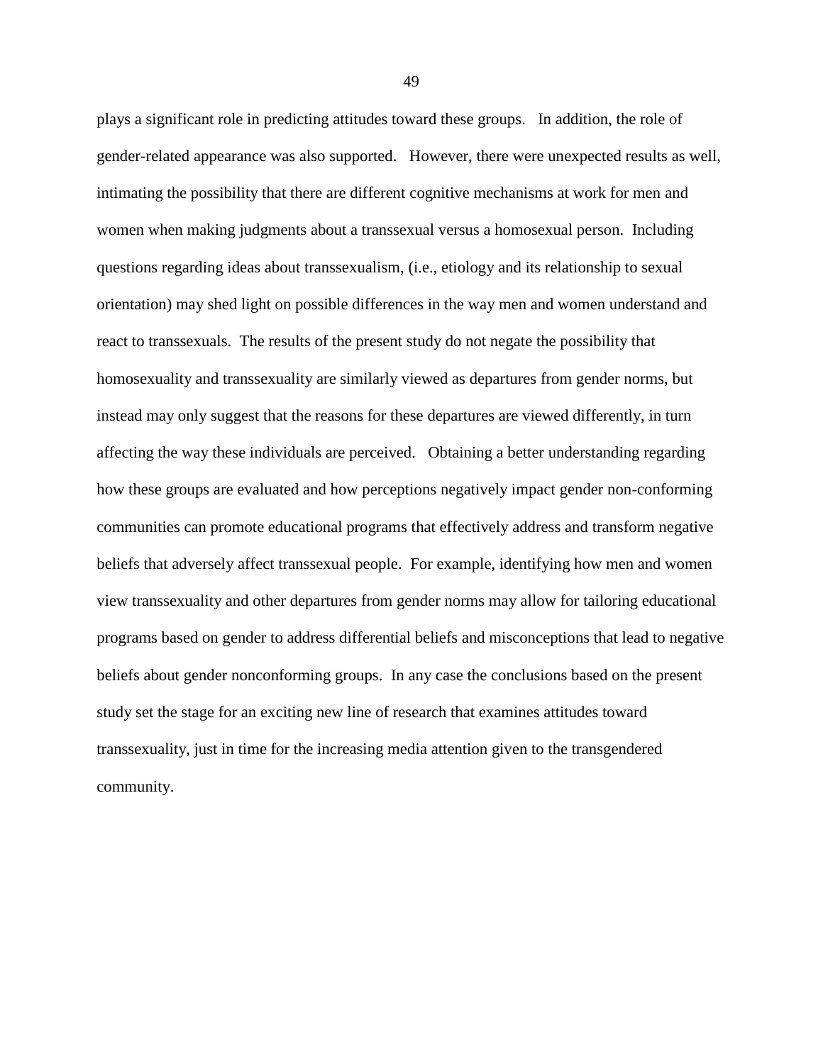plays a significant role in predicting attitudes toward these groups. In addition, the role of gender-related appearance was also supported. However, there were unexpected results as well, intimating the possibility that there are different cognitive mechanisms at work for men and women when making judgments about a transsexual versus a homosexual person. Including questions regarding ideas about transsexualism, (i.e., etiology and its relationship to sexual orientation) may shed light on possible differences in the way men and women understand and react to transsexuals. The results of the present study do not negate the possibility that homosexuality and transsexuality are similarly viewed as departures from gender norms, but instead may only suggest that the reasons for these departures are viewed differently, in turn affecting the way these individuals are perceived. Obtaining a better understanding regarding how these groups are evaluated and how perceptions negatively impact gender non-conforming communities can promote educational programs that effectively address and transform negative beliefs that adversely affect transsexual people. For example, identifying how men and women view transsexuality and other departures from gender norms may allow for tailoring educational programs based on gender to address differential beliefs and misconceptions that lead to negative beliefs about gender nonconforming groups. In any case the conclusions based on the present study set the stage for an exciting new line of research that examines attitudes toward transsexuality, just in time for the increasing media attention given to the transgendered community.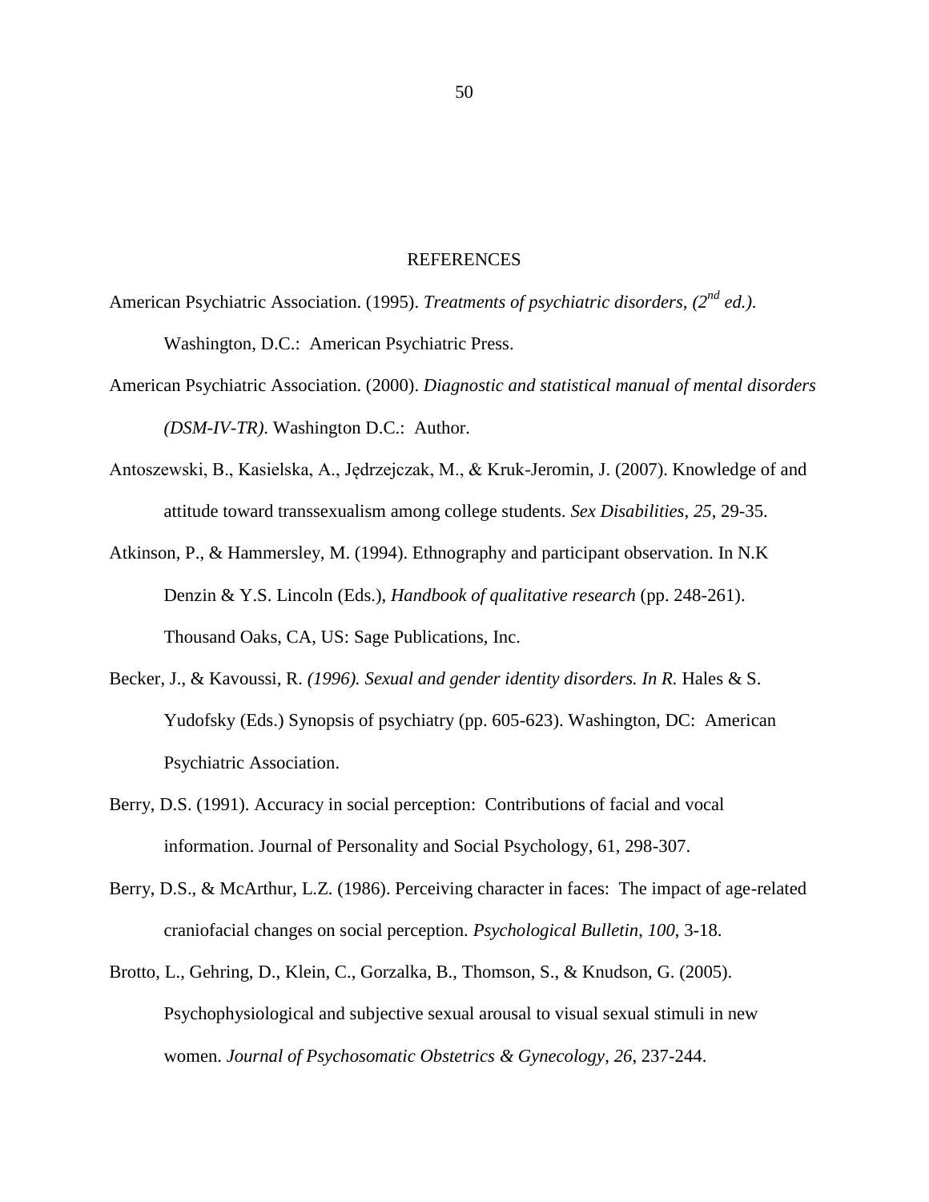# REFERENCES

American Psychiatric Association. (1995). *Treatments of psychiatric disorders, (2nd ed.)*. Washington, D.C.: American Psychiatric Press.

American Psychiatric Association. (2000). *Diagnostic and statistical manual of mental disorders (DSM-IV-TR)*. Washington D.C.: Author.

Antoszewski, B., Kasielska, A., Jędrzejczak, M., & Kruk-Jeromin, J. (2007). Knowledge of and attitude toward transsexualism among college students. *Sex Disabilities, 25*, 29-35.

Atkinson, P., & Hammersley, M. (1994). Ethnography and participant observation. In N.K Denzin & Y.S. Lincoln (Eds.), *Handbook of qualitative research* (pp. 248-261). Thousand Oaks, CA, US: Sage Publications, Inc.

Becker, J., & Kavoussi, R. *(1996). Sexual and gender identity disorders. In R.* Hales & S. Yudofsky (Eds.) Synopsis of psychiatry (pp. 605-623). Washington, DC: American Psychiatric Association.

Berry, D.S. (1991). Accuracy in social perception: Contributions of facial and vocal information. Journal of Personality and Social Psychology, 61, 298-307.

Berry, D.S., & McArthur, L.Z. (1986). Perceiving character in faces: The impact of age-related craniofacial changes on social perception. *Psychological Bulletin, 100*, 3-18.

Brotto, L., Gehring, D., Klein, C., Gorzalka, B., Thomson, S., & Knudson, G. (2005). Psychophysiological and subjective sexual arousal to visual sexual stimuli in new women. *Journal of Psychosomatic Obstetrics & Gynecology*, *26*, 237-244.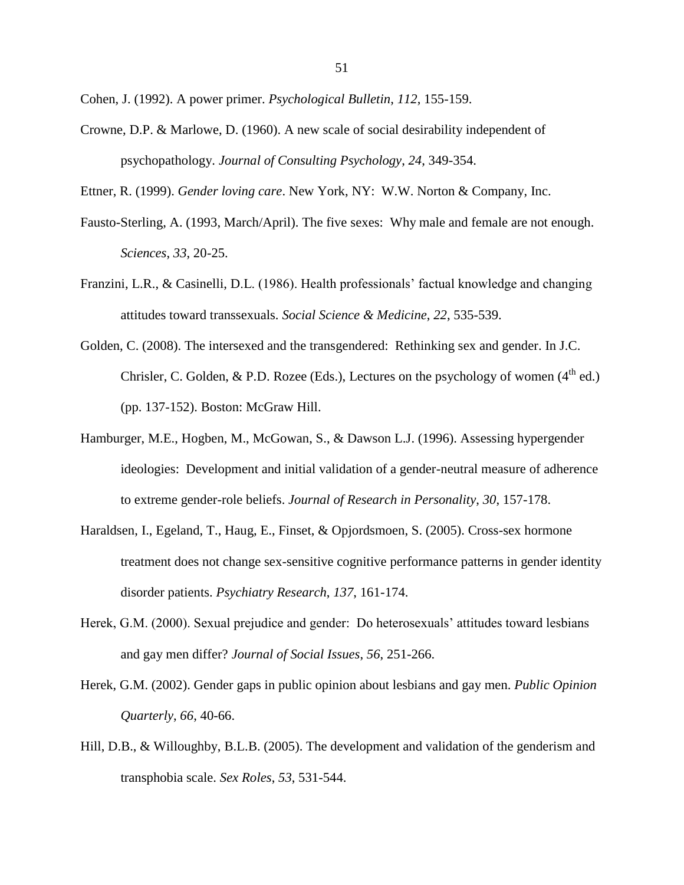Cohen, J. (1992). A power primer. *Psychological Bulletin*, *112*, 155-159.

Crowne, D.P. & Marlowe, D. (1960). A new scale of social desirability independent of psychopathology. *Journal of Consulting Psychology*, *24*, 349-354.

Ettner, R. (1999). *Gender loving care*. New York, NY: W.W. Norton & Company, Inc.

Fausto-Sterling, A. (1993, March/April). The five sexes: Why male and female are not enough. *Sciences*, *33*, 20-25.

Franzini, L.R., & Casinelli, D.L. (1986). Health professionals' factual knowledge and changing attitudes toward transsexuals. *Social Science & Medicine*, *22*, 535-539.

Golden, C. (2008). The intersexed and the transgendered: Rethinking sex and gender. In J.C. Chrisler, C. Golden, & P.D. Rozee (Eds.), Lectures on the psychology of women (4th ed.) (pp. 137-152). Boston: McGraw Hill.

Hamburger, M.E., Hogben, M., McGowan, S., & Dawson L.J. (1996). Assessing hypergender ideologies: Development and initial validation of a gender-neutral measure of adherence to extreme gender-role beliefs. *Journal of Research in Personality*, *30*, 157-178.

Haraldsen, I., Egeland, T., Haug, E., Finset, & Opjordsmoen, S. (2005). Cross-sex hormone treatment does not change sex-sensitive cognitive performance patterns in gender identity disorder patients. *Psychiatry Research*, *137*, 161-174.

Herek, G.M. (2000). Sexual prejudice and gender: Do heterosexuals' attitudes toward lesbians and gay men differ? *Journal of Social Issues*, *56*, 251-266.

Herek, G.M. (2002). Gender gaps in public opinion about lesbians and gay men. *Public Opinion Quarterly*, *66*, 40-66.

Hill, D.B., & Willoughby, B.L.B. (2005). The development and validation of the genderism and transphobia scale. *Sex Roles*, *53*, 531-544.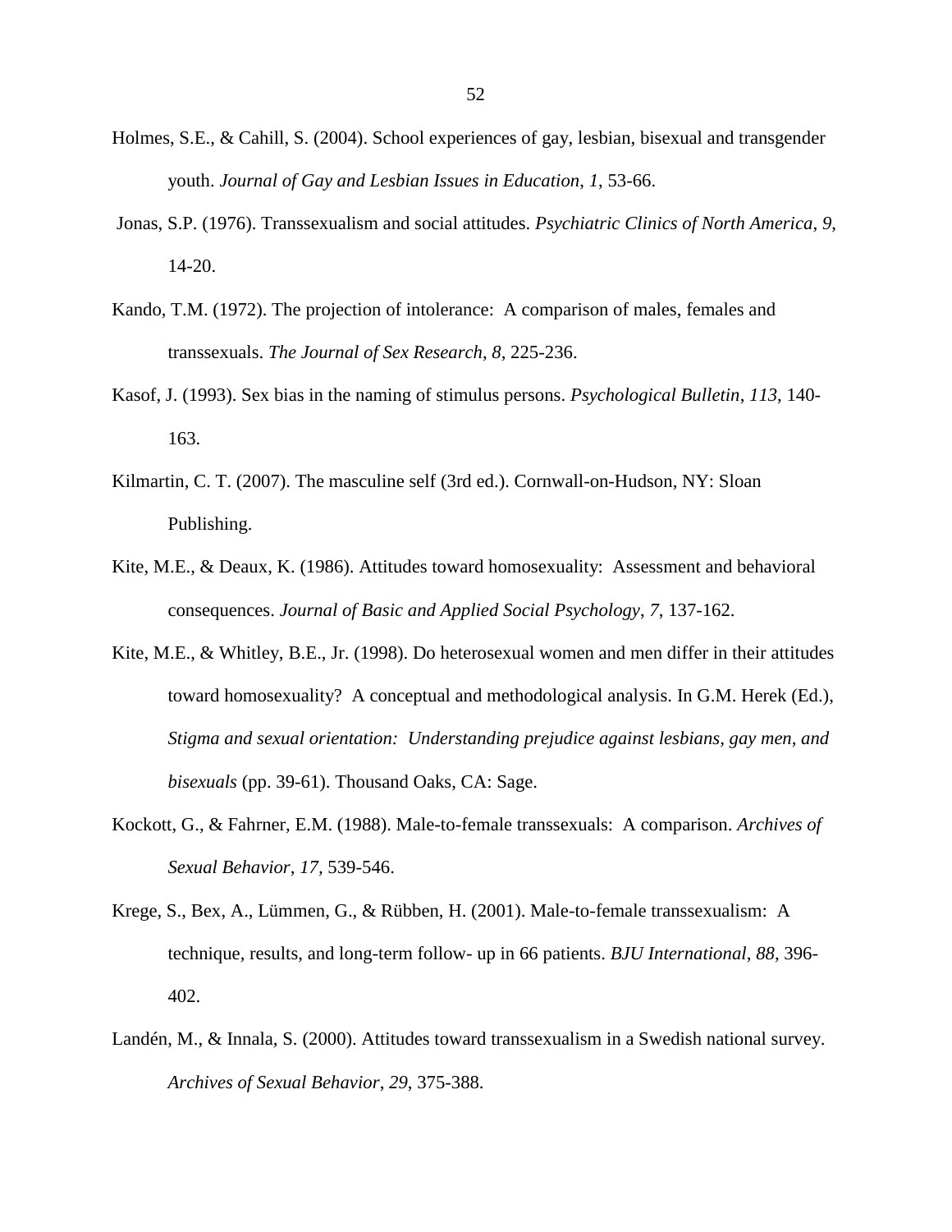Holmes, S.E., & Cahill, S. (2004). School experiences of gay, lesbian, bisexual and transgender youth. *Journal of Gay and Lesbian Issues in Education*, *1*, 53-66.

Jonas, S.P. (1976). Transsexualism and social attitudes. *Psychiatric Clinics of North America*, *9*, 14-20.

Kando, T.M. (1972). The projection of intolerance: A comparison of males, females and transsexuals. *The Journal of Sex Research*, *8*, 225-236.

Kasof, J. (1993). Sex bias in the naming of stimulus persons. *Psychological Bulletin*, *113*, 140-163.

Kilmartin, C. T. (2007). The masculine self (3rd ed.). Cornwall-on-Hudson, NY: Sloan Publishing.

Kite, M.E., & Deaux, K. (1986). Attitudes toward homosexuality: Assessment and behavioral consequences. *Journal of Basic and Applied Social Psychology*, *7*, 137-162.

Kite, M.E., & Whitley, B.E., Jr. (1998). Do heterosexual women and men differ in their attitudes toward homosexuality? A conceptual and methodological analysis. In G.M. Herek (Ed.), *Stigma and sexual orientation: Understanding prejudice against lesbians, gay men, and bisexuals* (pp. 39-61). Thousand Oaks, CA: Sage.

Kockott, G., & Fahrner, E.M. (1988). Male-to-female transsexuals: A comparison. *Archives of Sexual Behavior*, *17*, 539-546.

Krege, S., Bex, A., Lümmen, G., & Rübben, H. (2001). Male-to-female transsexualism: A technique, results, and long-term follow- up in 66 patients. *BJU International*, *88*, 396-402.

Landén, M., & Innala, S. (2000). Attitudes toward transsexualism in a Swedish national survey. *Archives of Sexual Behavior*, *29*, 375-388.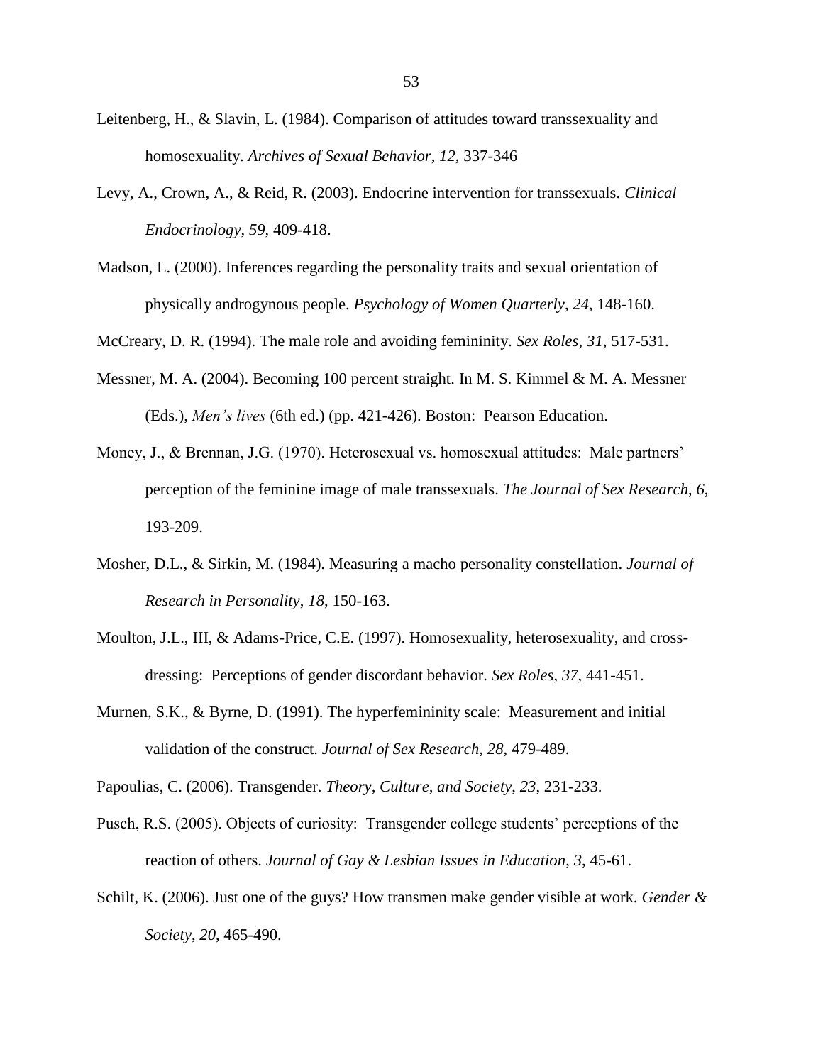Leitenberg, H., & Slavin, L. (1984). Comparison of attitudes toward transsexuality and homosexuality. *Archives of Sexual Behavior*, *12*, 337-346

Levy, A., Crown, A., & Reid, R. (2003). Endocrine intervention for transsexuals. *Clinical Endocrinology*, *59*, 409-418.

Madson, L. (2000). Inferences regarding the personality traits and sexual orientation of physically androgynous people. *Psychology of Women Quarterly*, *24*, 148-160.

McCreary, D. R. (1994). The male role and avoiding femininity. *Sex Roles*, *31*, 517-531.

Messner, M. A. (2004). Becoming 100 percent straight. In M. S. Kimmel & M. A. Messner (Eds.), *Men's lives* (6th ed.) (pp. 421-426). Boston: Pearson Education.

Money, J., & Brennan, J.G. (1970). Heterosexual vs. homosexual attitudes: Male partners' perception of the feminine image of male transsexuals. *The Journal of Sex Research*, *6*, 193-209.

Mosher, D.L., & Sirkin, M. (1984). Measuring a macho personality constellation. *Journal of Research in Personality*, *18*, 150-163.

Moulton, J.L., III, & Adams-Price, C.E. (1997). Homosexuality, heterosexuality, and cross-dressing: Perceptions of gender discordant behavior. *Sex Roles*, *37*, 441-451.

Murnen, S.K., & Byrne, D. (1991). The hyperfemininity scale: Measurement and initial validation of the construct. *Journal of Sex Research*, *28*, 479-489.

Papoulias, C. (2006). Transgender. *Theory, Culture, and Society*, *23*, 231-233.

Pusch, R.S. (2005). Objects of curiosity: Transgender college students' perceptions of the reaction of others. *Journal of Gay & Lesbian Issues in Education*, *3*, 45-61.

Schilt, K. (2006). Just one of the guys? How transmen make gender visible at work. *Gender & Society*, *20*, 465-490.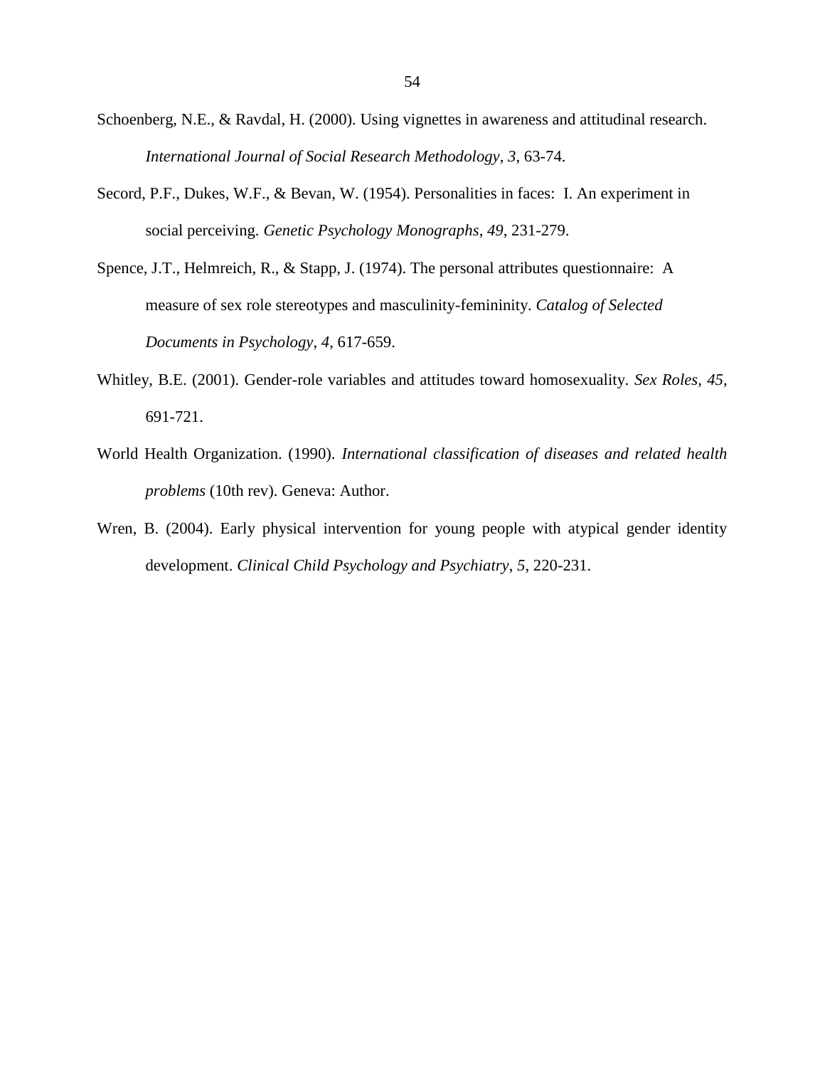Schoenberg, N.E., & Ravdal, H. (2000). Using vignettes in awareness and attitudinal research. *International Journal of Social Research Methodology*, *3*, 63-74.

Secord, P.F., Dukes, W.F., & Bevan, W. (1954). Personalities in faces: I. An experiment in social perceiving. *Genetic Psychology Monographs*, *49*, 231-279.

Spence, J.T., Helmreich, R., & Stapp, J. (1974). The personal attributes questionnaire: A measure of sex role stereotypes and masculinity-femininity. *Catalog of Selected Documents in Psychology*, *4*, 617-659.

Whitley, B.E. (2001). Gender-role variables and attitudes toward homosexuality. *Sex Roles*, *45*, 691-721.

World Health Organization. (1990). *International classification of diseases and related health problems* (10th rev). Geneva: Author.

Wren, B. (2004). Early physical intervention for young people with atypical gender identity development. *Clinical Child Psychology and Psychiatry*, *5*, 220-231.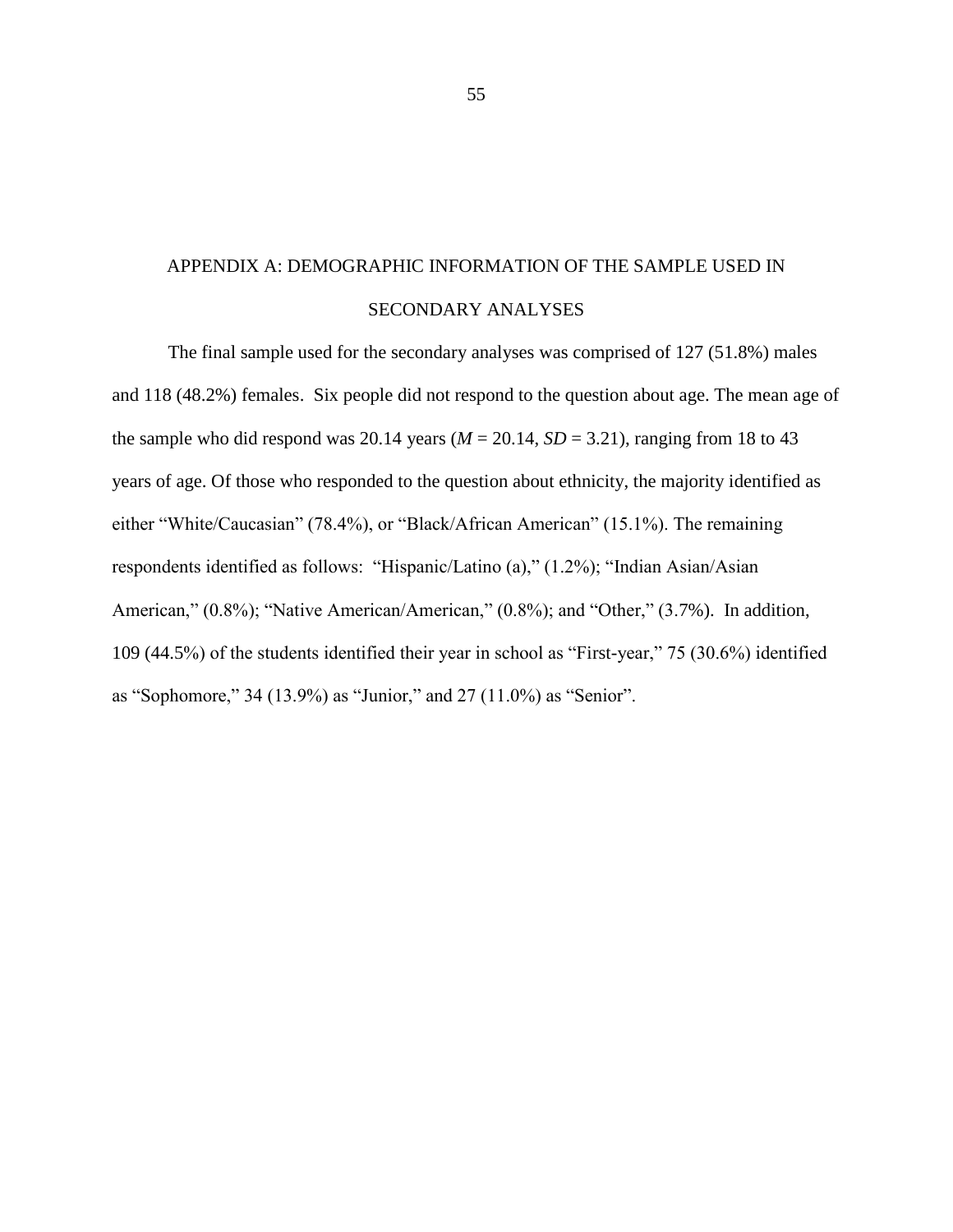# APPENDIX A: DEMOGRAPHIC INFORMATION OF THE SAMPLE USED IN SECONDARY ANALYSES

The final sample used for the secondary analyses was comprised of 127 (51.8%) males and 118 (48.2%) females. Six people did not respond to the question about age. The mean age of the sample who did respond was 20.14 years ($M$ = 20.14, $SD$ = 3.21), ranging from 18 to 43 years of age. Of those who responded to the question about ethnicity, the majority identified as either "White/Caucasian" (78.4%), or "Black/African American" (15.1%). The remaining respondents identified as follows: "Hispanic/Latino (a)," (1.2%); "Indian Asian/Asian American," (0.8%); "Native American/American," (0.8%); and "Other," (3.7%). In addition, 109 (44.5%) of the students identified their year in school as "First-year," 75 (30.6%) identified as "Sophomore," 34 (13.9%) as "Junior," and 27 (11.0%) as "Senior".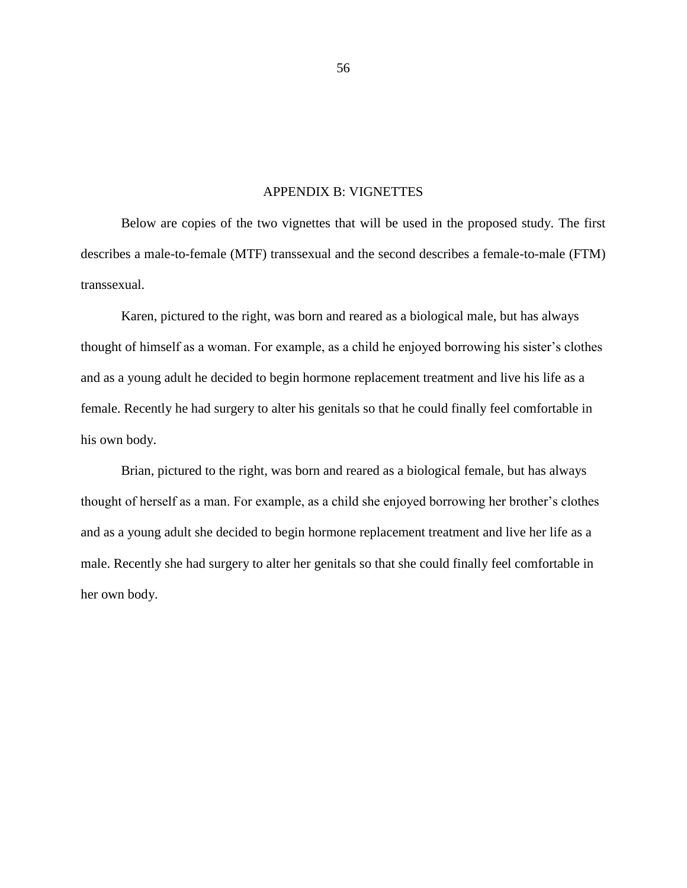## APPENDIX B: VIGNETTES

Below are copies of the two vignettes that will be used in the proposed study. The first describes a male-to-female (MTF) transsexual and the second describes a female-to-male (FTM) transsexual.

Karen, pictured to the right, was born and reared as a biological male, but has always thought of himself as a woman. For example, as a child he enjoyed borrowing his sister's clothes and as a young adult he decided to begin hormone replacement treatment and live his life as a female. Recently he had surgery to alter his genitals so that he could finally feel comfortable in his own body.

Brian, pictured to the right, was born and reared as a biological female, but has always thought of herself as a man. For example, as a child she enjoyed borrowing her brother's clothes and as a young adult she decided to begin hormone replacement treatment and live her life as a male. Recently she had surgery to alter her genitals so that she could finally feel comfortable in her own body.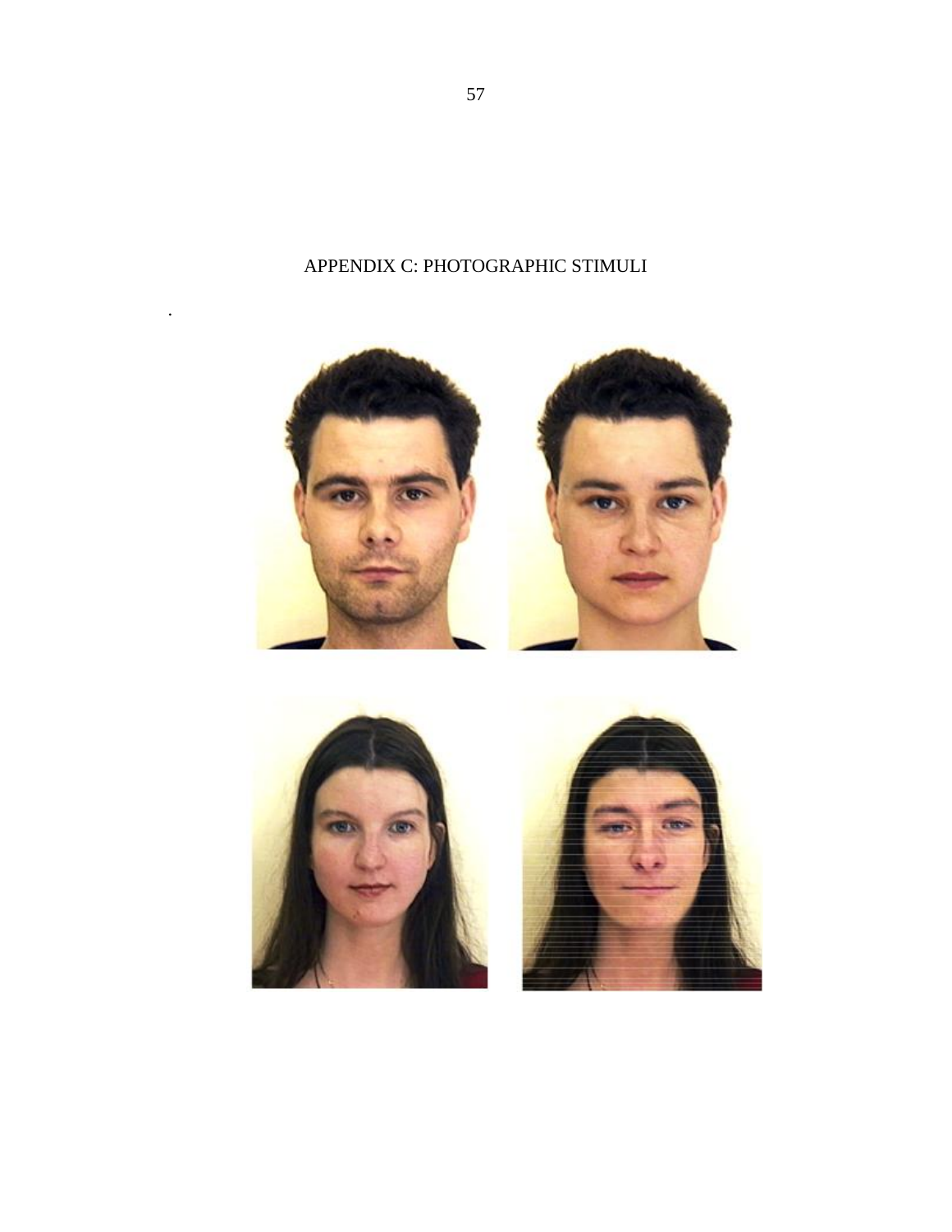# APPENDIX C: PHOTOGRAPHIC STIMULI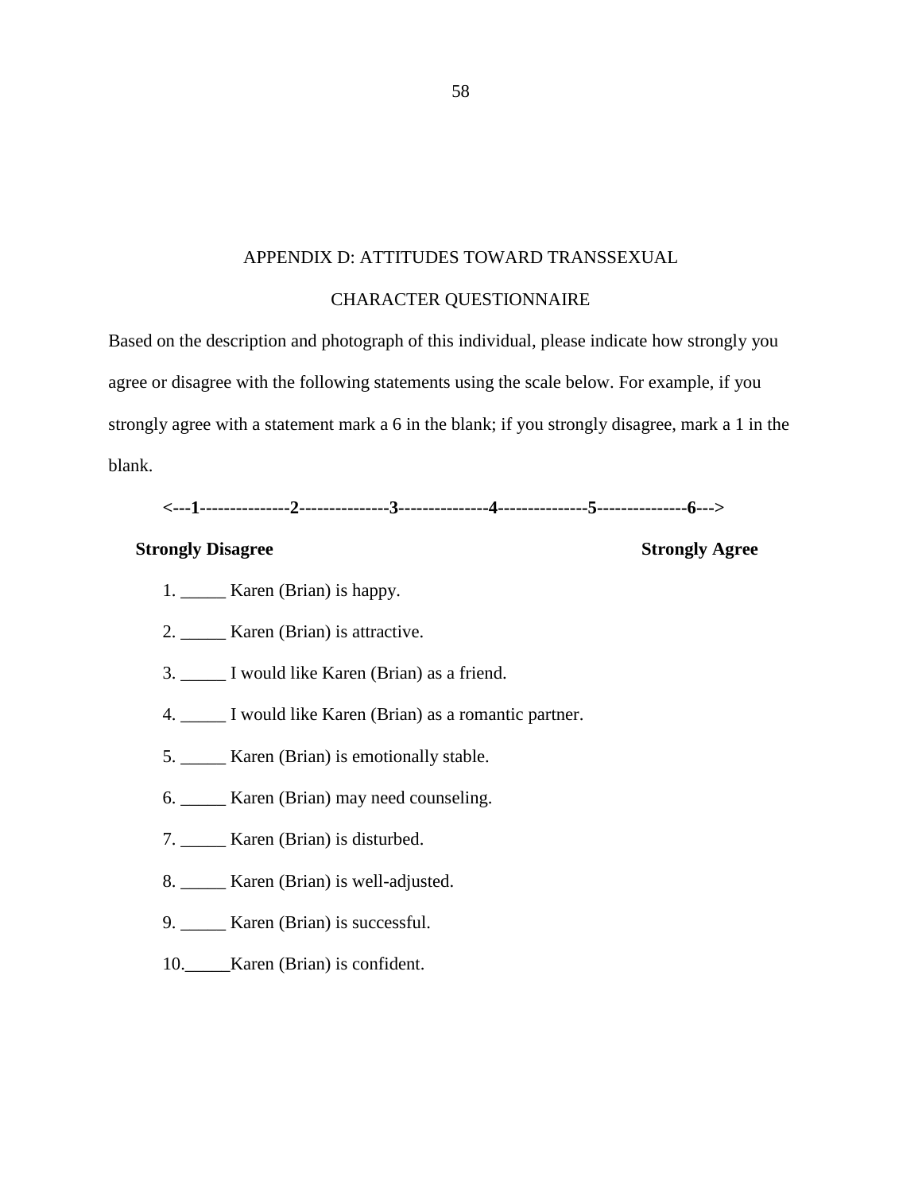## APPENDIX D: ATTITUDES TOWARD TRANSSEXUAL CHARACTER QUESTIONNAIRE

Based on the description and photograph of this individual, please indicate how strongly you agree or disagree with the following statements using the scale below. For example, if you strongly agree with a statement mark a 6 in the blank; if you strongly disagree, mark a 1 in the blank.

**<---1---------------2---------------3---------------4---------------5---------------6--->**

**Strongly Disagree** **Strongly Agree**

1. _____ Karen (Brian) is happy.
2. _____ Karen (Brian) is attractive.
3. _____ I would like Karen (Brian) as a friend.
4. _____ I would like Karen (Brian) as a romantic partner.
5. _____ Karen (Brian) is emotionally stable.
6. _____ Karen (Brian) may need counseling.
7. _____ Karen (Brian) is disturbed.
8. _____ Karen (Brian) is well-adjusted.
9. _____ Karen (Brian) is successful.
10. _____Karen (Brian) is confident.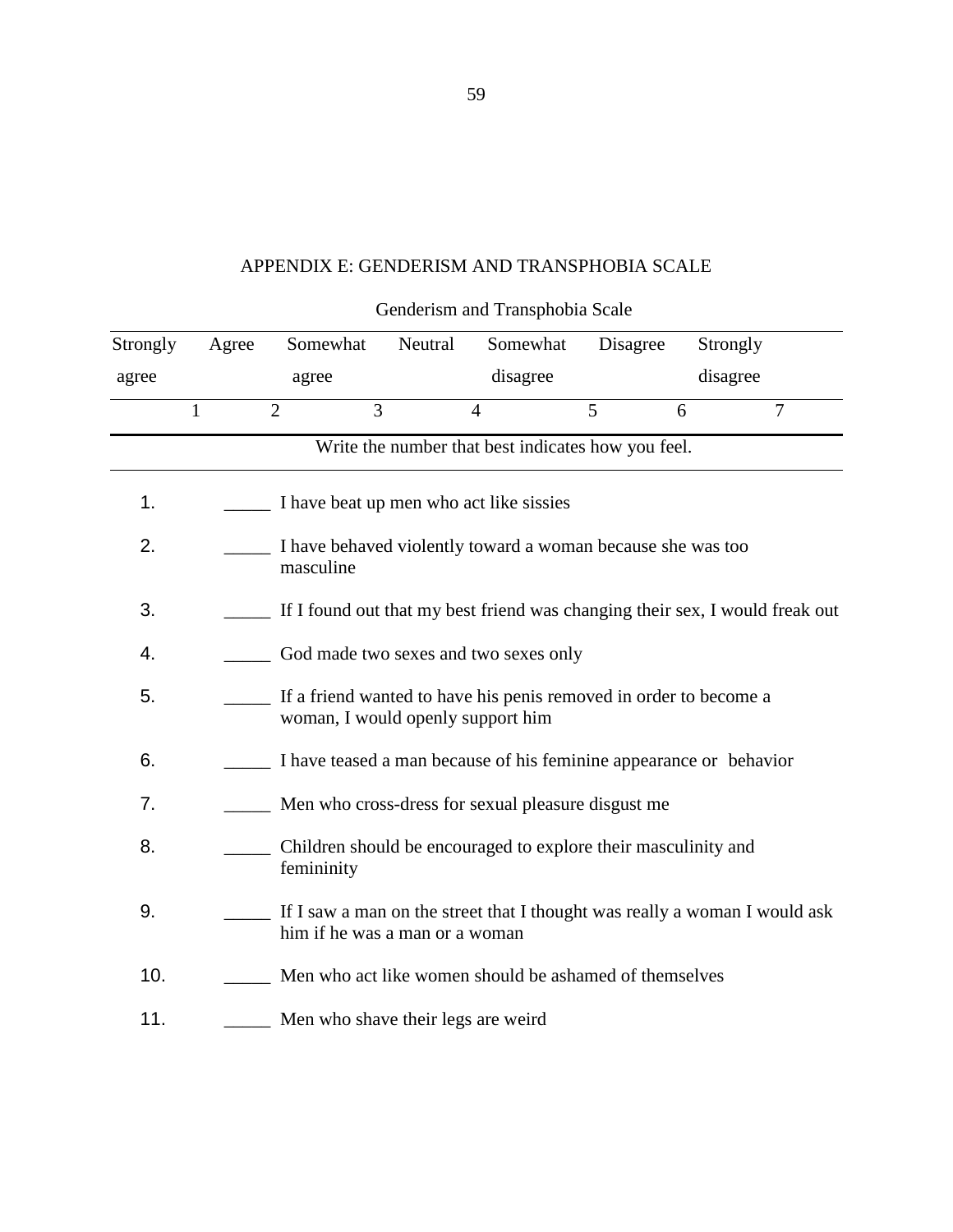# APPENDIX E: GENDERISM AND TRANSPHOBIA SCALE

Genderism and Transphobia Scale

| Strongly agree | Agree | Somewhat agree | Neutral | Somewhat disagree | Disagree | Strongly disagree |
|---|---|---|---|---|---|---|
| 1 | 2 | 3 | 4 | 5 | 6 | 7 |

Write the number that best indicates how you feel.

1. _____ I have beat up men who act like sissies
2. _____ I have behaved violently toward a woman because she was too masculine
3. _____ If I found out that my best friend was changing their sex, I would freak out
4. _____ God made two sexes and two sexes only
5. _____ If a friend wanted to have his penis removed in order to become a woman, I would openly support him
6. _____ I have teased a man because of his feminine appearance or behavior
7. _____ Men who cross-dress for sexual pleasure disgust me
8. _____ Children should be encouraged to explore their masculinity and femininity
9. _____ If I saw a man on the street that I thought was really a woman I would ask him if he was a man or a woman
10. _____ Men who act like women should be ashamed of themselves
11. _____ Men who shave their legs are weird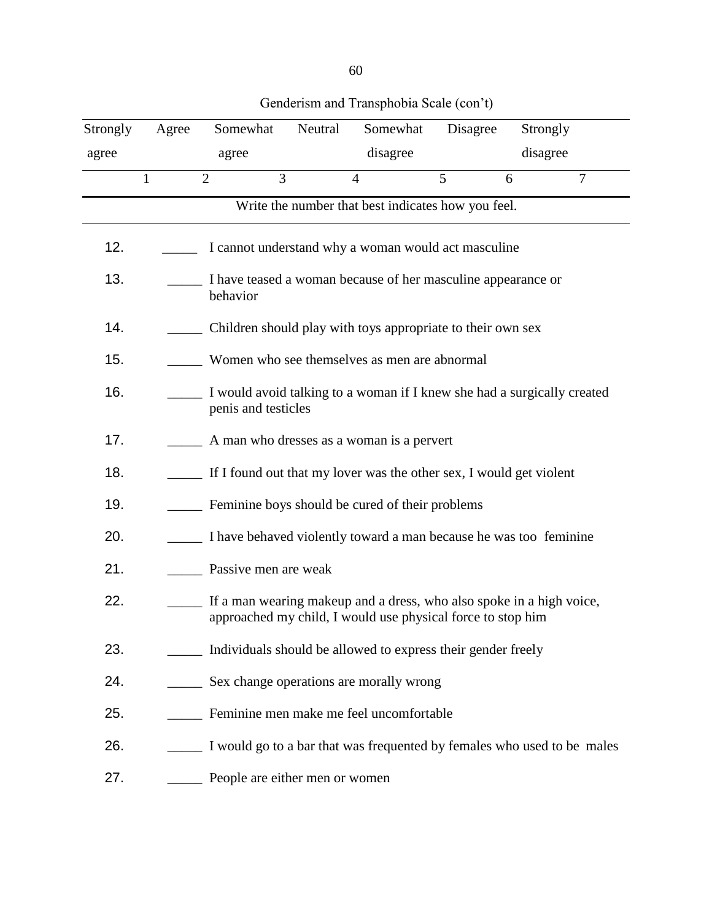Genderism and Transphobia Scale (con't)

| Strongly agree | Agree | Somewhat agree | Neutral | Somewhat disagree | Disagree | Strongly disagree |
|---|---|---|---|---|---|---|
| 1 | 2 | 3 | 4 | 5 | 6 | 7 |

Write the number that best indicates how you feel.

12. _____ I cannot understand why a woman would act masculine

13. _____ I have teased a woman because of her masculine appearance or behavior

14. _____ Children should play with toys appropriate to their own sex

15. _____ Women who see themselves as men are abnormal

16. _____ I would avoid talking to a woman if I knew she had a surgically created penis and testicles

17. _____ A man who dresses as a woman is a pervert

18. _____ If I found out that my lover was the other sex, I would get violent

19. _____ Feminine boys should be cured of their problems

20. _____ I have behaved violently toward a man because he was too feminine

21. _____ Passive men are weak

22. _____ If a man wearing makeup and a dress, who also spoke in a high voice, approached my child, I would use physical force to stop him

23. _____ Individuals should be allowed to express their gender freely

24. _____ Sex change operations are morally wrong

25. _____ Feminine men make me feel uncomfortable

26. _____ I would go to a bar that was frequented by females who used to be males

27. _____ People are either men or women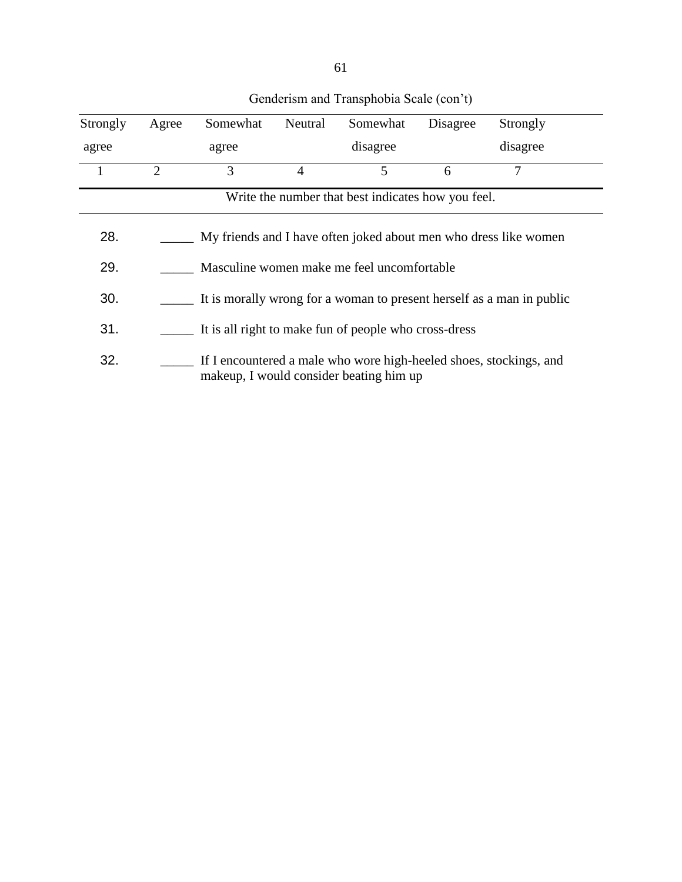Genderism and Transphobia Scale (con't)

| Strongly agree | Agree | Somewhat agree | Neutral | Somewhat disagree | Disagree | Strongly disagree |
|---|---|---|---|---|---|---|
| 1 | 2 | 3 | 4 | 5 | 6 | 7 |

Write the number that best indicates how you feel.

28. _____ My friends and I have often joked about men who dress like women

29. _____ Masculine women make me feel uncomfortable

30. _____ It is morally wrong for a woman to present herself as a man in public

31. _____ It is all right to make fun of people who cross-dress

32. _____ If I encountered a male who wore high-heeled shoes, stockings, and makeup, I would consider beating him up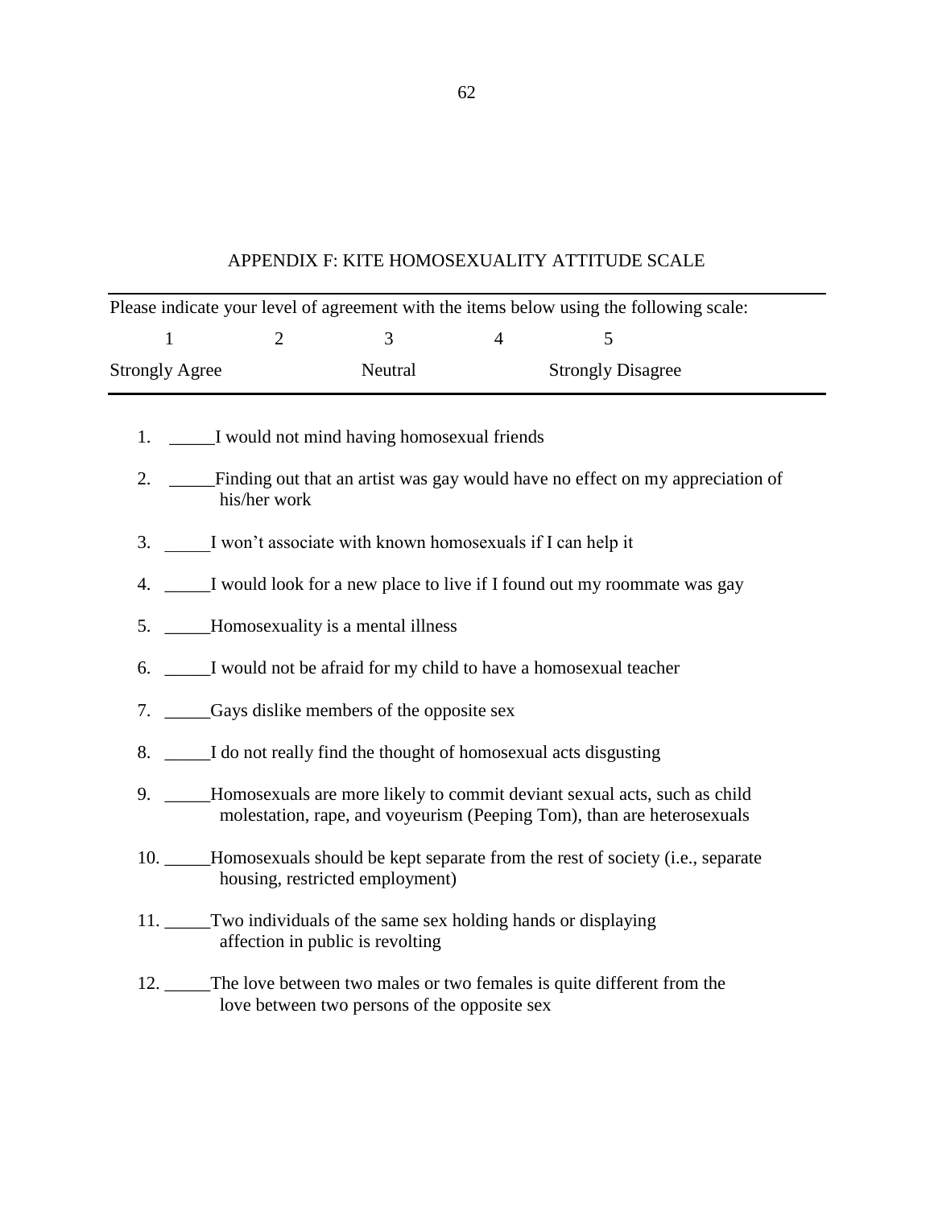## APPENDIX F: KITE HOMOSEXUALITY ATTITUDE SCALE

Please indicate your level of agreement with the items below using the following scale:

| 1 | 2 | 3 | 4 | 5 |
|---|---|---|---|---|
| Strongly Agree | | Neutral | | Strongly Disagree |

1. _____I would not mind having homosexual friends
2. _____Finding out that an artist was gay would have no effect on my appreciation of his/her work
3. _____I won't associate with known homosexuals if I can help it
4. _____I would look for a new place to live if I found out my roommate was gay
5. _____Homosexuality is a mental illness
6. _____I would not be afraid for my child to have a homosexual teacher
7. _____Gays dislike members of the opposite sex
8. _____I do not really find the thought of homosexual acts disgusting
9. _____Homosexuals are more likely to commit deviant sexual acts, such as child molestation, rape, and voyeurism (Peeping Tom), than are heterosexuals
10. _____Homosexuals should be kept separate from the rest of society (i.e., separate housing, restricted employment)
11. _____Two individuals of the same sex holding hands or displaying affection in public is revolting
12. _____The love between two males or two females is quite different from the love between two persons of the opposite sex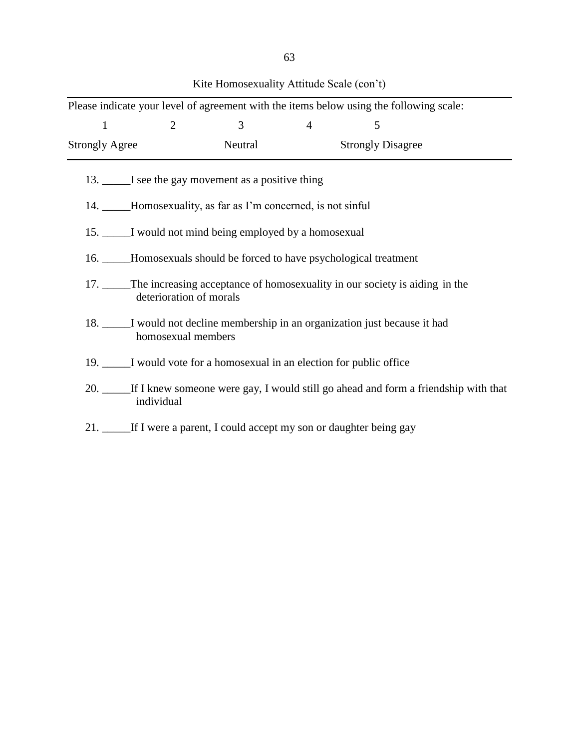Kite Homosexuality Attitude Scale (con't)

Please indicate your level of agreement with the items below using the following scale:

| 1 | 2 | 3 | 4 | 5 |
|---|---|---|---|---|
| Strongly Agree | | Neutral | | Strongly Disagree |

13. _____I see the gay movement as a positive thing

14. _____Homosexuality, as far as I'm concerned, is not sinful

15. _____I would not mind being employed by a homosexual

16. _____Homosexuals should be forced to have psychological treatment

17. _____The increasing acceptance of homosexuality in our society is aiding in the deterioration of morals

18. _____I would not decline membership in an organization just because it had homosexual members

19. _____I would vote for a homosexual in an election for public office

20. _____If I knew someone were gay, I would still go ahead and form a friendship with that individual

21. _____If I were a parent, I could accept my son or daughter being gay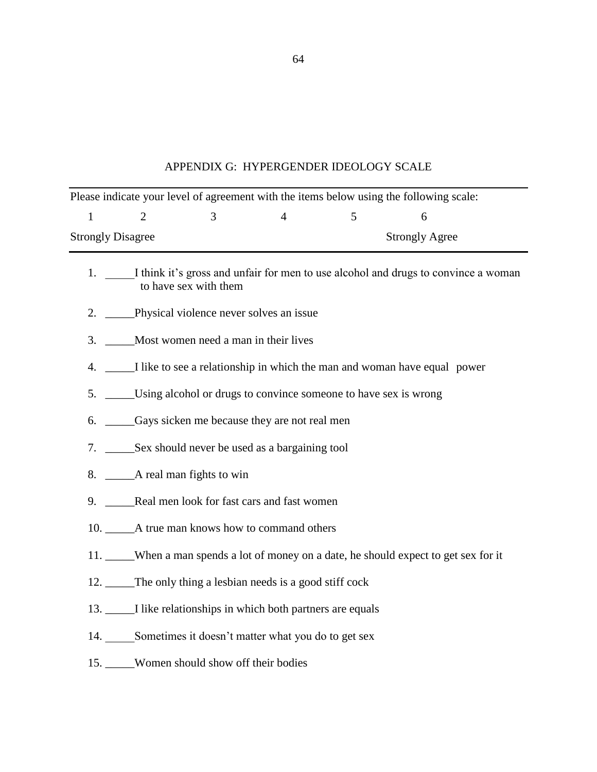## APPENDIX G: HYPERGENDER IDEOLOGY SCALE

Please indicate your level of agreement with the items below using the following scale:

| 1 | 2 | 3 | 4 | 5 | 6 |
|---|---|---|---|---|---|
| Strongly Disagree | | | | | Strongly Agree |

1. _____I think it's gross and unfair for men to use alcohol and drugs to convince a woman to have sex with them
2. _____Physical violence never solves an issue
3. _____Most women need a man in their lives
4. _____I like to see a relationship in which the man and woman have equal power
5. _____Using alcohol or drugs to convince someone to have sex is wrong
6. _____Gays sicken me because they are not real men
7. _____Sex should never be used as a bargaining tool
8. _____A real man fights to win
9. _____Real men look for fast cars and fast women
10. _____A true man knows how to command others
11. _____When a man spends a lot of money on a date, he should expect to get sex for it
12. _____The only thing a lesbian needs is a good stiff cock
13. _____I like relationships in which both partners are equals
14. _____Sometimes it doesn't matter what you do to get sex
15. _____Women should show off their bodies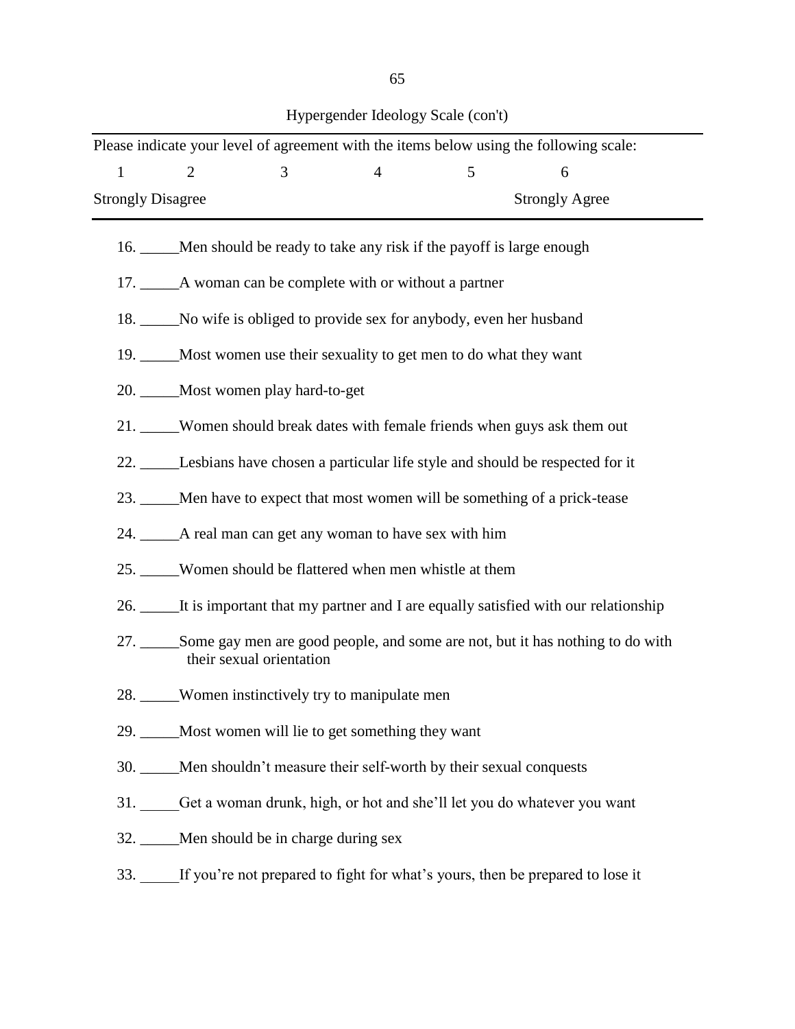Hypergender Ideology Scale (con't)

Please indicate your level of agreement with the items below using the following scale:

| 1 | 2 | 3 | 4 | 5 | 6 |
|---|---|---|---|---|---|
| Strongly Disagree | | | | | Strongly Agree |

16. _____Men should be ready to take any risk if the payoff is large enough
17. _____A woman can be complete with or without a partner
18. _____No wife is obliged to provide sex for anybody, even her husband
19. _____Most women use their sexuality to get men to do what they want
20. _____Most women play hard-to-get
21. _____Women should break dates with female friends when guys ask them out
22. _____Lesbians have chosen a particular life style and should be respected for it
23. _____Men have to expect that most women will be something of a prick-tease
24. _____A real man can get any woman to have sex with him
25. _____Women should be flattered when men whistle at them
26. _____It is important that my partner and I are equally satisfied with our relationship
27. _____Some gay men are good people, and some are not, but it has nothing to do with their sexual orientation
28. _____Women instinctively try to manipulate men
29. _____Most women will lie to get something they want
30. _____Men shouldn't measure their self-worth by their sexual conquests
31. _____Get a woman drunk, high, or hot and she'll let you do whatever you want
32. _____Men should be in charge during sex
33. _____If you're not prepared to fight for what's yours, then be prepared to lose it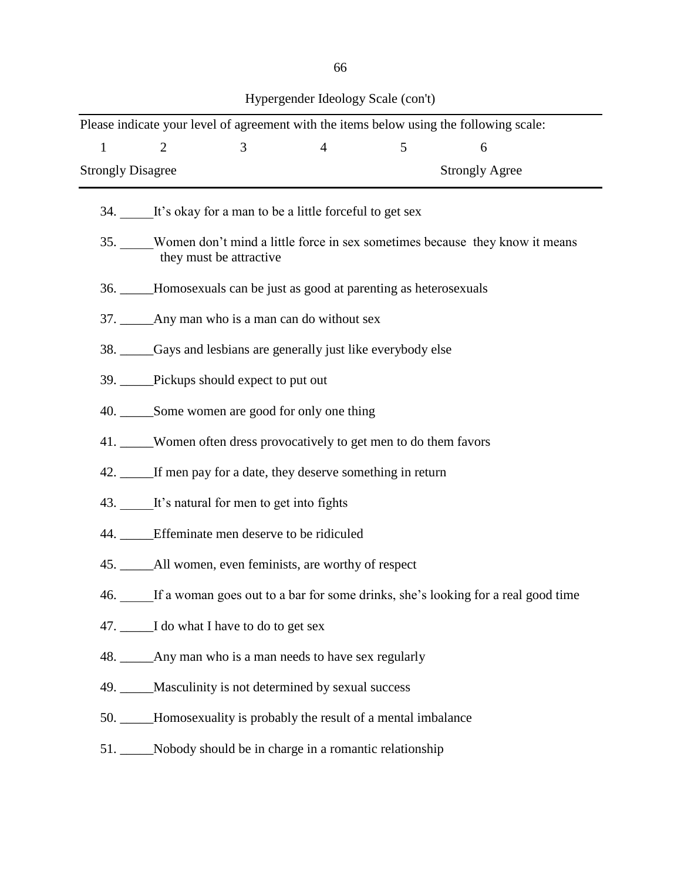Hypergender Ideology Scale (con't)

Please indicate your level of agreement with the items below using the following scale:

| 1 | 2 | 3 | 4 | 5 | 6 |
|---|---|---|---|---|---|
| Strongly Disagree | | | | | Strongly Agree |

34. _____It's okay for a man to be a little forceful to get sex
35. _____Women don't mind a little force in sex sometimes because they know it means they must be attractive
36. _____Homosexuals can be just as good at parenting as heterosexuals
37. _____Any man who is a man can do without sex
38. _____Gays and lesbians are generally just like everybody else
39. _____Pickups should expect to put out
40. _____Some women are good for only one thing
41. _____Women often dress provocatively to get men to do them favors
42. _____If men pay for a date, they deserve something in return
43. _____It's natural for men to get into fights
44. _____Effeminate men deserve to be ridiculed
45. _____All women, even feminists, are worthy of respect
46. _____If a woman goes out to a bar for some drinks, she's looking for a real good time
47. _____I do what I have to do to get sex
48. _____Any man who is a man needs to have sex regularly
49. _____Masculinity is not determined by sexual success
50. _____Homosexuality is probably the result of a mental imbalance
51. _____Nobody should be in charge in a romantic relationship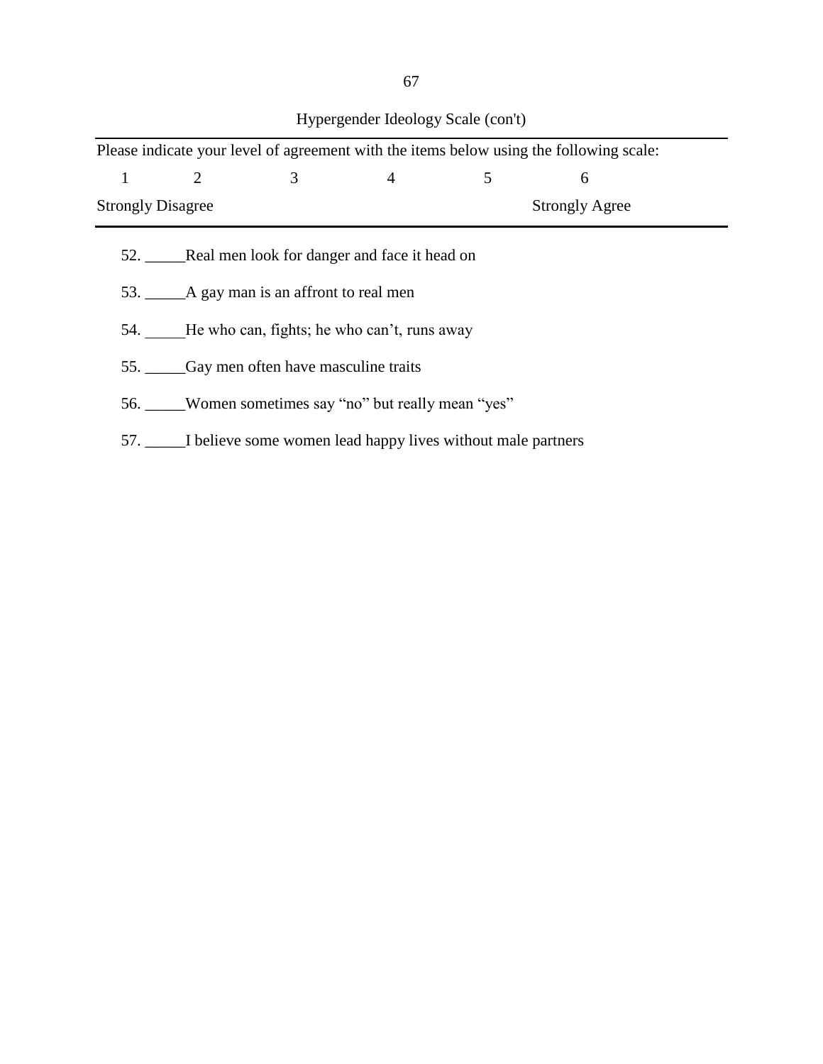Hypergender Ideology Scale (con't)

Please indicate your level of agreement with the items below using the following scale:

| 1 | 2 | 3 | 4 | 5 | 6 |
|---|---|---|---|---|---|
| Strongly Disagree | | | | | Strongly Agree |

52. _____Real men look for danger and face it head on

53. _____A gay man is an affront to real men

54. _____He who can, fights; he who can't, runs away

55. _____Gay men often have masculine traits

56. _____Women sometimes say "no" but really mean "yes"

57. _____I believe some women lead happy lives without male partners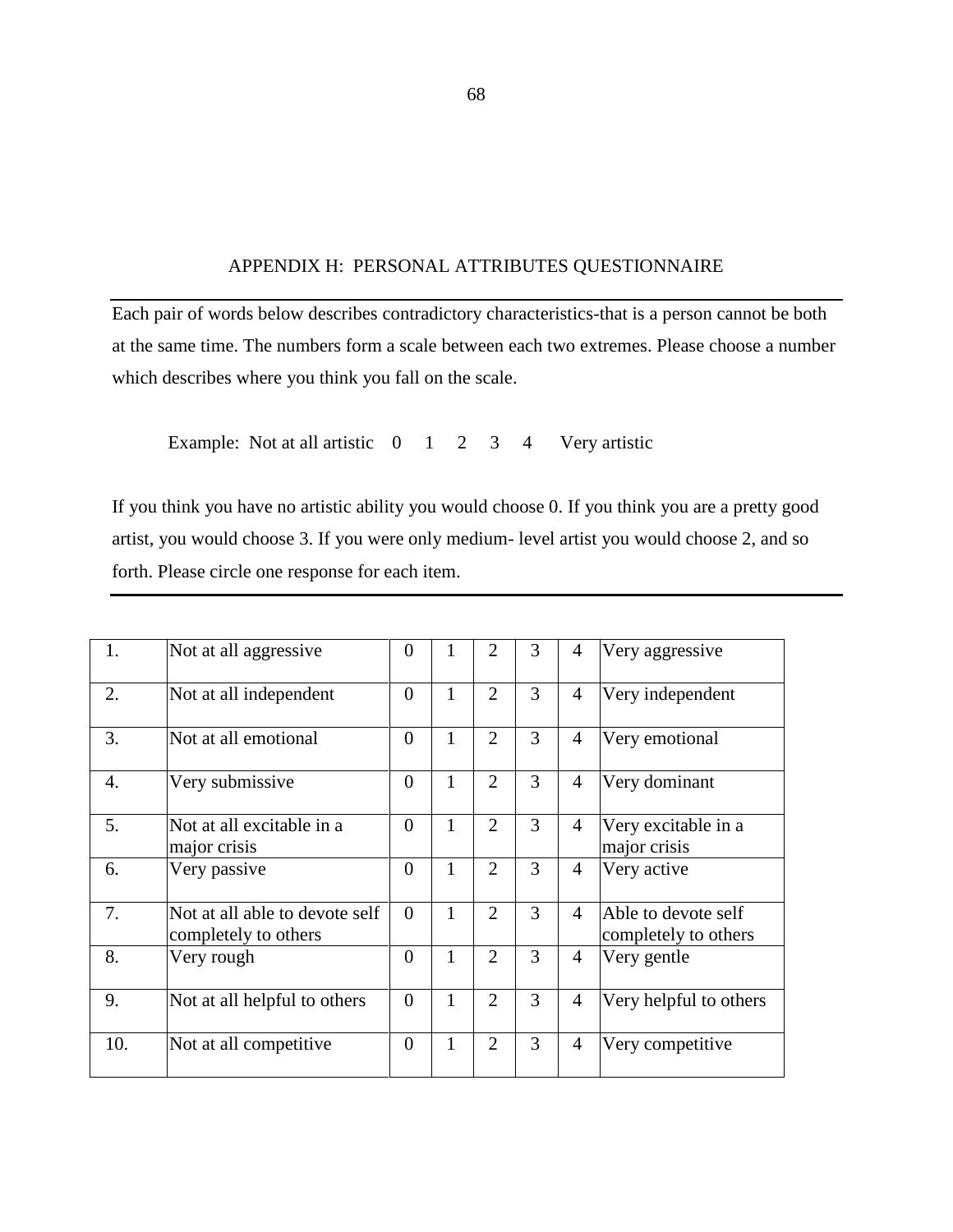## APPENDIX H: PERSONAL ATTRIBUTES QUESTIONNAIRE

Each pair of words below describes contradictory characteristics-that is a person cannot be both at the same time. The numbers form a scale between each two extremes. Please choose a number which describes where you think you fall on the scale.

Example: Not at all artistic 0 1 2 3 4 Very artistic

If you think you have no artistic ability you would choose 0. If you think you are a pretty good artist, you would choose 3. If you were only medium- level artist you would choose 2, and so forth. Please circle one response for each item.

| | | | | | | | |
|---|---|---|---|---|---|---|---|
| 1. | Not at all aggressive | 0 | 1 | 2 | 3 | 4 | Very aggressive |
| 2. | Not at all independent | 0 | 1 | 2 | 3 | 4 | Very independent |
| 3. | Not at all emotional | 0 | 1 | 2 | 3 | 4 | Very emotional |
| 4. | Very submissive | 0 | 1 | 2 | 3 | 4 | Very dominant |
| 5. | Not at all excitable in a major crisis | 0 | 1 | 2 | 3 | 4 | Very excitable in a major crisis |
| 6. | Very passive | 0 | 1 | 2 | 3 | 4 | Very active |
| 7. | Not at all able to devote self completely to others | 0 | 1 | 2 | 3 | 4 | Able to devote self completely to others |
| 8. | Very rough | 0 | 1 | 2 | 3 | 4 | Very gentle |
| 9. | Not at all helpful to others | 0 | 1 | 2 | 3 | 4 | Very helpful to others |
| 10. | Not at all competitive | 0 | 1 | 2 | 3 | 4 | Very competitive |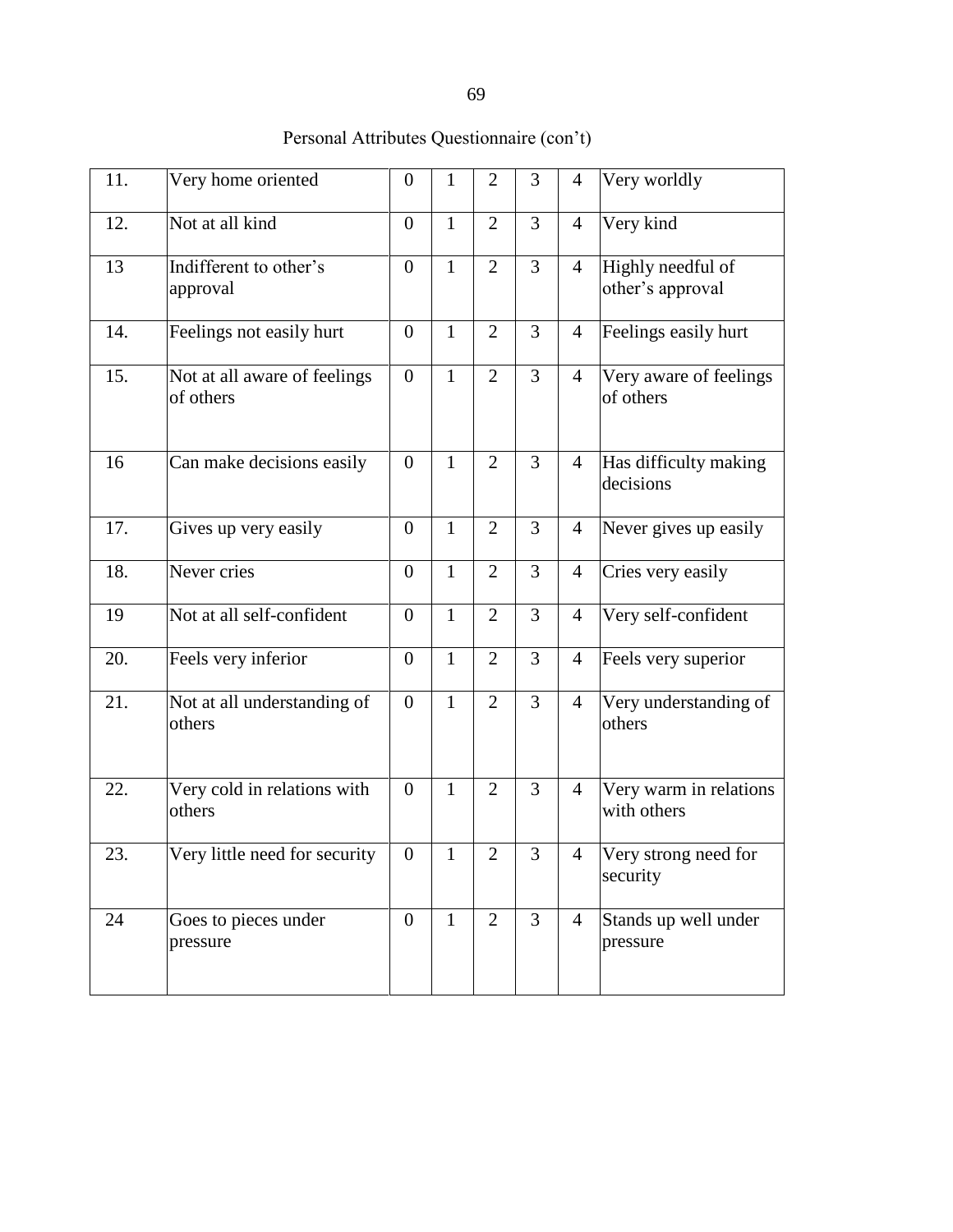Personal Attributes Questionnaire (con't)

| | | | | | | | |
|---|---|---|---|---|---|---|---|
| 11. | Very home oriented | 0 | 1 | 2 | 3 | 4 | Very worldly |
| 12. | Not at all kind | 0 | 1 | 2 | 3 | 4 | Very kind |
| 13 | Indifferent to other's approval | 0 | 1 | 2 | 3 | 4 | Highly needful of other's approval |
| 14. | Feelings not easily hurt | 0 | 1 | 2 | 3 | 4 | Feelings easily hurt |
| 15. | Not at all aware of feelings of others | 0 | 1 | 2 | 3 | 4 | Very aware of feelings of others |
| 16 | Can make decisions easily | 0 | 1 | 2 | 3 | 4 | Has difficulty making decisions |
| 17. | Gives up very easily | 0 | 1 | 2 | 3 | 4 | Never gives up easily |
| 18. | Never cries | 0 | 1 | 2 | 3 | 4 | Cries very easily |
| 19 | Not at all self-confident | 0 | 1 | 2 | 3 | 4 | Very self-confident |
| 20. | Feels very inferior | 0 | 1 | 2 | 3 | 4 | Feels very superior |
| 21. | Not at all understanding of others | 0 | 1 | 2 | 3 | 4 | Very understanding of others |
| 22. | Very cold in relations with others | 0 | 1 | 2 | 3 | 4 | Very warm in relations with others |
| 23. | Very little need for security | 0 | 1 | 2 | 3 | 4 | Very strong need for security |
| 24 | Goes to pieces under pressure | 0 | 1 | 2 | 3 | 4 | Stands up well under pressure |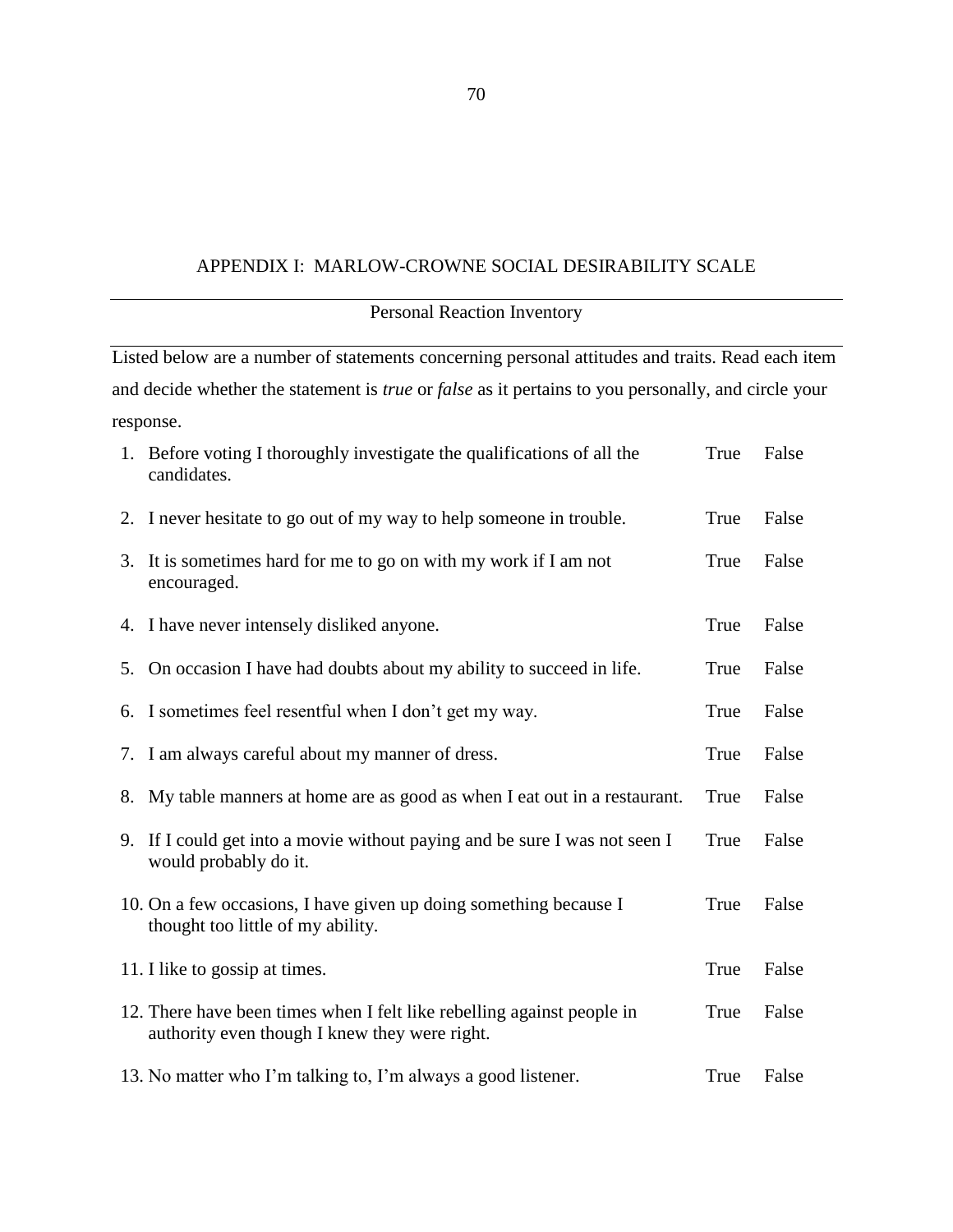## APPENDIX I: MARLOW-CROWNE SOCIAL DESIRABILITY SCALE

Personal Reaction Inventory

Listed below are a number of statements concerning personal attitudes and traits. Read each item and decide whether the statement is *true* or *false* as it pertains to you personally, and circle your response.

| | | | |
|---|---|---|---|
| 1. | Before voting I thoroughly investigate the qualifications of all the candidates. | True | False |
| 2. | I never hesitate to go out of my way to help someone in trouble. | True | False |
| 3. | It is sometimes hard for me to go on with my work if I am not encouraged. | True | False |
| 4. | I have never intensely disliked anyone. | True | False |
| 5. | On occasion I have had doubts about my ability to succeed in life. | True | False |
| 6. | I sometimes feel resentful when I don't get my way. | True | False |
| 7. | I am always careful about my manner of dress. | True | False |
| 8. | My table manners at home are as good as when I eat out in a restaurant. | True | False |
| 9. | If I could get into a movie without paying and be sure I was not seen I would probably do it. | True | False |
| 10. | On a few occasions, I have given up doing something because I thought too little of my ability. | True | False |
| 11. | I like to gossip at times. | True | False |
| 12. | There have been times when I felt like rebelling against people in authority even though I knew they were right. | True | False |
| 13. | No matter who I'm talking to, I'm always a good listener. | True | False |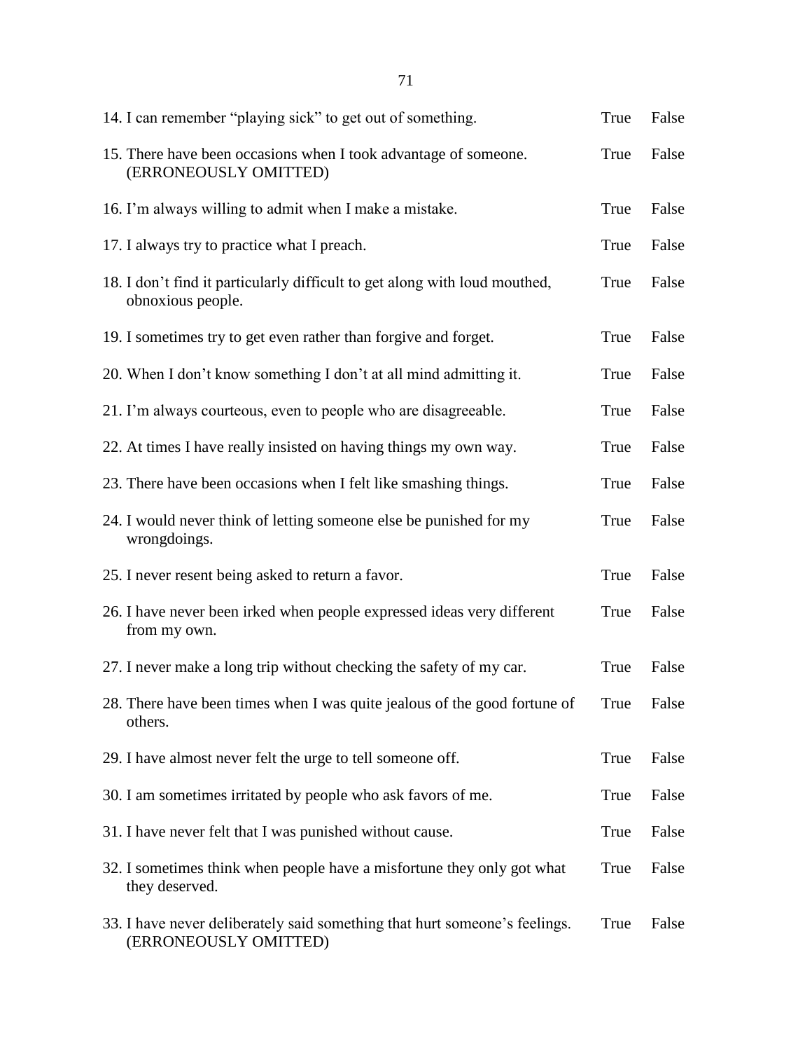14. I can remember "playing sick" to get out of something. True False

15. There have been occasions when I took advantage of someone. (ERRONEOUSLY OMITTED) True False

16. I'm always willing to admit when I make a mistake. True False

17. I always try to practice what I preach. True False

18. I don't find it particularly difficult to get along with loud mouthed, obnoxious people. True False

19. I sometimes try to get even rather than forgive and forget. True False

20. When I don't know something I don't at all mind admitting it. True False

21. I'm always courteous, even to people who are disagreeable. True False

22. At times I have really insisted on having things my own way. True False

23. There have been occasions when I felt like smashing things. True False

24. I would never think of letting someone else be punished for my wrongdoings. True False

25. I never resent being asked to return a favor. True False

26. I have never been irked when people expressed ideas very different from my own. True False

27. I never make a long trip without checking the safety of my car. True False

28. There have been times when I was quite jealous of the good fortune of others. True False

29. I have almost never felt the urge to tell someone off. True False

30. I am sometimes irritated by people who ask favors of me. True False

31. I have never felt that I was punished without cause. True False

32. I sometimes think when people have a misfortune they only got what they deserved. True False

33. I have never deliberately said something that hurt someone's feelings. (ERRONEOUSLY OMITTED) True False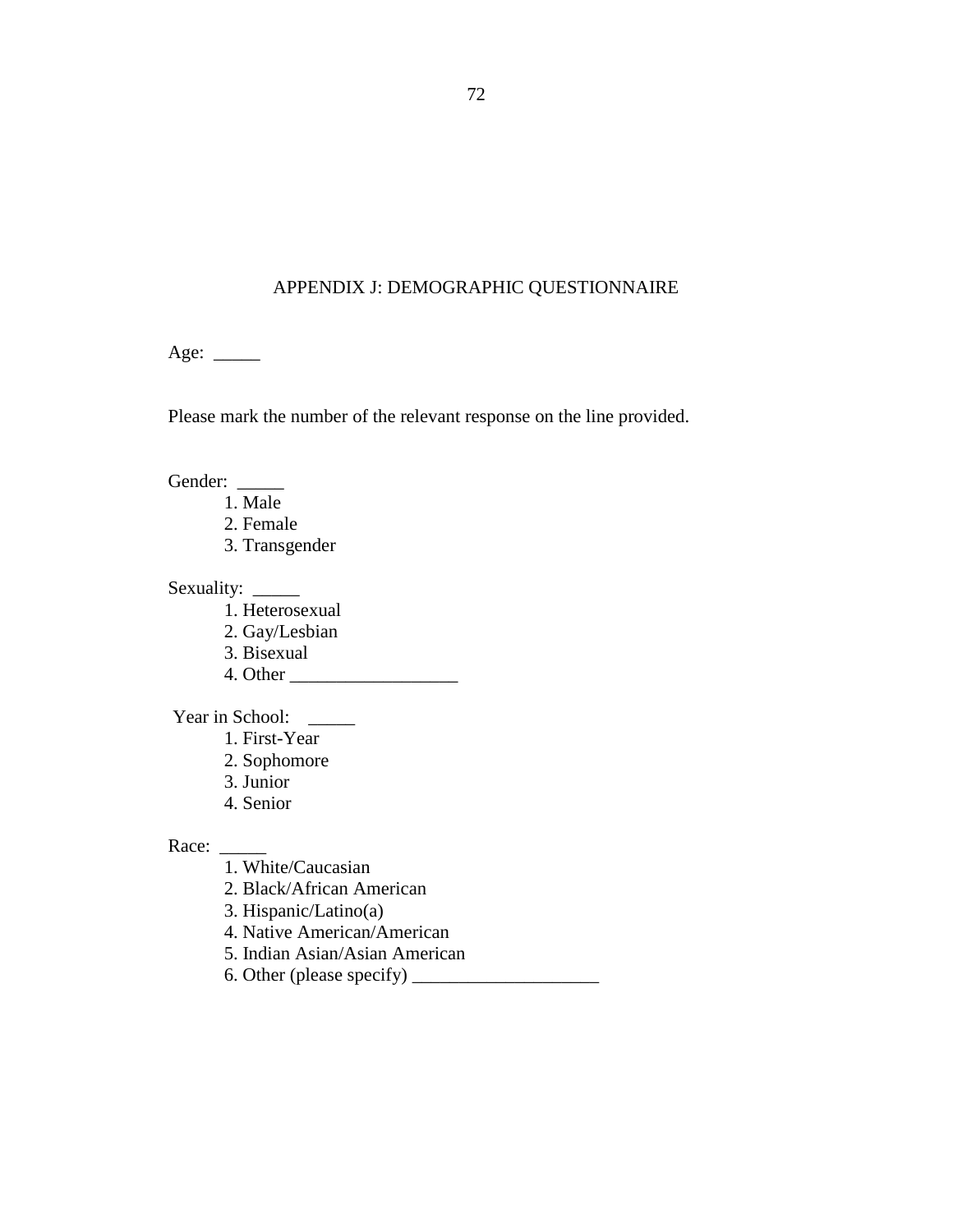## APPENDIX J: DEMOGRAPHIC QUESTIONNAIRE

Age: _____

Please mark the number of the relevant response on the line provided.

Gender: _____

1. Male
2. Female
3. Transgender

Sexuality: _____

1. Heterosexual
2. Gay/Lesbian
3. Bisexual
4. Other __________________

Year in School: _____

1. First-Year
2. Sophomore
3. Junior
4. Senior

Race: _____

1. White/Caucasian
2. Black/African American
3. Hispanic/Latino(a)
4. Native American/American
5. Indian Asian/Asian American
6. Other (please specify) ____________________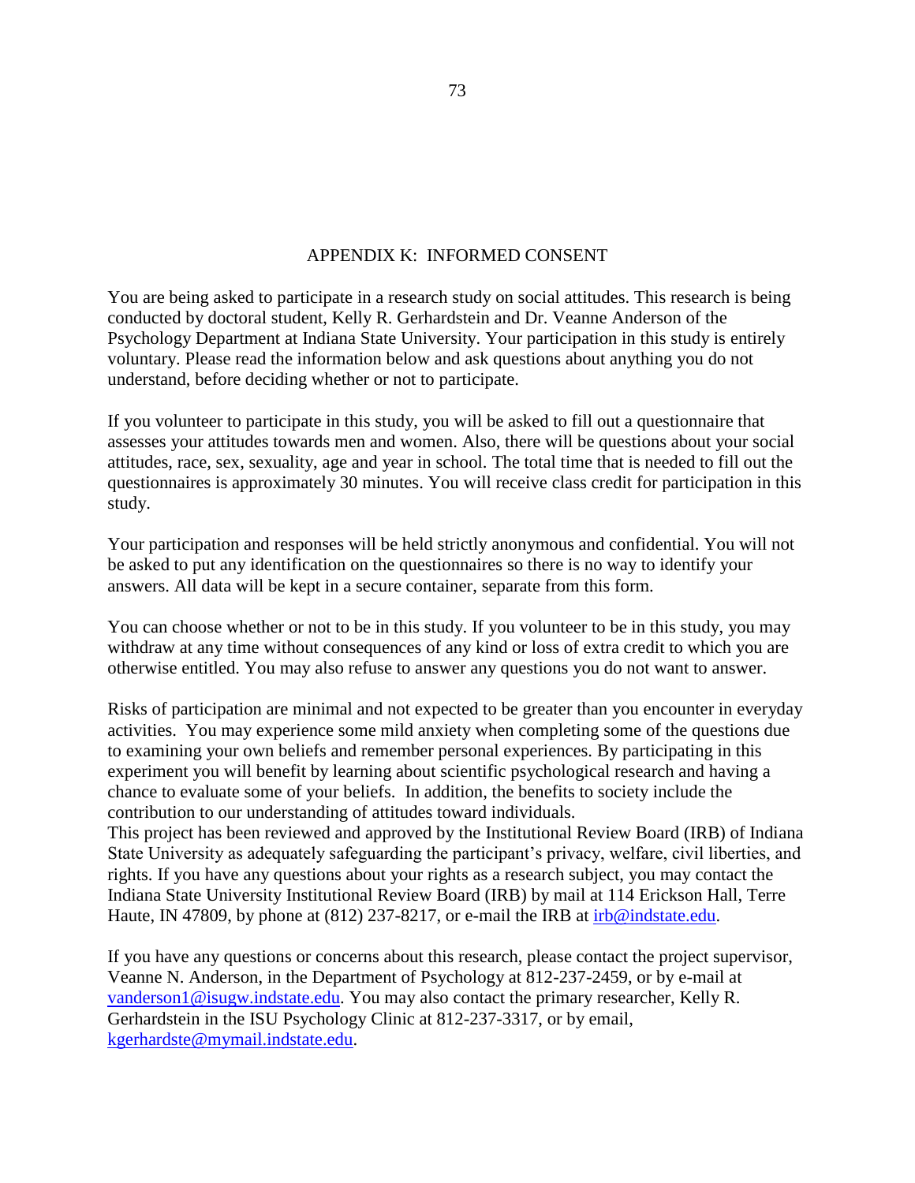## APPENDIX K: INFORMED CONSENT

You are being asked to participate in a research study on social attitudes. This research is being conducted by doctoral student, Kelly R. Gerhardstein and Dr. Veanne Anderson of the Psychology Department at Indiana State University. Your participation in this study is entirely voluntary. Please read the information below and ask questions about anything you do not understand, before deciding whether or not to participate.

If you volunteer to participate in this study, you will be asked to fill out a questionnaire that assesses your attitudes towards men and women. Also, there will be questions about your social attitudes, race, sex, sexuality, age and year in school. The total time that is needed to fill out the questionnaires is approximately 30 minutes. You will receive class credit for participation in this study.

Your participation and responses will be held strictly anonymous and confidential. You will not be asked to put any identification on the questionnaires so there is no way to identify your answers. All data will be kept in a secure container, separate from this form.

You can choose whether or not to be in this study. If you volunteer to be in this study, you may withdraw at any time without consequences of any kind or loss of extra credit to which you are otherwise entitled. You may also refuse to answer any questions you do not want to answer.

Risks of participation are minimal and not expected to be greater than you encounter in everyday activities. You may experience some mild anxiety when completing some of the questions due to examining your own beliefs and remember personal experiences. By participating in this experiment you will benefit by learning about scientific psychological research and having a chance to evaluate some of your beliefs. In addition, the benefits to society include the contribution to our understanding of attitudes toward individuals.
This project has been reviewed and approved by the Institutional Review Board (IRB) of Indiana State University as adequately safeguarding the participant's privacy, welfare, civil liberties, and rights. If you have any questions about your rights as a research subject, you may contact the Indiana State University Institutional Review Board (IRB) by mail at 114 Erickson Hall, Terre Haute, IN 47809, by phone at (812) 237-8217, or e-mail the IRB at irb@indstate.edu.

If you have any questions or concerns about this research, please contact the project supervisor, Veanne N. Anderson, in the Department of Psychology at 812-237-2459, or by e-mail at vanderson1@isugw.indstate.edu. You may also contact the primary researcher, Kelly R. Gerhardstein in the ISU Psychology Clinic at 812-237-3317, or by email, kgerhardste@mymail.indstate.edu.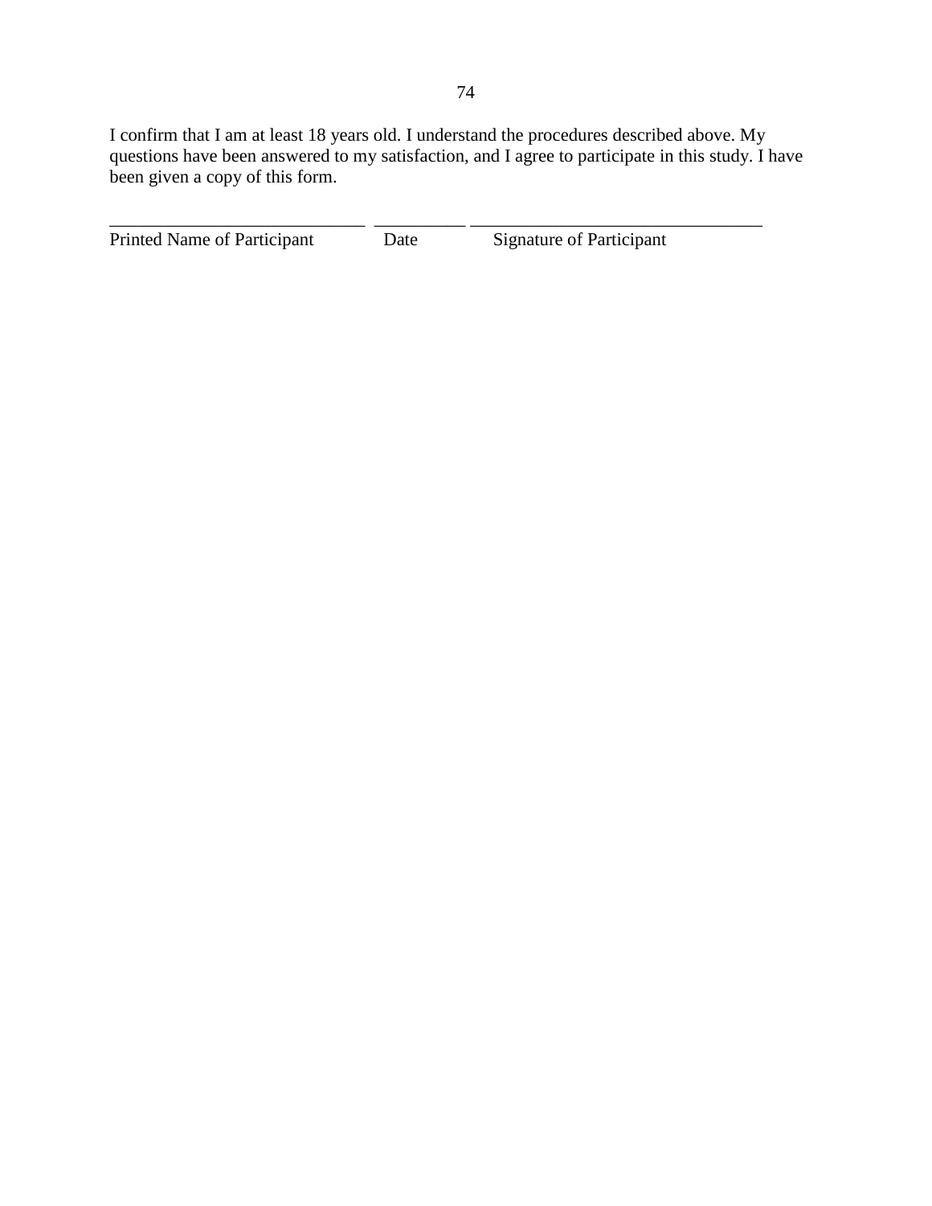I confirm that I am at least 18 years old. I understand the procedures described above. My questions have been answered to my satisfaction, and I agree to participate in this study. I have been given a copy of this form.

\_\_\_\_\_\_\_\_\_\_\_\_\_\_\_\_\_\_\_\_\_\_\_\_\_\_\_\_ \_\_\_\_\_\_\_\_\_\_ \_\_\_\_\_\_\_\_\_\_\_\_\_\_\_\_\_\_\_\_\_\_\_\_\_\_\_\_\_\_\_\_\_

Printed Name of Participant Date Signature of Participant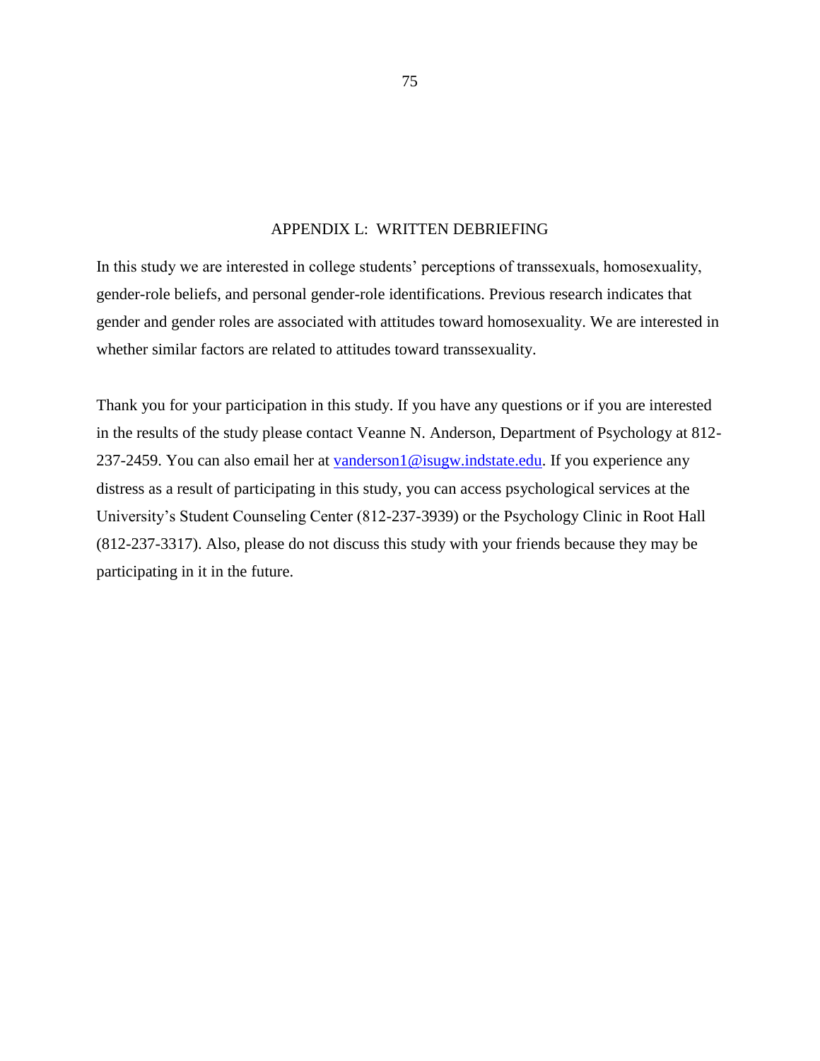# APPENDIX L: WRITTEN DEBRIEFING

In this study we are interested in college students' perceptions of transsexuals, homosexuality, gender-role beliefs, and personal gender-role identifications. Previous research indicates that gender and gender roles are associated with attitudes toward homosexuality. We are interested in whether similar factors are related to attitudes toward transsexuality.

Thank you for your participation in this study. If you have any questions or if you are interested in the results of the study please contact Veanne N. Anderson, Department of Psychology at 812-237-2459. You can also email her at vanderson1@isugw.indstate.edu. If you experience any distress as a result of participating in this study, you can access psychological services at the University's Student Counseling Center (812-237-3939) or the Psychology Clinic in Root Hall (812-237-3317). Also, please do not discuss this study with your friends because they may be participating in it in the future.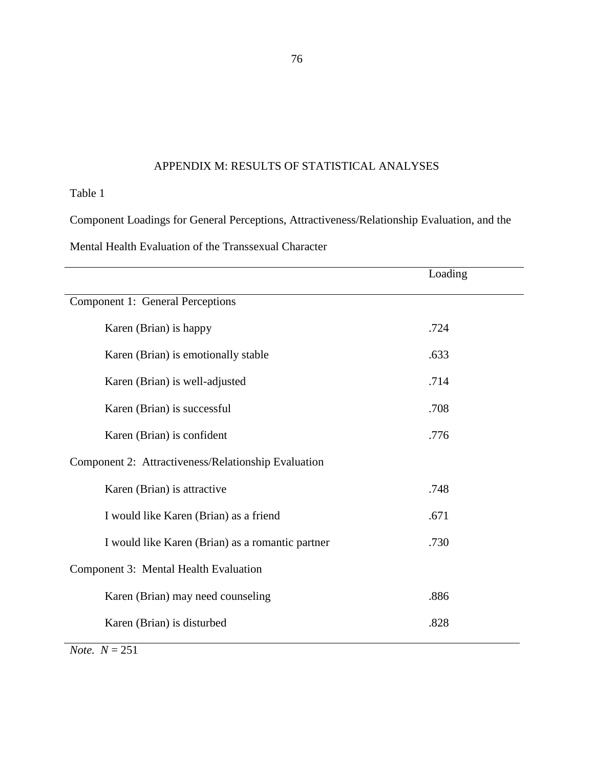# APPENDIX M: RESULTS OF STATISTICAL ANALYSES

Table 1

Component Loadings for General Perceptions, Attractiveness/Relationship Evaluation, and the Mental Health Evaluation of the Transsexual Character

| | Loading |
|---|---|
| Component 1: General Perceptions | |
| Karen (Brian) is happy | .724 |
| Karen (Brian) is emotionally stable | .633 |
| Karen (Brian) is well-adjusted | .714 |
| Karen (Brian) is successful | .708 |
| Karen (Brian) is confident | .776 |
| Component 2: Attractiveness/Relationship Evaluation | |
| Karen (Brian) is attractive | .748 |
| I would like Karen (Brian) as a friend | .671 |
| I would like Karen (Brian) as a romantic partner | .730 |
| Component 3: Mental Health Evaluation | |
| Karen (Brian) may need counseling | .886 |
| Karen (Brian) is disturbed | .828 |

*Note.* $N = 251$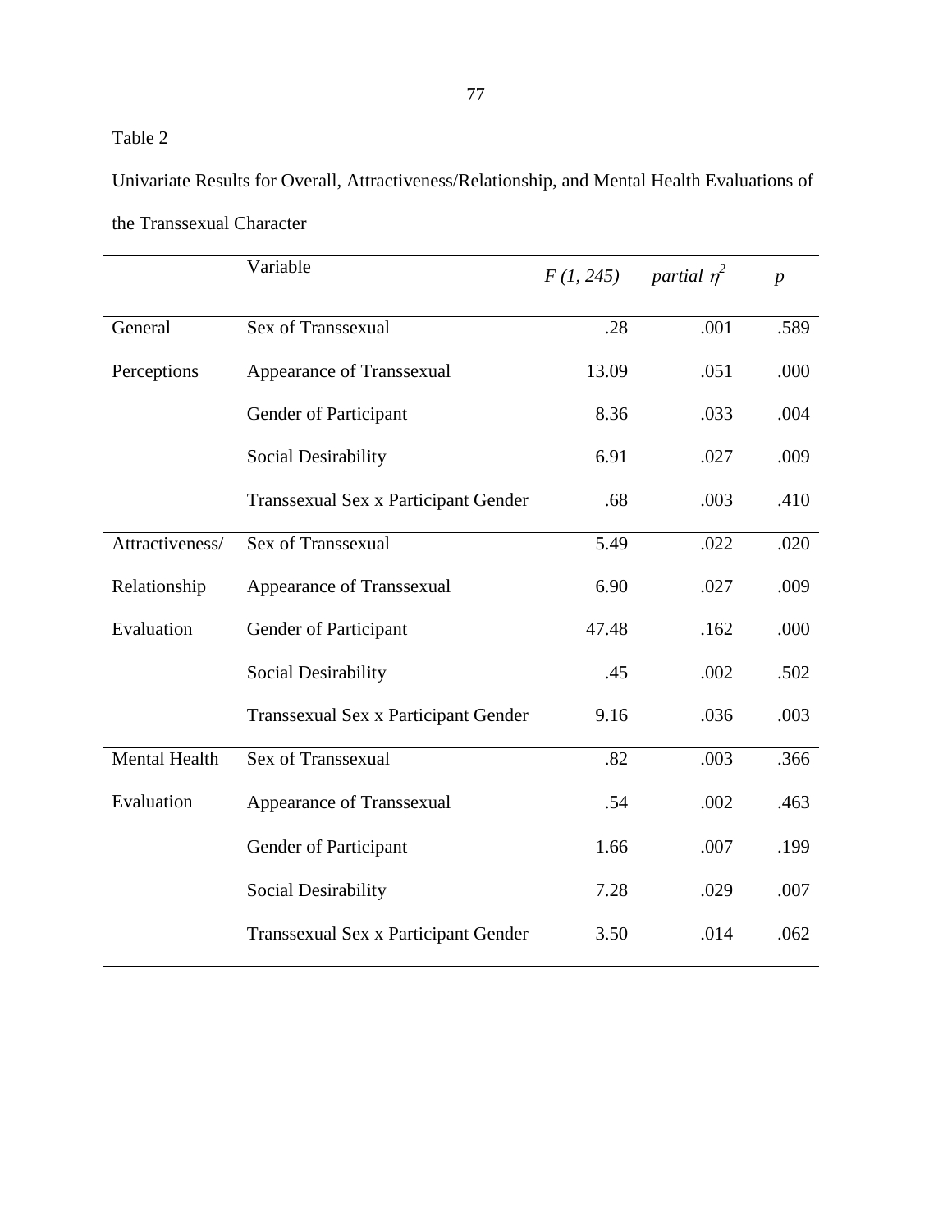Table 2

Univariate Results for Overall, Attractiveness/Relationship, and Mental Health Evaluations of the Transsexual Character

| | Variable | $F$ (1, 245) | partial $\eta^2$ | $p$ |
|---|---|---|---|---|
| General Perceptions | Sex of Transsexual | .28 | .001 | .589 |
| | Appearance of Transsexual | 13.09 | .051 | .000 |
| | Gender of Participant | 8.36 | .033 | .004 |
| | Social Desirability | 6.91 | .027 | .009 |
| | Transsexual Sex x Participant Gender | .68 | .003 | .410 |
| Attractiveness/ Relationship Evaluation | Sex of Transsexual | 5.49 | .022 | .020 |
| | Appearance of Transsexual | 6.90 | .027 | .009 |
| | Gender of Participant | 47.48 | .162 | .000 |
| | Social Desirability | .45 | .002 | .502 |
| | Transsexual Sex x Participant Gender | 9.16 | .036 | .003 |
| Mental Health Evaluation | Sex of Transsexual | .82 | .003 | .366 |
| | Appearance of Transsexual | .54 | .002 | .463 |
| | Gender of Participant | 1.66 | .007 | .199 |
| | Social Desirability | 7.28 | .029 | .007 |
| | Transsexual Sex x Participant Gender | 3.50 | .014 | .062 |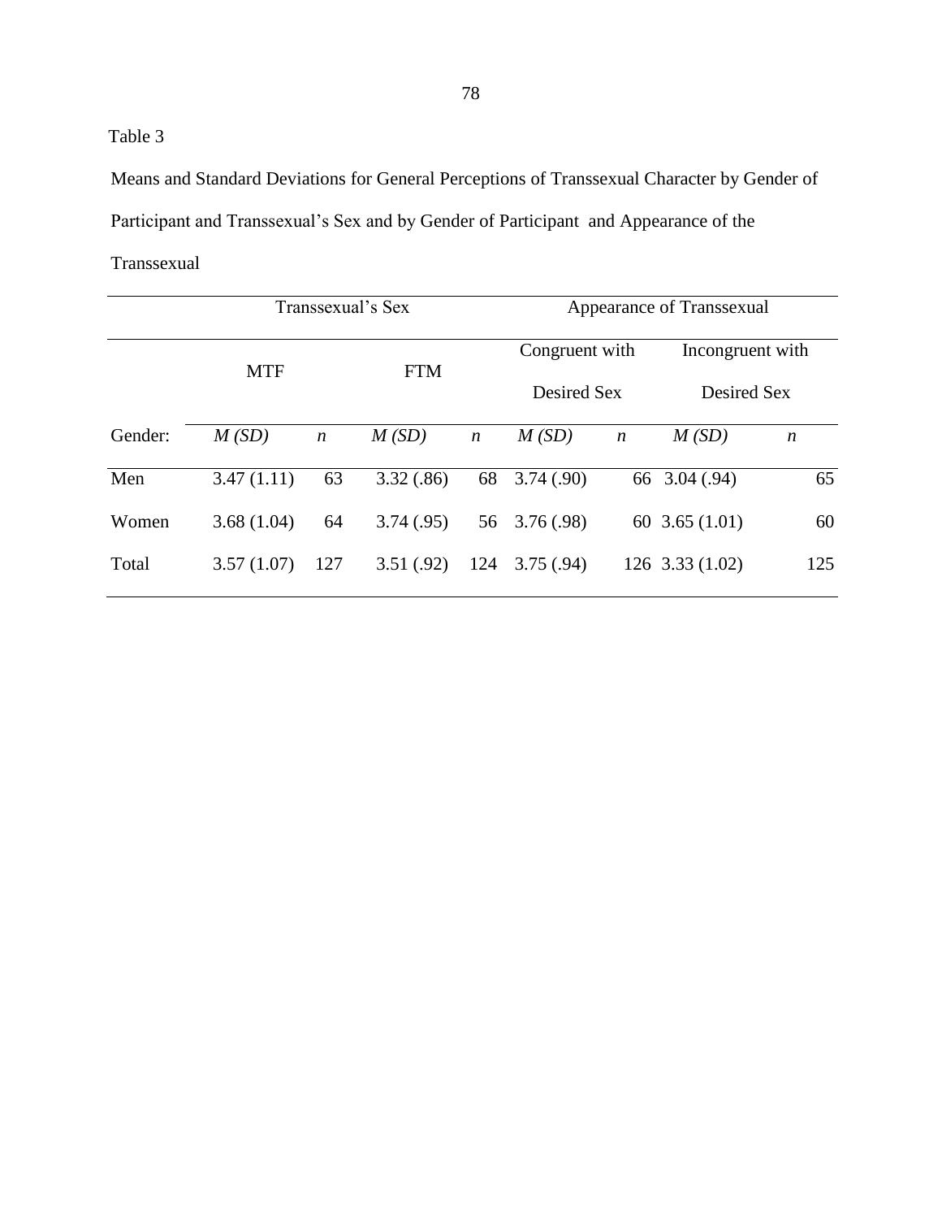Table 3

Means and Standard Deviations for General Perceptions of Transsexual Character by Gender of Participant and Transsexual's Sex and by Gender of Participant and Appearance of the Transsexual

| | Transsexual's Sex | | | | Appearance of Transsexual | | | |
|---|---|---|---|---|---|---|---|---|
| | MTF | | FTM | | Congruent with Desired Sex | | Incongruent with Desired Sex | |
| Gender: | *M (SD)* | *n* | *M (SD)* | *n* | *M (SD)* | *n* | *M (SD)* | *n* |
| Men | 3.47 (1.11) | 63 | 3.32 (.86) | 68 | 3.74 (.90) | 66 | 3.04 (.94) | 65 |
| Women | 3.68 (1.04) | 64 | 3.74 (.95) | 56 | 3.76 (.98) | 60 | 3.65 (1.01) | 60 |
| Total | 3.57 (1.07) | 127 | 3.51 (.92) | 124 | 3.75 (.94) | 126 | 3.33 (1.02) | 125 |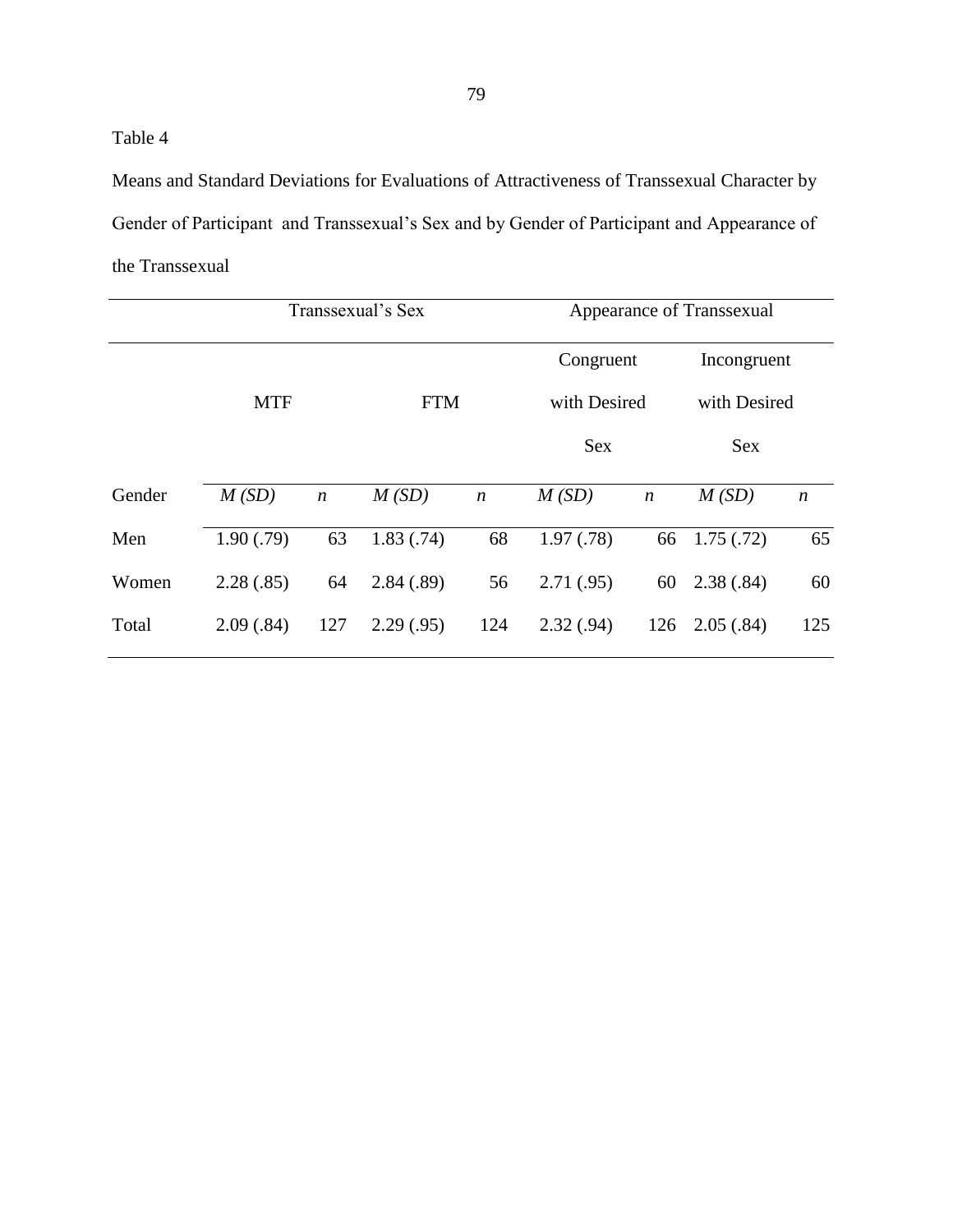Table 4

Means and Standard Deviations for Evaluations of Attractiveness of Transsexual Character by Gender of Participant and Transsexual's Sex and by Gender of Participant and Appearance of the Transsexual

| | Transsexual's Sex | | | | Appearance of Transsexual | | | |
|---|---|---|---|---|---|---|---|---|
| | MTF | | FTM | | Congruent with Desired Sex | | Incongruent with Desired Sex | |
| Gender | *M (SD)* | *n* | *M (SD)* | *n* | *M (SD)* | *n* | *M (SD)* | *n* |
| Men | 1.90 (.79) | 63 | 1.83 (.74) | 68 | 1.97 (.78) | 66 | 1.75 (.72) | 65 |
| Women | 2.28 (.85) | 64 | 2.84 (.89) | 56 | 2.71 (.95) | 60 | 2.38 (.84) | 60 |
| Total | 2.09 (.84) | 127 | 2.29 (.95) | 124 | 2.32 (.94) | 126 | 2.05 (.84) | 125 |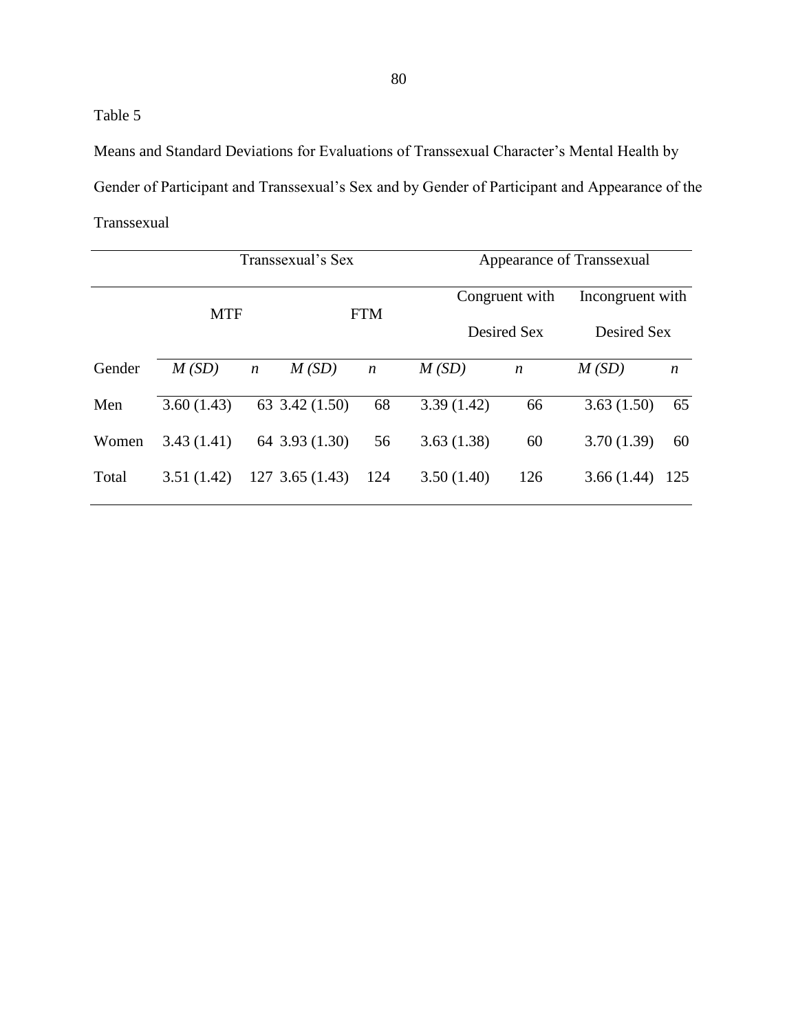Table 5

Means and Standard Deviations for Evaluations of Transsexual Character's Mental Health by Gender of Participant and Transsexual's Sex and by Gender of Participant and Appearance of the Transsexual

| | Transsexual's Sex | | | | Appearance of Transsexual | | | |
|---|---|---|---|---|---|---|---|---|
| | MTF | | FTM | | Congruent with Desired Sex | | Incongruent with Desired Sex | |
| Gender | *M (SD)* | *n* | *M (SD)* | *n* | *M (SD)* | *n* | *M (SD)* | *n* |
| Men | 3.60 (1.43) | 63 | 3.42 (1.50) | 68 | 3.39 (1.42) | 66 | 3.63 (1.50) | 65 |
| Women | 3.43 (1.41) | 64 | 3.93 (1.30) | 56 | 3.63 (1.38) | 60 | 3.70 (1.39) | 60 |
| Total | 3.51 (1.42) | 127 | 3.65 (1.43) | 124 | 3.50 (1.40) | 126 | 3.66 (1.44) | 125 |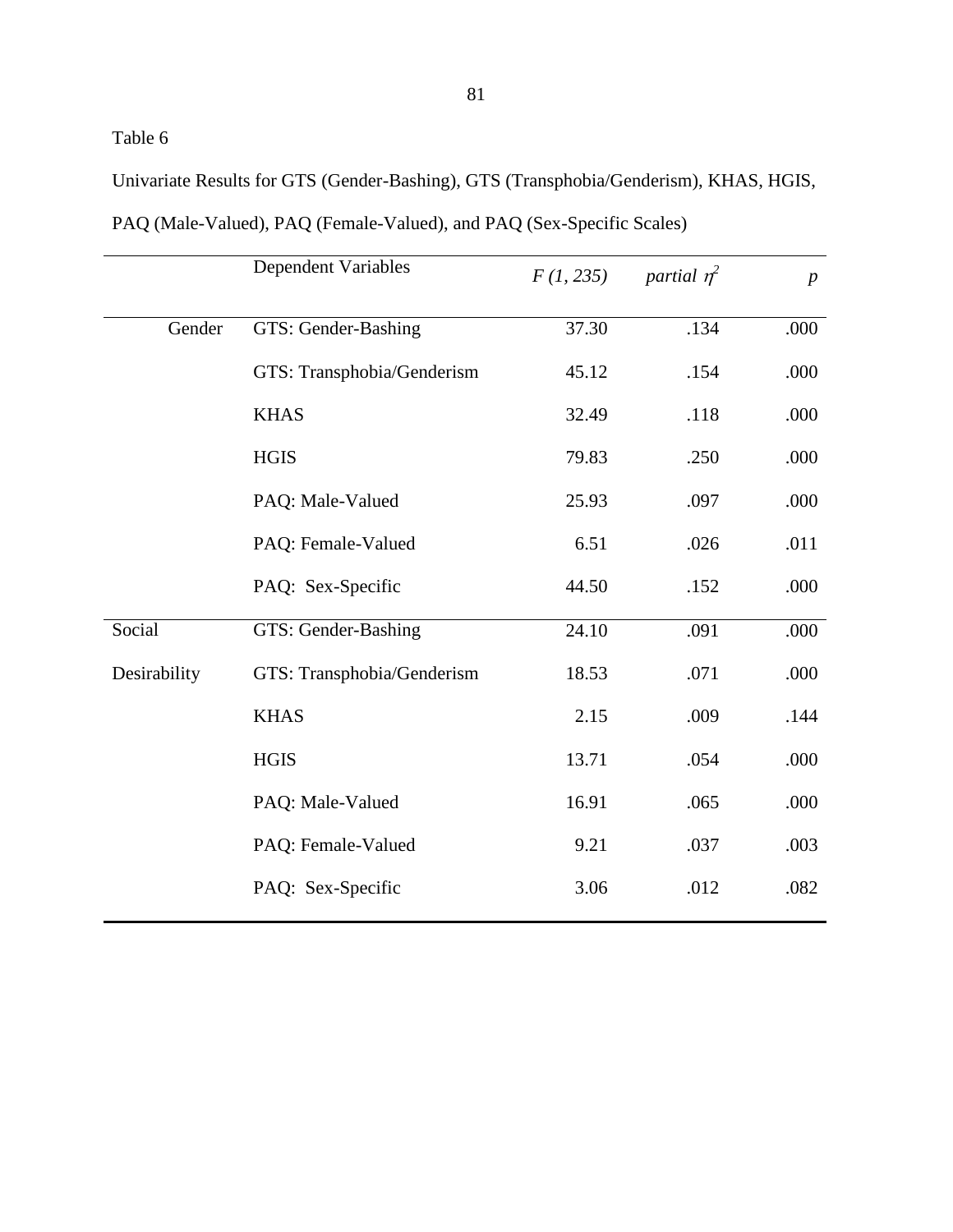Table 6

Univariate Results for GTS (Gender-Bashing), GTS (Transphobia/Genderism), KHAS, HGIS, PAQ (Male-Valued), PAQ (Female-Valued), and PAQ (Sex-Specific Scales)

| | Dependent Variables | *F (1, 235)* | *partial* $\eta^2$ | *p* |
|---|---|---|---|---|
| Gender | GTS: Gender-Bashing | 37.30 | .134 | .000 |
| | GTS: Transphobia/Genderism | 45.12 | .154 | .000 |
| | KHAS | 32.49 | .118 | .000 |
| | HGIS | 79.83 | .250 | .000 |
| | PAQ: Male-Valued | 25.93 | .097 | .000 |
| | PAQ: Female-Valued | 6.51 | .026 | .011 |
| | PAQ: Sex-Specific | 44.50 | .152 | .000 |
| Social Desirability | GTS: Gender-Bashing | 24.10 | .091 | .000 |
| | GTS: Transphobia/Genderism | 18.53 | .071 | .000 |
| | KHAS | 2.15 | .009 | .144 |
| | HGIS | 13.71 | .054 | .000 |
| | PAQ: Male-Valued | 16.91 | .065 | .000 |
| | PAQ: Female-Valued | 9.21 | .037 | .003 |
| | PAQ: Sex-Specific | 3.06 | .012 | .082 |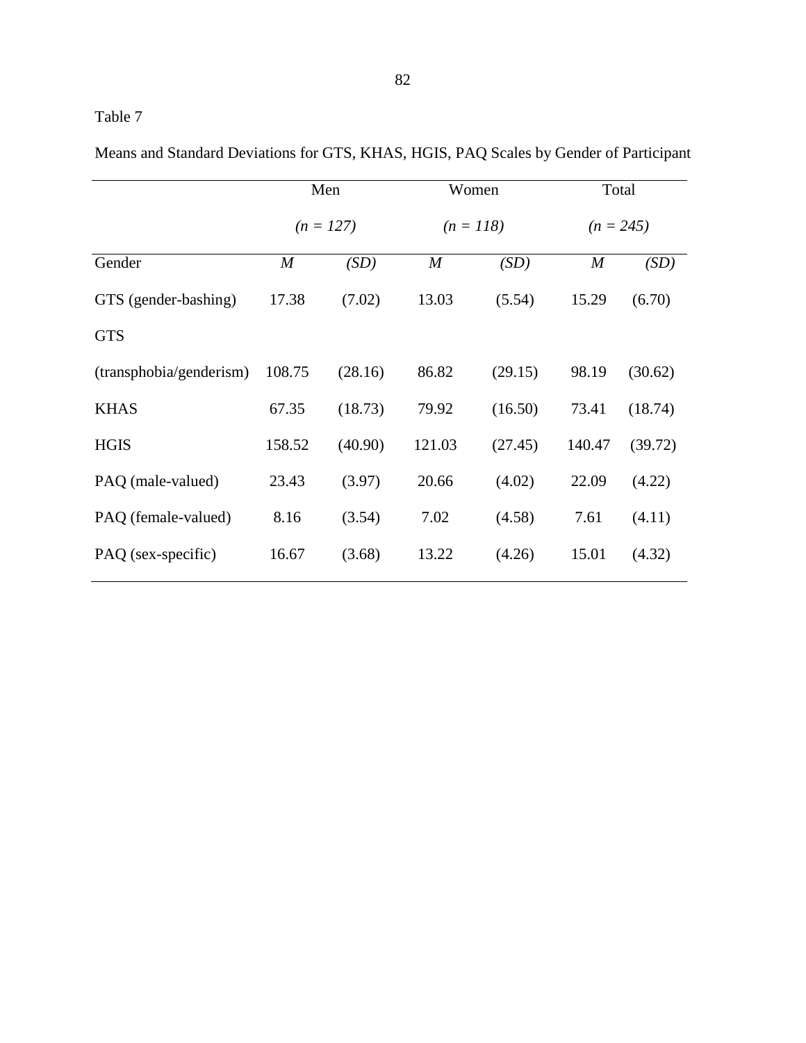Table 7

Means and Standard Deviations for GTS, KHAS, HGIS, PAQ Scales by Gender of Participant

| | Men | | Women | | Total | |
|---|---|---|---|---|---|---|
| | *(n = 127)* | | *(n = 118)* | | *(n = 245)* | |
| Gender | *M* | *(SD)* | *M* | *(SD)* | *M* | *(SD)* |
| GTS (gender-bashing) | 17.38 | (7.02) | 13.03 | (5.54) | 15.29 | (6.70) |
| GTS (transphobia/genderism) | 108.75 | (28.16) | 86.82 | (29.15) | 98.19 | (30.62) |
| KHAS | 67.35 | (18.73) | 79.92 | (16.50) | 73.41 | (18.74) |
| HGIS | 158.52 | (40.90) | 121.03 | (27.45) | 140.47 | (39.72) |
| PAQ (male-valued) | 23.43 | (3.97) | 20.66 | (4.02) | 22.09 | (4.22) |
| PAQ (female-valued) | 8.16 | (3.54) | 7.02 | (4.58) | 7.61 | (4.11) |
| PAQ (sex-specific) | 16.67 | (3.68) | 13.22 | (4.26) | 15.01 | (4.32) |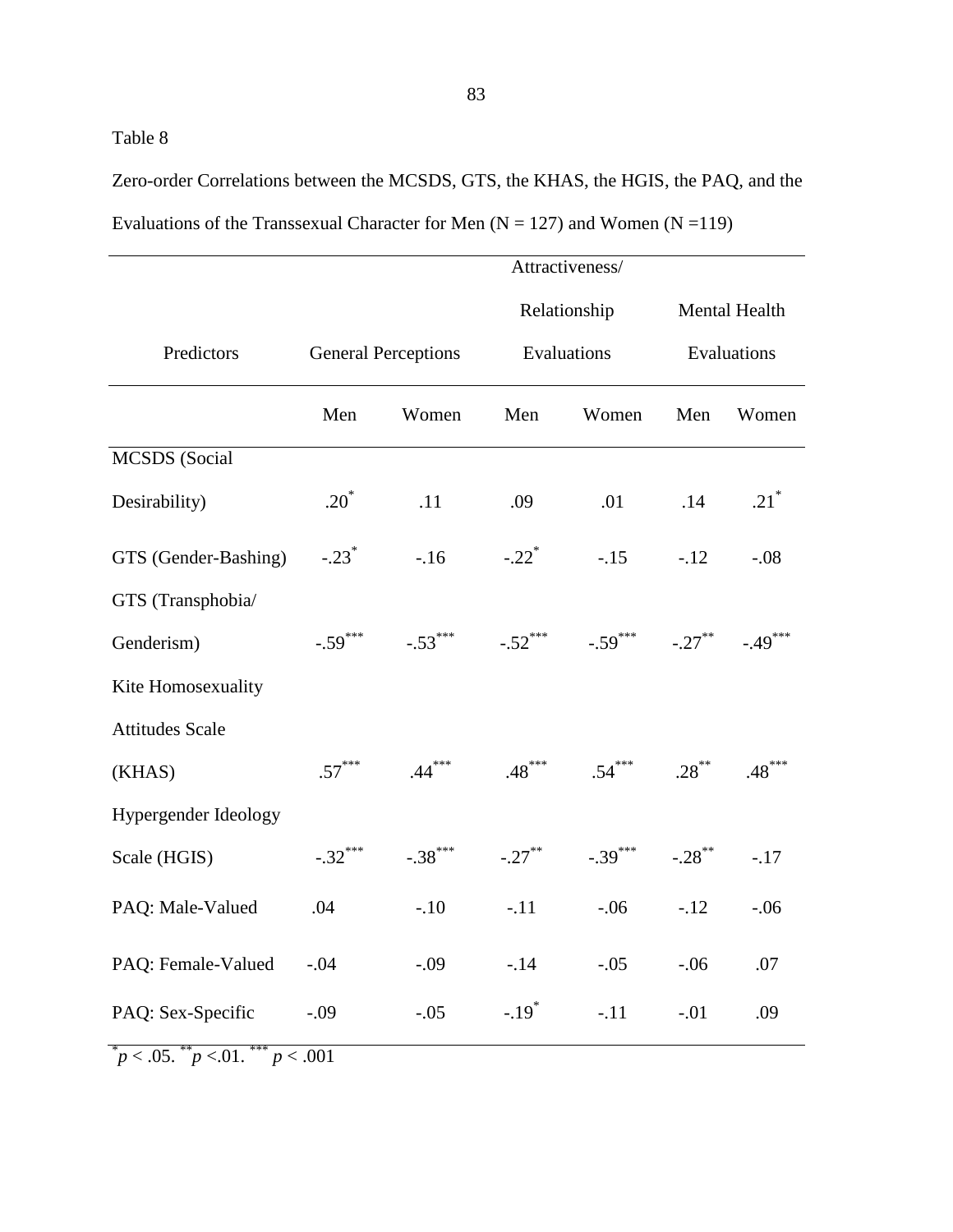Table 8

Zero-order Correlations between the MCSDS, GTS, the KHAS, the HGIS, the PAQ, and the Evaluations of the Transsexual Character for Men (N = 127) and Women (N =119)

| Predictors | General Perceptions | | Attractiveness/ Relationship Evaluations | | Mental Health Evaluations | |
|---|---|---|---|---|---|---|
| | Men | Women | Men | Women | Men | Women |
| MCSDS (Social Desirability) | $.20^{*}$ | .11 | .09 | .01 | .14 | $.21^{*}$ |
| GTS (Gender-Bashing) | $-.23^{*}$ | -.16 | $-.22^{*}$ | -.15 | -.12 | -.08 |
| GTS (Transphobia/ Genderism) | $-.59^{***}$ | $-.53^{***}$ | $-.52^{***}$ | $-.59^{***}$ | $-.27^{**}$ | $-.49^{***}$ |
| Kite Homosexuality Attitudes Scale (KHAS) | $.57^{***}$ | $.44^{***}$ | $.48^{***}$ | $.54^{***}$ | $.28^{**}$ | $.48^{***}$ |
| Hypergender Ideology Scale (HGIS) | $-.32^{***}$ | $-.38^{***}$ | $-.27^{**}$ | $-.39^{***}$ | $-.28^{**}$ | -.17 |
| PAQ: Male-Valued | .04 | -.10 | -.11 | -.06 | -.12 | -.06 |
| PAQ: Female-Valued | -.04 | -.09 | -.14 | -.05 | -.06 | .07 |
| PAQ: Sex-Specific | -.09 | -.05 | $-.19^{*}$ | -.11 | -.01 | .09 |

$^{*}p < .05$. $^{**}p < .01$. $^{***}p < .001$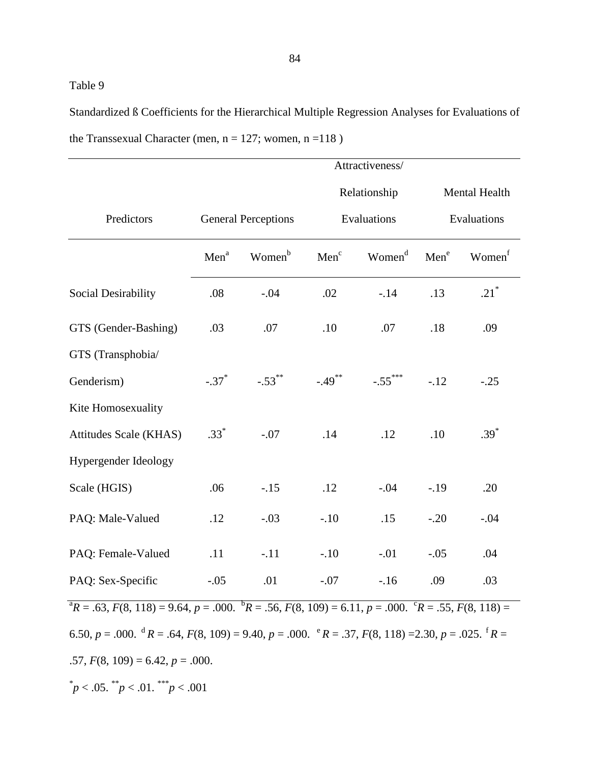Table 9

Standardized ß Coefficients for the Hierarchical Multiple Regression Analyses for Evaluations of the Transsexual Character (men, n = 127; women, n =118 )

| Predictors | General Perceptions | | Attractiveness/ Relationship Evaluations | | Mental Health Evaluations | |
|---|---|---|---|---|---|---|
| | Men[a] | Women[b] | Men[c] | Women[d] | Men[e] | Women[f] |
| Social Desirability | .08 | -.04 | .02 | -.14 | .13 | .21* |
| GTS (Gender-Bashing) | .03 | .07 | .10 | .07 | .18 | .09 |
| GTS (Transphobia/ Genderism) | -.37* | -.53** | -.49** | -.55*** | -.12 | -.25 |
| Kite Homosexuality Attitudes Scale (KHAS) | .33* | -.07 | .14 | .12 | .10 | .39* |
| Hypergender Ideology Scale (HGIS) | .06 | -.15 | .12 | -.04 | -.19 | .20 |
| PAQ: Male-Valued | .12 | -.03 | -.10 | .15 | -.20 | -.04 |
| PAQ: Female-Valued | .11 | -.11 | -.10 | -.01 | -.05 | .04 |
| PAQ: Sex-Specific | -.05 | .01 | -.07 | -.16 | .09 | .03 |

[a]$R$ = .63, $F(8, 118)$ = 9.64, $p$ = .000. [b]$R$ = .56, $F(8, 109)$ = 6.11, $p$ = .000. [c]$R$ = .55, $F(8, 118)$ = 6.50, $p$ = .000. [d] $R$ = .64, $F(8, 109)$ = 9.40, $p$ = .000. [e] $R$ = .37, $F(8, 118)$ =2.30, $p$ = .025. [f] $R$ = .57, $F(8, 109)$ = 6.42, $p$ = .000.

*$p$ < .05. **$p$ < .01. ***$p$ < .001